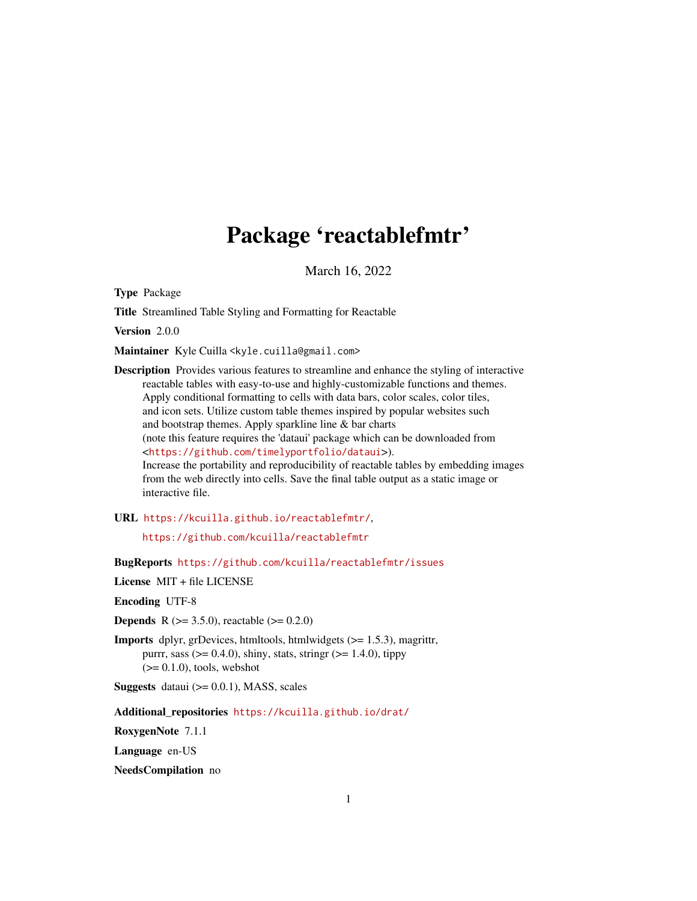# Package 'reactablefmtr'

March 16, 2022

**Type** Package

**Title** Streamlined Table Styling and Formatting for Reactable

**Version** 2.0.0

**Maintainer** Kyle Cuilla <kyle.cuilla@gmail.com>

**Description** Provides various features to streamline and enhance the styling of interactive reactable tables with easy-to-use and highly-customizable functions and themes. Apply conditional formatting to cells with data bars, color scales, color tiles, and icon sets. Utilize custom table themes inspired by popular websites such and bootstrap themes. Apply sparkline line & bar charts (note this feature requires the 'dataui' package which can be downloaded from <https://github.com/timelyportfolio/dataui>). Increase the portability and reproducibility of reactable tables by embedding images from the web directly into cells. Save the final table output as a static image or interactive file.

**URL** https://kcuilla.github.io/reactablefmtr/, https://github.com/kcuilla/reactablefmtr

**BugReports** https://github.com/kcuilla/reactablefmtr/issues

**License** MIT + file LICENSE

**Encoding** UTF-8

**Depends** R (>= 3.5.0), reactable (>= 0.2.0)

**Imports** dplyr, grDevices, htmltools, htmlwidgets (>= 1.5.3), magrittr, purrr, sass (>= 0.4.0), shiny, stats, stringr (>= 1.4.0), tippy (>= 0.1.0), tools, webshot

**Suggests** dataui (>= 0.0.1), MASS, scales

**Additional_repositories** https://kcuilla.github.io/drat/

**RoxygenNote** 7.1.1

**Language** en-US

**NeedsCompilation** no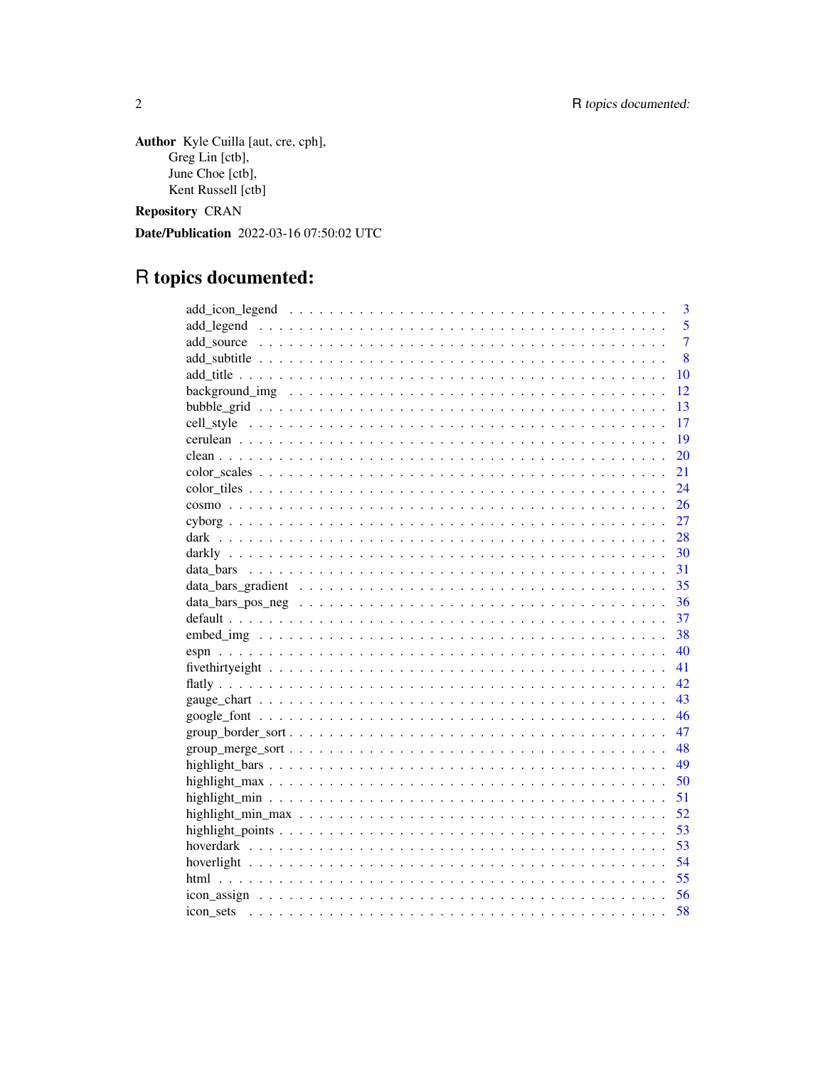**Author** Kyle Cuilla [aut, cre, cph],
Greg Lin [ctb],
June Choe [ctb],
Kent Russell [ctb]

**Repository** CRAN

**Date/Publication** 2022-03-16 07:50:02 UTC

# R topics documented:

| | |
|---|---|
| add_icon_legend | 3 |
| add_legend | 5 |
| add_source | 7 |
| add_subtitle | 8 |
| add_title | 10 |
| background_img | 12 |
| bubble_grid | 13 |
| cell_style | 17 |
| cerulean | 19 |
| clean | 20 |
| color_scales | 21 |
| color_tiles | 24 |
| cosmo | 26 |
| cyborg | 27 |
| dark | 28 |
| darkly | 30 |
| data_bars | 31 |
| data_bars_gradient | 35 |
| data_bars_pos_neg | 36 |
| default | 37 |
| embed_img | 38 |
| espn | 40 |
| fivethirtyeight | 41 |
| flatly | 42 |
| gauge_chart | 43 |
| google_font | 46 |
| group_border_sort | 47 |
| group_merge_sort | 48 |
| highlight_bars | 49 |
| highlight_max | 50 |
| highlight_min | 51 |
| highlight_min_max | 52 |
| highlight_points | 53 |
| hoverdark | 53 |
| hoverlight | 54 |
| html | 55 |
| icon_assign | 56 |
| icon_sets | 58 |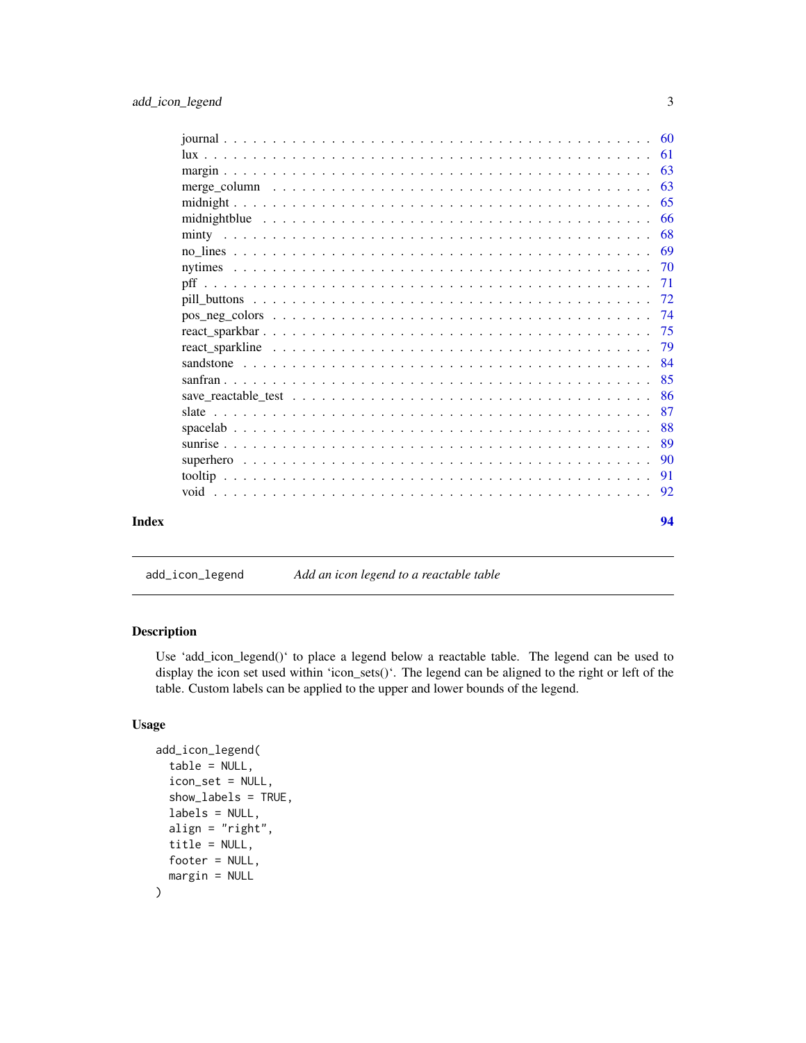| | |
|---|---|
| journal | 60 |
| lux | 61 |
| margin | 63 |
| merge_column | 63 |
| midnight | 65 |
| midnightblue | 66 |
| minty | 68 |
| no_lines | 69 |
| nytimes | 70 |
| pff | 71 |
| pill_buttons | 72 |
| pos_neg_colors | 74 |
| react_sparkbar | 75 |
| react_sparkline | 79 |
| sandstone | 84 |
| sanfran | 85 |
| save_reactable_test | 86 |
| slate | 87 |
| spacelab | 88 |
| sunrise | 89 |
| superhero | 90 |
| tooltip | 91 |
| void | 92 |

**Index** **94**

---

## add_icon_legend — *Add an icon legend to a reactable table*

### Description

Use 'add_icon_legend()' to place a legend below a reactable table. The legend can be used to display the icon set used within 'icon_sets()'. The legend can be aligned to the right or left of the table. Custom labels can be applied to the upper and lower bounds of the legend.

### Usage

```
add_icon_legend(
  table = NULL,
  icon_set = NULL,
  show_labels = TRUE,
  labels = NULL,
  align = "right",
  title = NULL,
  footer = NULL,
  margin = NULL
)
```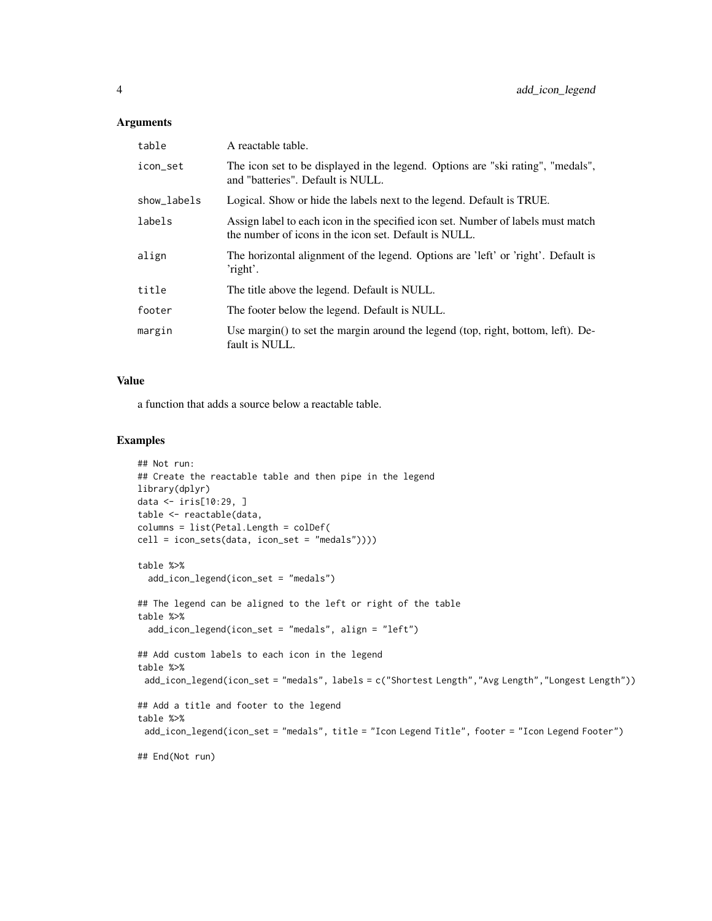### Arguments

| | |
|---|---|
| `table` | A reactable table. |
| `icon_set` | The icon set to be displayed in the legend. Options are "ski rating", "medals", and "batteries". Default is NULL. |
| `show_labels` | Logical. Show or hide the labels next to the legend. Default is TRUE. |
| `labels` | Assign label to each icon in the specified icon set. Number of labels must match the number of icons in the icon set. Default is NULL. |
| `align` | The horizontal alignment of the legend. Options are 'left' or 'right'. Default is 'right'. |
| `title` | The title above the legend. Default is NULL. |
| `footer` | The footer below the legend. Default is NULL. |
| `margin` | Use margin() to set the margin around the legend (top, right, bottom, left). Default is NULL. |

### Value

a function that adds a source below a reactable table.

### Examples

```
## Not run:
## Create the reactable table and then pipe in the legend
library(dplyr)
data <- iris[10:29, ]
table <- reactable(data,
columns = list(Petal.Length = colDef(
cell = icon_sets(data, icon_set = "medals"))))

table %>%
  add_icon_legend(icon_set = "medals")

## The legend can be aligned to the left or right of the table
table %>%
  add_icon_legend(icon_set = "medals", align = "left")

## Add custom labels to each icon in the legend
table %>%
 add_icon_legend(icon_set = "medals", labels = c("Shortest Length","Avg Length","Longest Length"))

## Add a title and footer to the legend
table %>%
 add_icon_legend(icon_set = "medals", title = "Icon Legend Title", footer = "Icon Legend Footer")

## End(Not run)
```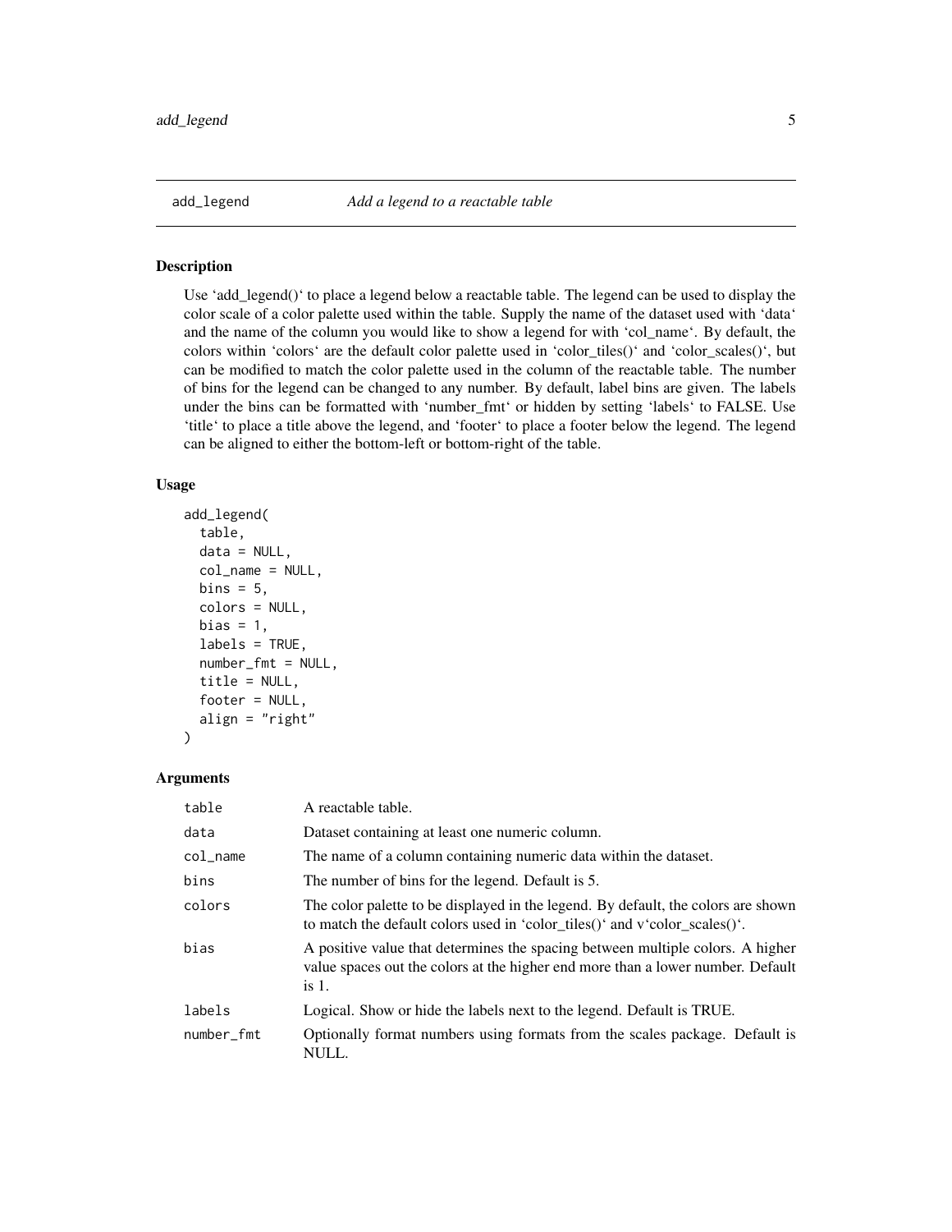# add_legend

*Add a legend to a reactable table*

## Description

Use 'add_legend()' to place a legend below a reactable table. The legend can be used to display the color scale of a color palette used within the table. Supply the name of the dataset used with 'data' and the name of the column you would like to show a legend for with 'col_name'. By default, the colors within 'colors' are the default color palette used in 'color_tiles()' and 'color_scales()', but can be modified to match the color palette used in the column of the reactable table. The number of bins for the legend can be changed to any number. By default, label bins are given. The labels under the bins can be formatted with 'number_fmt' or hidden by setting 'labels' to FALSE. Use 'title' to place a title above the legend, and 'footer' to place a footer below the legend. The legend can be aligned to either the bottom-left or bottom-right of the table.

## Usage

```
add_legend(
  table,
  data = NULL,
  col_name = NULL,
  bins = 5,
  colors = NULL,
  bias = 1,
  labels = TRUE,
  number_fmt = NULL,
  title = NULL,
  footer = NULL,
  align = "right"
)
```

## Arguments

| | |
|---|---|
| table | A reactable table. |
| data | Dataset containing at least one numeric column. |
| col_name | The name of a column containing numeric data within the dataset. |
| bins | The number of bins for the legend. Default is 5. |
| colors | The color palette to be displayed in the legend. By default, the colors are shown to match the default colors used in 'color_tiles()' and v'color_scales()'. |
| bias | A positive value that determines the spacing between multiple colors. A higher value spaces out the colors at the higher end more than a lower number. Default is 1. |
| labels | Logical. Show or hide the labels next to the legend. Default is TRUE. |
| number_fmt | Optionally format numbers using formats from the scales package. Default is NULL. |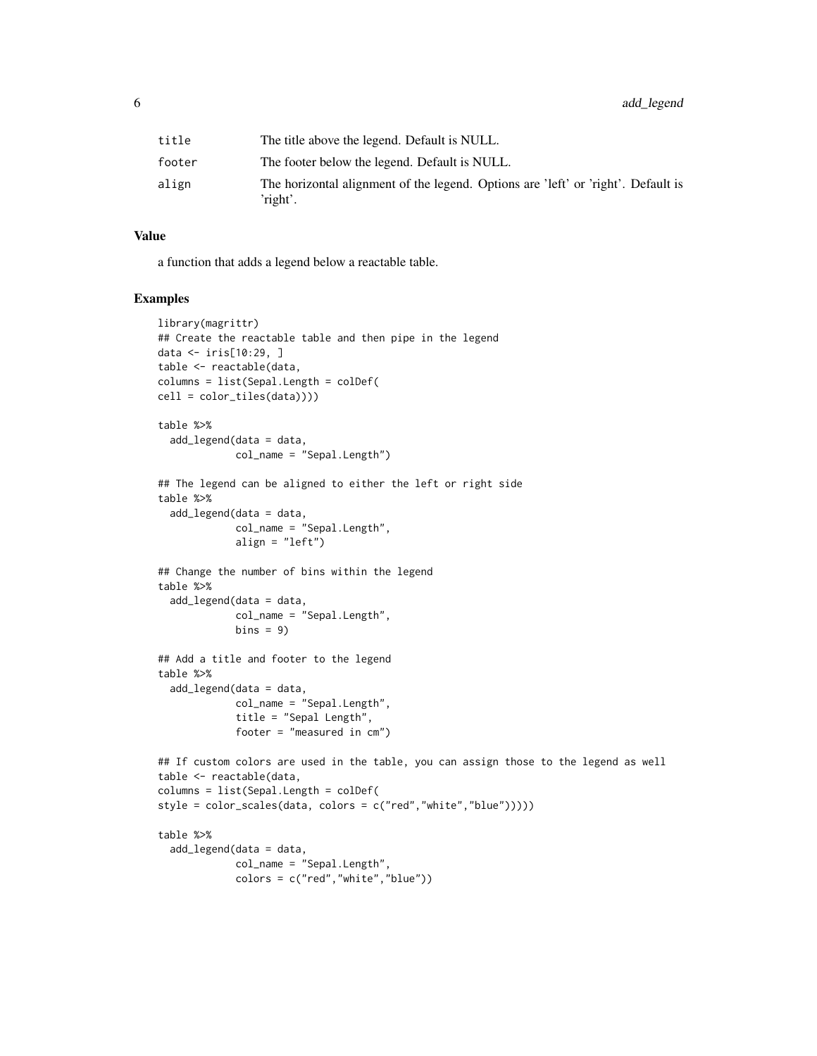| | |
|---|---|
| `title` | The title above the legend. Default is NULL. |
| `footer` | The footer below the legend. Default is NULL. |
| `align` | The horizontal alignment of the legend. Options are 'left' or 'right'. Default is 'right'. |

## Value

a function that adds a legend below a reactable table.

## Examples

```
library(magrittr)
## Create the reactable table and then pipe in the legend
data <- iris[10:29, ]
table <- reactable(data,
columns = list(Sepal.Length = colDef(
cell = color_tiles(data))))

table %>%
  add_legend(data = data,
             col_name = "Sepal.Length")

## The legend can be aligned to either the left or right side
table %>%
  add_legend(data = data,
             col_name = "Sepal.Length",
             align = "left")

## Change the number of bins within the legend
table %>%
  add_legend(data = data,
             col_name = "Sepal.Length",
             bins = 9)

## Add a title and footer to the legend
table %>%
  add_legend(data = data,
             col_name = "Sepal.Length",
             title = "Sepal Length",
             footer = "measured in cm")

## If custom colors are used in the table, you can assign those to the legend as well
table <- reactable(data,
columns = list(Sepal.Length = colDef(
style = color_scales(data, colors = c("red","white","blue")))))

table %>%
  add_legend(data = data,
             col_name = "Sepal.Length",
             colors = c("red","white","blue"))
```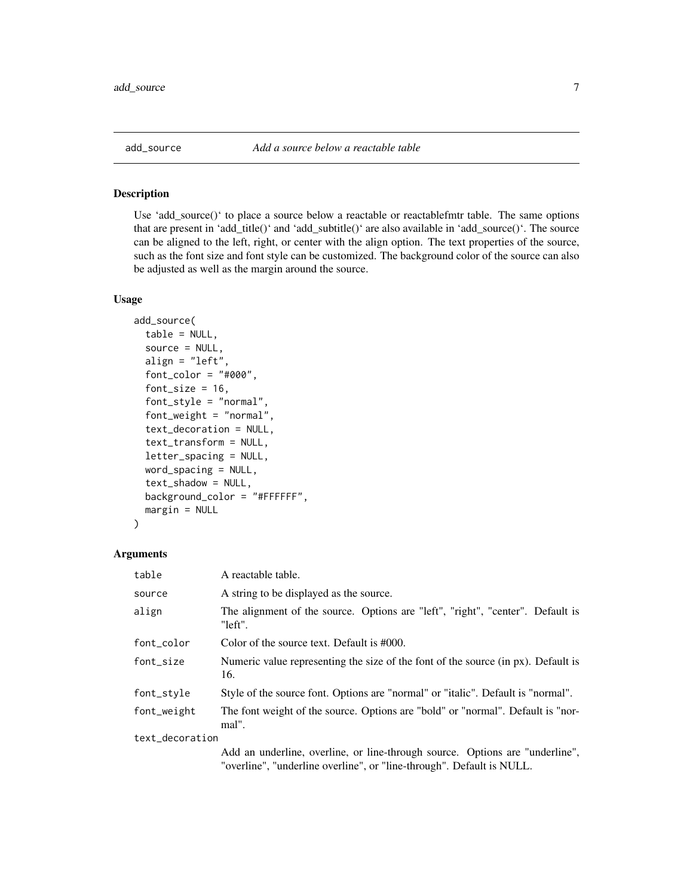## add_source — *Add a source below a reactable table*

### Description

Use 'add_source()' to place a source below a reactable or reactablefmtr table. The same options that are present in 'add_title()' and 'add_subtitle()' are also available in 'add_source()'. The source can be aligned to the left, right, or center with the align option. The text properties of the source, such as the font size and font style can be customized. The background color of the source can also be adjusted as well as the margin around the source.

### Usage

```
add_source(
  table = NULL,
  source = NULL,
  align = "left",
  font_color = "#000",
  font_size = 16,
  font_style = "normal",
  font_weight = "normal",
  text_decoration = NULL,
  text_transform = NULL,
  letter_spacing = NULL,
  word_spacing = NULL,
  text_shadow = NULL,
  background_color = "#FFFFFF",
  margin = NULL
)
```

### Arguments

| Argument | Description |
|---|---|
| `table` | A reactable table. |
| `source` | A string to be displayed as the source. |
| `align` | The alignment of the source. Options are "left", "right", "center". Default is "left". |
| `font_color` | Color of the source text. Default is #000. |
| `font_size` | Numeric value representing the size of the font of the source (in px). Default is 16. |
| `font_style` | Style of the source font. Options are "normal" or "italic". Default is "normal". |
| `font_weight` | The font weight of the source. Options are "bold" or "normal". Default is "normal". |
| `text_decoration` | Add an underline, overline, or line-through source. Options are "underline", "overline", "underline overline", or "line-through". Default is NULL. |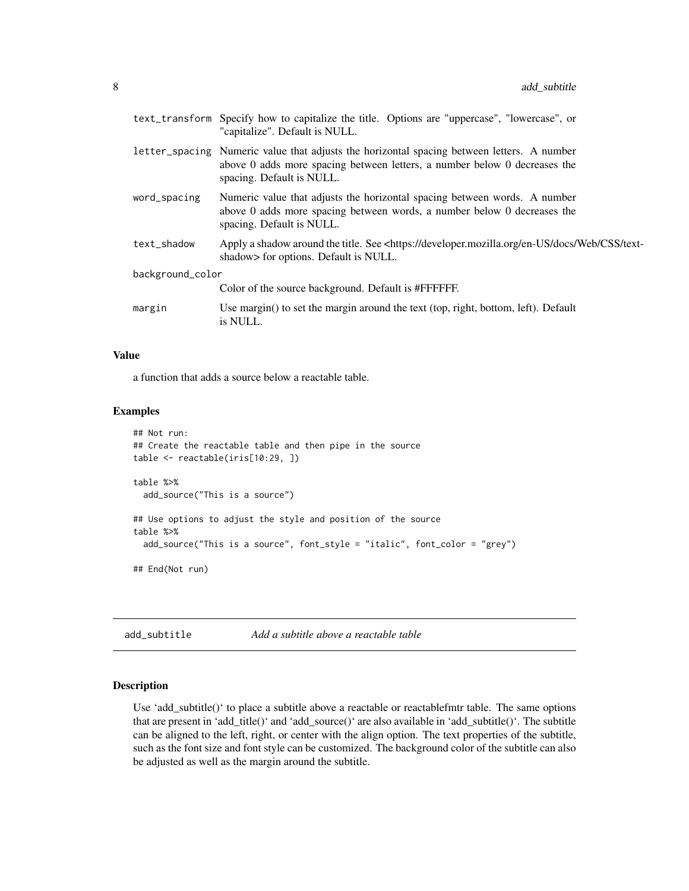| | |
|---|---|
| text_transform | Specify how to capitalize the title. Options are "uppercase", "lowercase", or "capitalize". Default is NULL. |
| letter_spacing | Numeric value that adjusts the horizontal spacing between letters. A number above 0 adds more spacing between letters, a number below 0 decreases the spacing. Default is NULL. |
| word_spacing | Numeric value that adjusts the horizontal spacing between words. A number above 0 adds more spacing between words, a number below 0 decreases the spacing. Default is NULL. |
| text_shadow | Apply a shadow around the title. See <https://developer.mozilla.org/en-US/docs/Web/CSS/text-shadow> for options. Default is NULL. |
| background_color | Color of the source background. Default is #FFFFFF. |
| margin | Use margin() to set the margin around the text (top, right, bottom, left). Default is NULL. |

### Value

a function that adds a source below a reactable table.

### Examples

```
## Not run:
## Create the reactable table and then pipe in the source
table <- reactable(iris[10:29, ])

table %>%
  add_source("This is a source")

## Use options to adjust the style and position of the source
table %>%
  add_source("This is a source", font_style = "italic", font_color = "grey")

## End(Not run)
```

## add_subtitle    *Add a subtitle above a reactable table*

### Description

Use 'add_subtitle()' to place a subtitle above a reactable or reactablefmtr table. The same options that are present in 'add_title()' and 'add_source()' are also available in 'add_subtitle()'. The subtitle can be aligned to the left, right, or center with the align option. The text properties of the subtitle, such as the font size and font style can be customized. The background color of the subtitle can also be adjusted as well as the margin around the subtitle.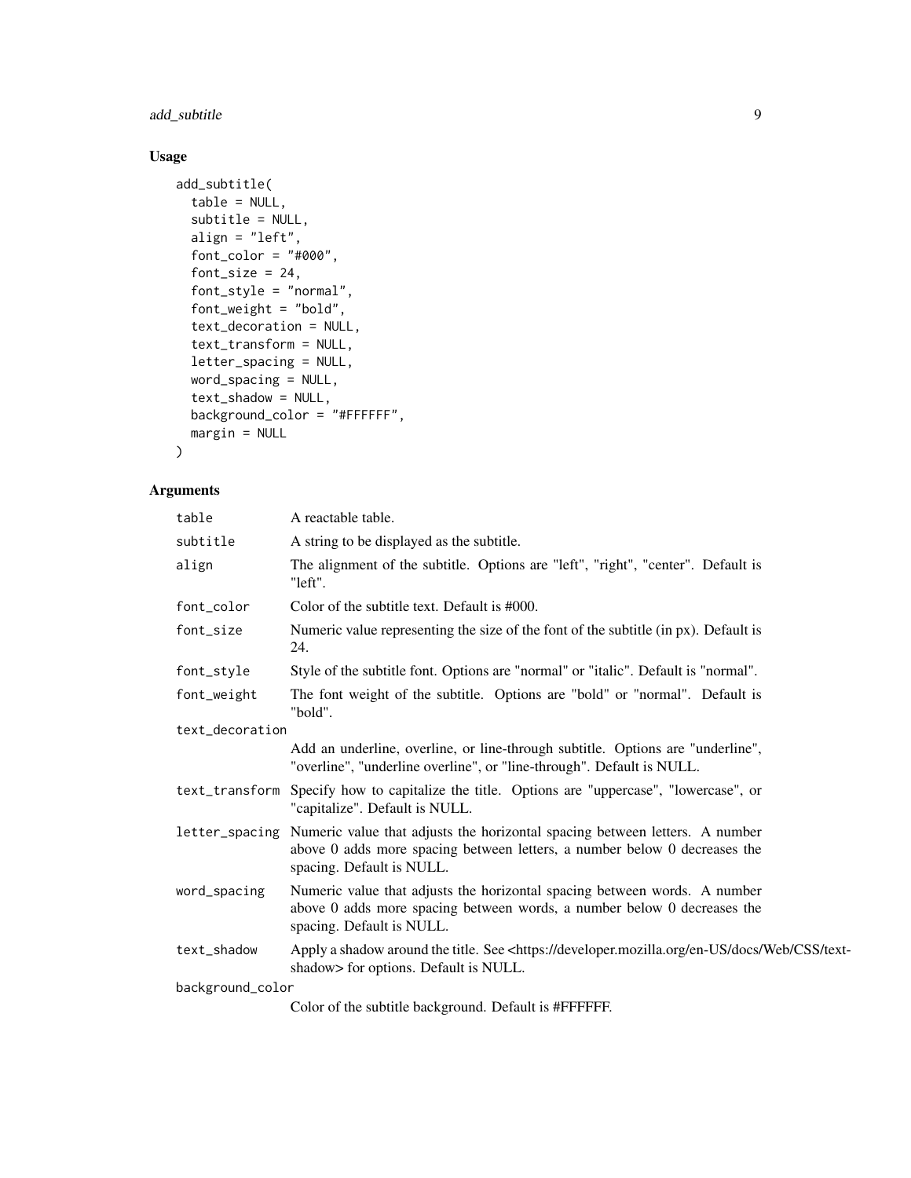## Usage

```
add_subtitle(
  table = NULL,
  subtitle = NULL,
  align = "left",
  font_color = "#000",
  font_size = 24,
  font_style = "normal",
  font_weight = "bold",
  text_decoration = NULL,
  text_transform = NULL,
  letter_spacing = NULL,
  word_spacing = NULL,
  text_shadow = NULL,
  background_color = "#FFFFFF",
  margin = NULL
)
```

## Arguments

| | |
|---|---|
| table | A reactable table. |
| subtitle | A string to be displayed as the subtitle. |
| align | The alignment of the subtitle. Options are "left", "right", "center". Default is "left". |
| font_color | Color of the subtitle text. Default is #000. |
| font_size | Numeric value representing the size of the font of the subtitle (in px). Default is 24. |
| font_style | Style of the subtitle font. Options are "normal" or "italic". Default is "normal". |
| font_weight | The font weight of the subtitle. Options are "bold" or "normal". Default is "bold". |
| text_decoration | Add an underline, overline, or line-through subtitle. Options are "underline", "overline", "underline overline", or "line-through". Default is NULL. |
| text_transform | Specify how to capitalize the title. Options are "uppercase", "lowercase", or "capitalize". Default is NULL. |
| letter_spacing | Numeric value that adjusts the horizontal spacing between letters. A number above 0 adds more spacing between letters, a number below 0 decreases the spacing. Default is NULL. |
| word_spacing | Numeric value that adjusts the horizontal spacing between words. A number above 0 adds more spacing between words, a number below 0 decreases the spacing. Default is NULL. |
| text_shadow | Apply a shadow around the title. See <https://developer.mozilla.org/en-US/docs/Web/CSS/text-shadow> for options. Default is NULL. |
| background_color | Color of the subtitle background. Default is #FFFFFF. |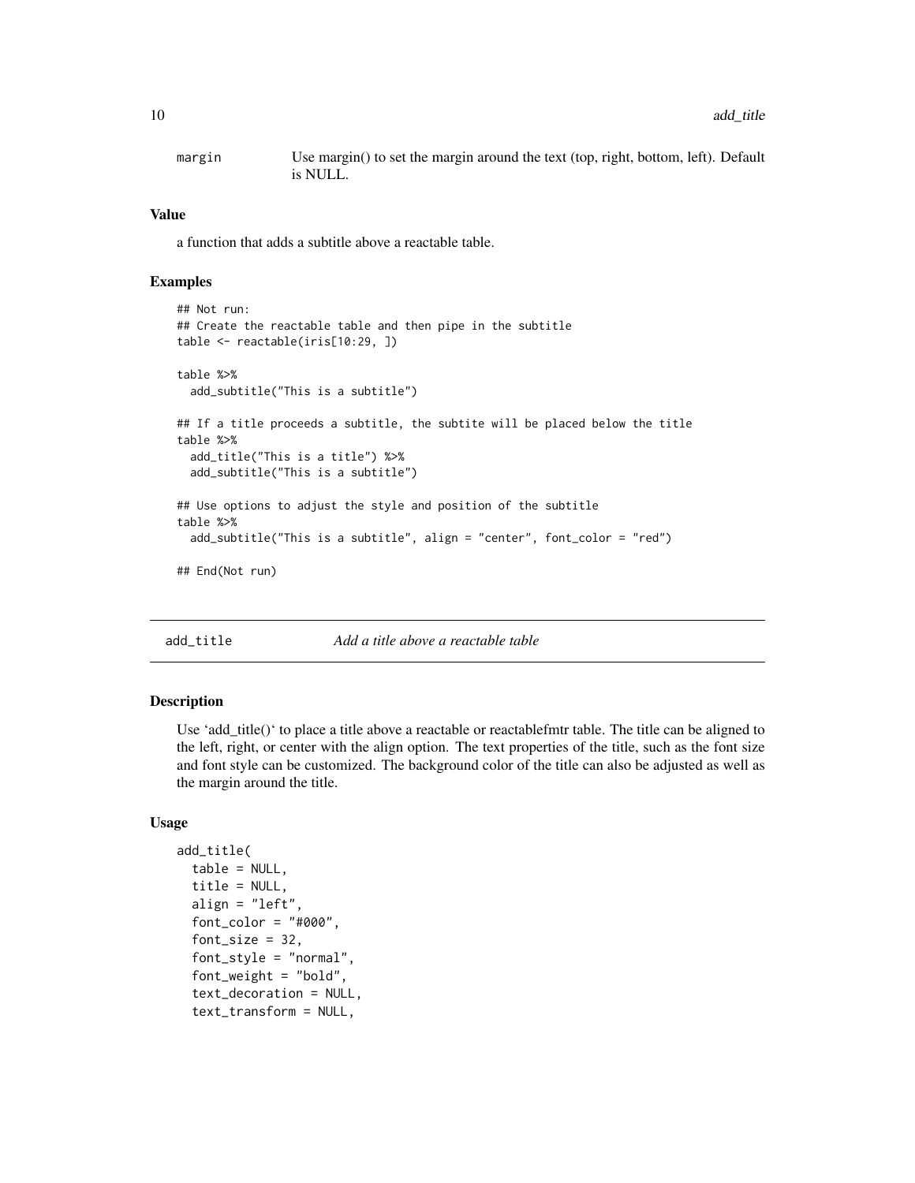margin    Use margin() to set the margin around the text (top, right, bottom, left). Default is NULL.

### Value

a function that adds a subtitle above a reactable table.

### Examples

```
## Not run:
## Create the reactable table and then pipe in the subtitle
table <- reactable(iris[10:29, ])

table %>%
  add_subtitle("This is a subtitle")

## If a title proceeds a subtitle, the subtite will be placed below the title
table %>%
  add_title("This is a title") %>%
  add_subtitle("This is a subtitle")

## Use options to adjust the style and position of the subtitle
table %>%
  add_subtitle("This is a subtitle", align = "center", font_color = "red")

## End(Not run)
```

---

## add_title    *Add a title above a reactable table*

---

### Description

Use 'add_title()' to place a title above a reactable or reactablefmtr table. The title can be aligned to the left, right, or center with the align option. The text properties of the title, such as the font size and font style can be customized. The background color of the title can also be adjusted as well as the margin around the title.

### Usage

```
add_title(
  table = NULL,
  title = NULL,
  align = "left",
  font_color = "#000",
  font_size = 32,
  font_style = "normal",
  font_weight = "bold",
  text_decoration = NULL,
  text_transform = NULL,
```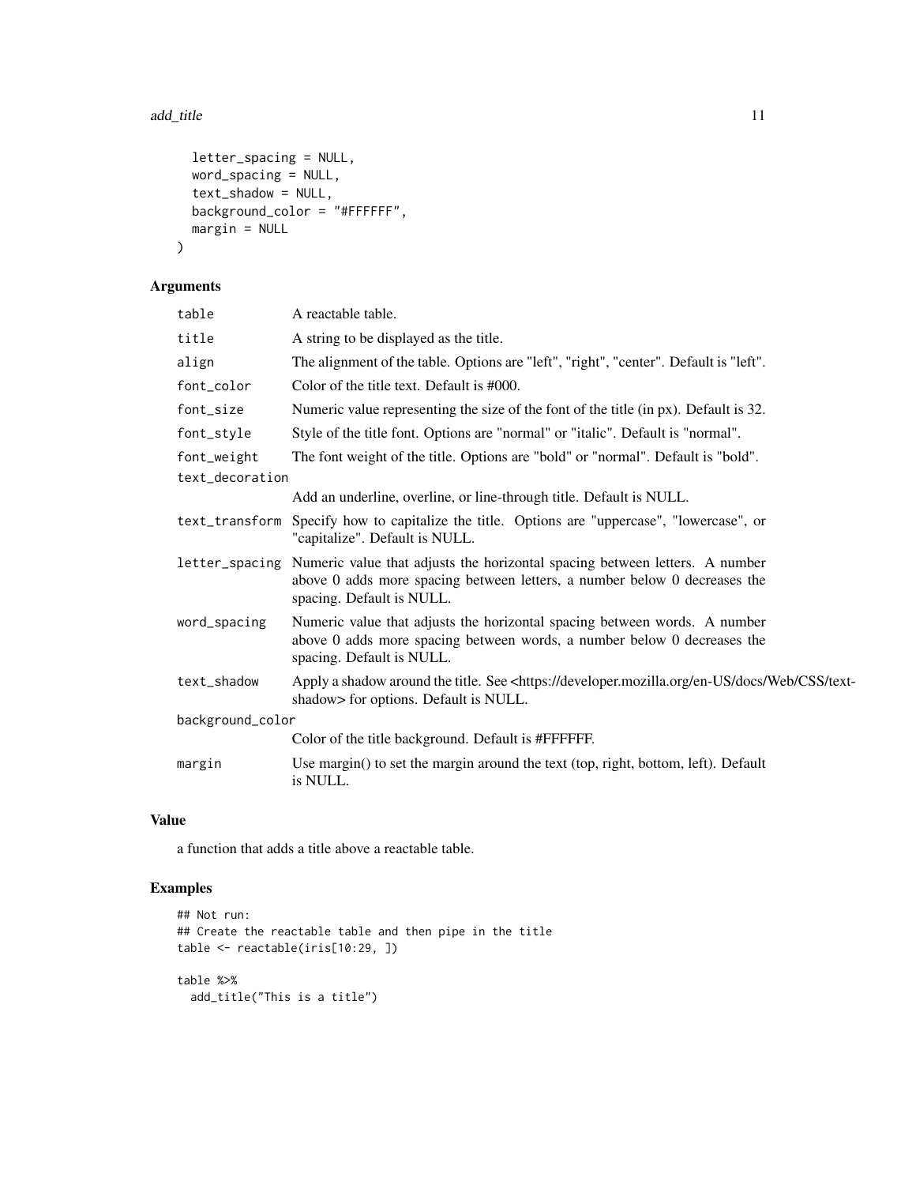```
  letter_spacing = NULL,
  word_spacing = NULL,
  text_shadow = NULL,
  background_color = "#FFFFFF",
  margin = NULL
)
```

## Arguments

| Argument | Description |
|---|---|
| table | A reactable table. |
| title | A string to be displayed as the title. |
| align | The alignment of the table. Options are "left", "right", "center". Default is "left". |
| font_color | Color of the title text. Default is #000. |
| font_size | Numeric value representing the size of the font of the title (in px). Default is 32. |
| font_style | Style of the title font. Options are "normal" or "italic". Default is "normal". |
| font_weight | The font weight of the title. Options are "bold" or "normal". Default is "bold". |
| text_decoration | Add an underline, overline, or line-through title. Default is NULL. |
| text_transform | Specify how to capitalize the title. Options are "uppercase", "lowercase", or "capitalize". Default is NULL. |
| letter_spacing | Numeric value that adjusts the horizontal spacing between letters. A number above 0 adds more spacing between letters, a number below 0 decreases the spacing. Default is NULL. |
| word_spacing | Numeric value that adjusts the horizontal spacing between words. A number above 0 adds more spacing between words, a number below 0 decreases the spacing. Default is NULL. |
| text_shadow | Apply a shadow around the title. See <https://developer.mozilla.org/en-US/docs/Web/CSS/text-shadow> for options. Default is NULL. |
| background_color | Color of the title background. Default is #FFFFFF. |
| margin | Use margin() to set the margin around the text (top, right, bottom, left). Default is NULL. |

## Value

a function that adds a title above a reactable table.

## Examples

```
## Not run:
## Create the reactable table and then pipe in the title
table <- reactable(iris[10:29, ])

table %>%
  add_title("This is a title")
```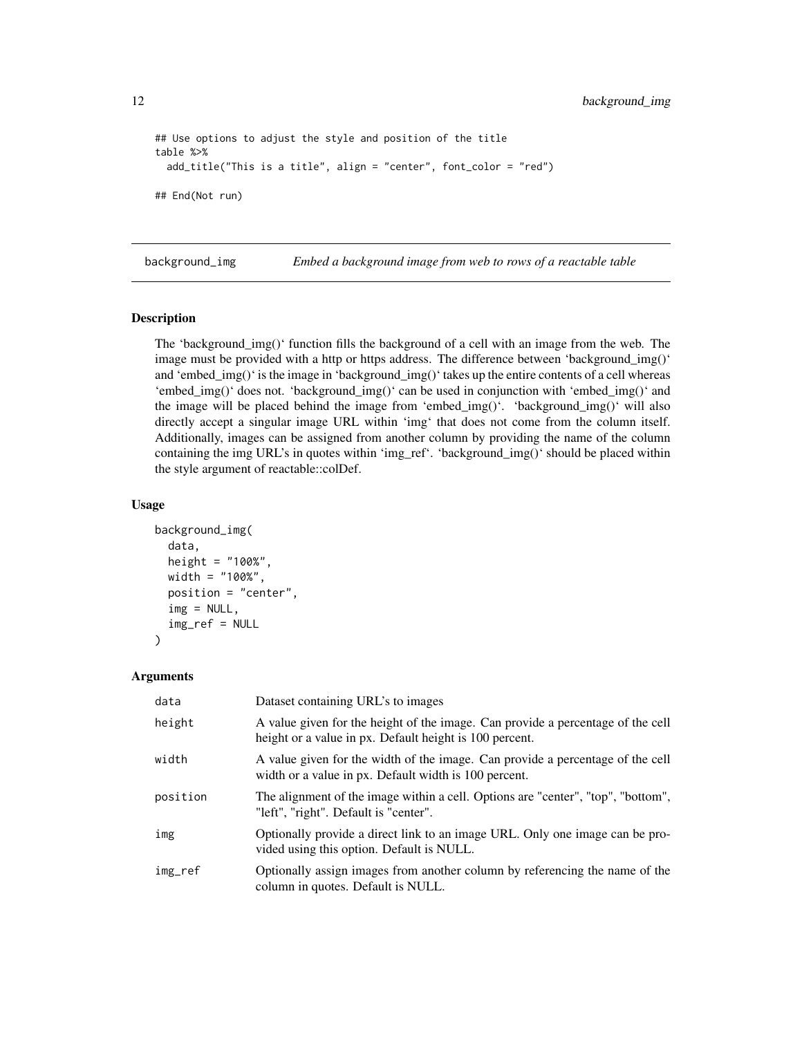```
## Use options to adjust the style and position of the title
table %>%
  add_title("This is a title", align = "center", font_color = "red")

## End(Not run)
```

## background_img — *Embed a background image from web to rows of a reactable table*

### Description

The 'background_img()' function fills the background of a cell with an image from the web. The image must be provided with a http or https address. The difference between 'background_img()' and 'embed_img()' is the image in 'background_img()' takes up the entire contents of a cell whereas 'embed_img()' does not. 'background_img()' can be used in conjunction with 'embed_img()' and the image will be placed behind the image from 'embed_img()'. 'background_img()' will also directly accept a singular image URL within 'img' that does not come from the column itself. Additionally, images can be assigned from another column by providing the name of the column containing the img URL's in quotes within 'img_ref'. 'background_img()' should be placed within the style argument of reactable::colDef.

### Usage

```
background_img(
  data,
  height = "100%",
  width = "100%",
  position = "center",
  img = NULL,
  img_ref = NULL
)
```

### Arguments

| | |
|---|---|
| data | Dataset containing URL's to images |
| height | A value given for the height of the image. Can provide a percentage of the cell height or a value in px. Default height is 100 percent. |
| width | A value given for the width of the image. Can provide a percentage of the cell width or a value in px. Default width is 100 percent. |
| position | The alignment of the image within a cell. Options are "center", "top", "bottom", "left", "right". Default is "center". |
| img | Optionally provide a direct link to an image URL. Only one image can be provided using this option. Default is NULL. |
| img_ref | Optionally assign images from another column by referencing the name of the column in quotes. Default is NULL. |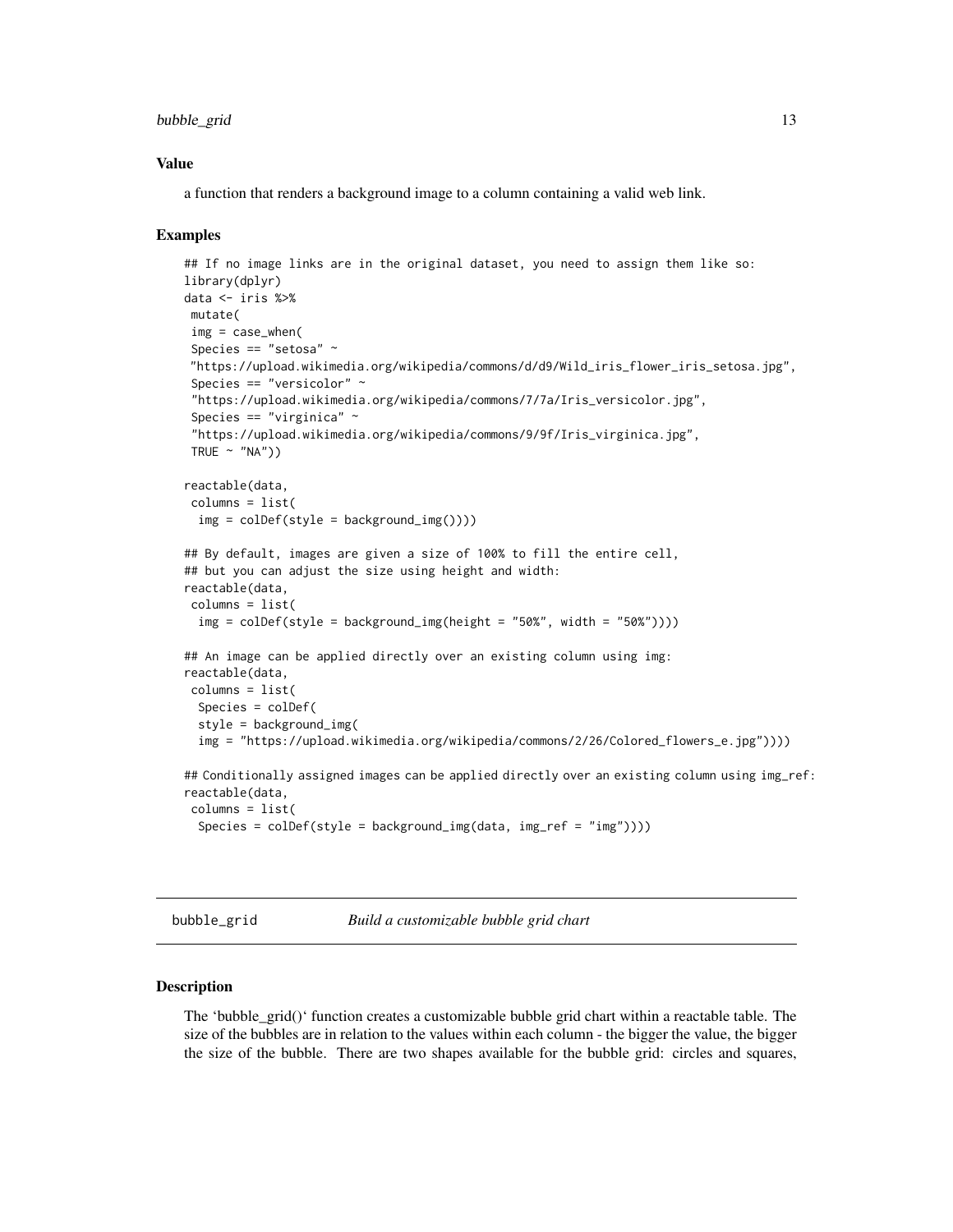### Value

a function that renders a background image to a column containing a valid web link.

### Examples

```
## If no image links are in the original dataset, you need to assign them like so:
library(dplyr)
data <- iris %>%
 mutate(
 img = case_when(
 Species == "setosa" ~
 "https://upload.wikimedia.org/wikipedia/commons/d/d9/Wild_iris_flower_iris_setosa.jpg",
 Species == "versicolor" ~
 "https://upload.wikimedia.org/wikipedia/commons/7/7a/Iris_versicolor.jpg",
 Species == "virginica" ~
 "https://upload.wikimedia.org/wikipedia/commons/9/9f/Iris_virginica.jpg",
 TRUE ~ "NA"))

reactable(data,
 columns = list(
  img = colDef(style = background_img())))

## By default, images are given a size of 100% to fill the entire cell,
## but you can adjust the size using height and width:
reactable(data,
 columns = list(
  img = colDef(style = background_img(height = "50%", width = "50%"))))

## An image can be applied directly over an existing column using img:
reactable(data,
 columns = list(
  Species = colDef(
  style = background_img(
  img = "https://upload.wikimedia.org/wikipedia/commons/2/26/Colored_flowers_e.jpg"))))

## Conditionally assigned images can be applied directly over an existing column using img_ref:
reactable(data,
 columns = list(
  Species = colDef(style = background_img(data, img_ref = "img"))))
```

---

## bubble_grid *Build a customizable bubble grid chart*

### Description

The 'bubble_grid()' function creates a customizable bubble grid chart within a reactable table. The size of the bubbles are in relation to the values within each column - the bigger the value, the bigger the size of the bubble. There are two shapes available for the bubble grid: circles and squares,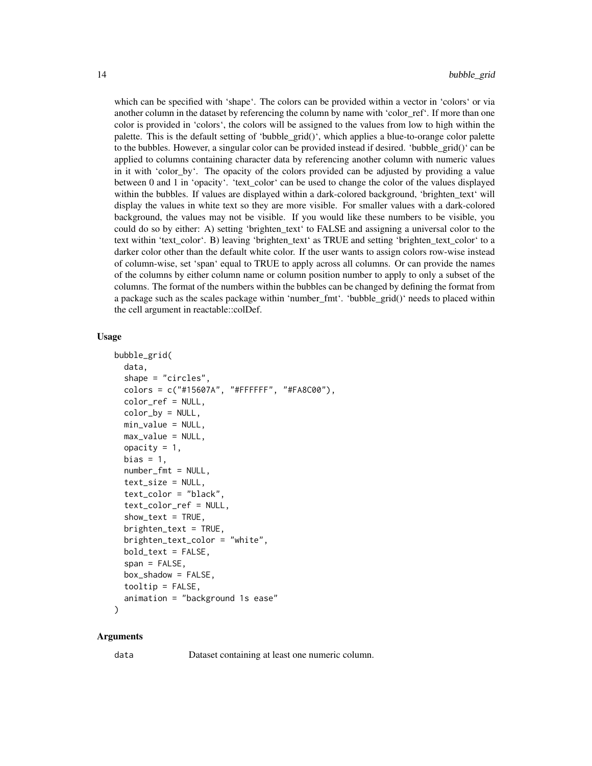which can be specified with 'shape'. The colors can be provided within a vector in 'colors' or via another column in the dataset by referencing the column by name with 'color_ref'. If more than one color is provided in 'colors', the colors will be assigned to the values from low to high within the palette. This is the default setting of 'bubble_grid()', which applies a blue-to-orange color palette to the bubbles. However, a singular color can be provided instead if desired. 'bubble_grid()' can be applied to columns containing character data by referencing another column with numeric values in it with 'color_by'. The opacity of the colors provided can be adjusted by providing a value between 0 and 1 in 'opacity'. 'text_color' can be used to change the color of the values displayed within the bubbles. If values are displayed within a dark-colored background, 'brighten_text' will display the values in white text so they are more visible. For smaller values with a dark-colored background, the values may not be visible. If you would like these numbers to be visible, you could do so by either: A) setting 'brighten_text' to FALSE and assigning a universal color to the text within 'text_color'. B) leaving 'brighten_text' as TRUE and setting 'brighten_text_color' to a darker color other than the default white color. If the user wants to assign colors row-wise instead of column-wise, set 'span' equal to TRUE to apply across all columns. Or can provide the names of the columns by either column name or column position number to apply to only a subset of the columns. The format of the numbers within the bubbles can be changed by defining the format from a package such as the scales package within 'number_fmt'. 'bubble_grid()' needs to placed within the cell argument in reactable::colDef.

### Usage

```
bubble_grid(
  data,
  shape = "circles",
  colors = c("#15607A", "#FFFFFF", "#FA8C00"),
  color_ref = NULL,
  color_by = NULL,
  min_value = NULL,
  max_value = NULL,
  opacity = 1,
  bias = 1,
  number_fmt = NULL,
  text_size = NULL,
  text_color = "black",
  text_color_ref = NULL,
  show_text = TRUE,
  brighten_text = TRUE,
  brighten_text_color = "white",
  bold_text = FALSE,
  span = FALSE,
  box_shadow = FALSE,
  tooltip = FALSE,
  animation = "background 1s ease"
)
```

### Arguments

| | |
|---|---|
| data | Dataset containing at least one numeric column. |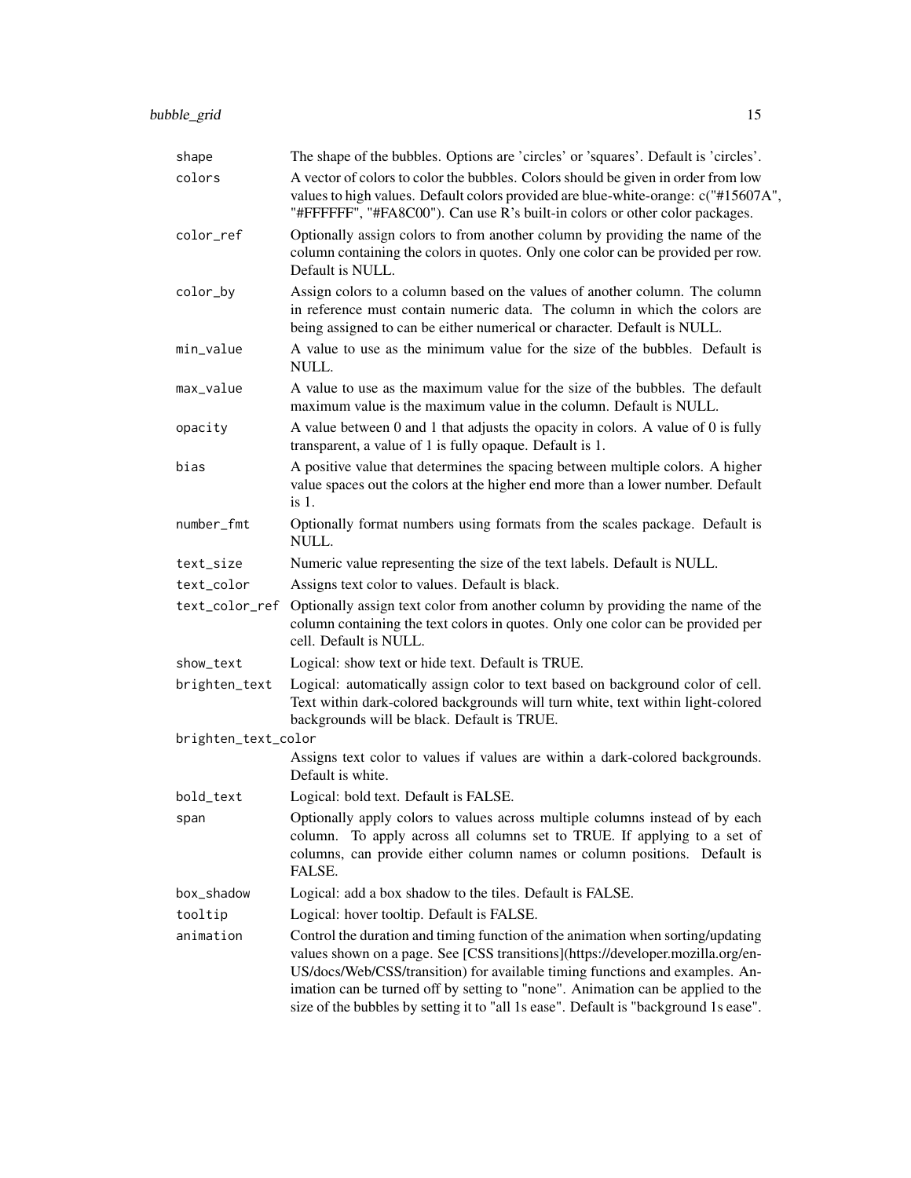| | |
|---|---|
| shape | The shape of the bubbles. Options are 'circles' or 'squares'. Default is 'circles'. |
| colors | A vector of colors to color the bubbles. Colors should be given in order from low values to high values. Default colors provided are blue-white-orange: c("#15607A", "#FFFFFF", "#FA8C00"). Can use R's built-in colors or other color packages. |
| color_ref | Optionally assign colors to from another column by providing the name of the column containing the colors in quotes. Only one color can be provided per row. Default is NULL. |
| color_by | Assign colors to a column based on the values of another column. The column in reference must contain numeric data. The column in which the colors are being assigned to can be either numerical or character. Default is NULL. |
| min_value | A value to use as the minimum value for the size of the bubbles. Default is NULL. |
| max_value | A value to use as the maximum value for the size of the bubbles. The default maximum value is the maximum value in the column. Default is NULL. |
| opacity | A value between 0 and 1 that adjusts the opacity in colors. A value of 0 is fully transparent, a value of 1 is fully opaque. Default is 1. |
| bias | A positive value that determines the spacing between multiple colors. A higher value spaces out the colors at the higher end more than a lower number. Default is 1. |
| number_fmt | Optionally format numbers using formats from the scales package. Default is NULL. |
| text_size | Numeric value representing the size of the text labels. Default is NULL. |
| text_color | Assigns text color to values. Default is black. |
| text_color_ref | Optionally assign text color from another column by providing the name of the column containing the text colors in quotes. Only one color can be provided per cell. Default is NULL. |
| show_text | Logical: show text or hide text. Default is TRUE. |
| brighten_text | Logical: automatically assign color to text based on background color of cell. Text within dark-colored backgrounds will turn white, text within light-colored backgrounds will be black. Default is TRUE. |
| brighten_text_color | Assigns text color to values if values are within a dark-colored backgrounds. Default is white. |
| bold_text | Logical: bold text. Default is FALSE. |
| span | Optionally apply colors to values across multiple columns instead of by each column. To apply across all columns set to TRUE. If applying to a set of columns, can provide either column names or column positions. Default is FALSE. |
| box_shadow | Logical: add a box shadow to the tiles. Default is FALSE. |
| tooltip | Logical: hover tooltip. Default is FALSE. |
| animation | Control the duration and timing function of the animation when sorting/updating values shown on a page. See [CSS transitions](https://developer.mozilla.org/en-US/docs/Web/CSS/transition) for available timing functions and examples. Animation can be turned off by setting to "none". Animation can be applied to the size of the bubbles by setting it to "all 1s ease". Default is "background 1s ease". |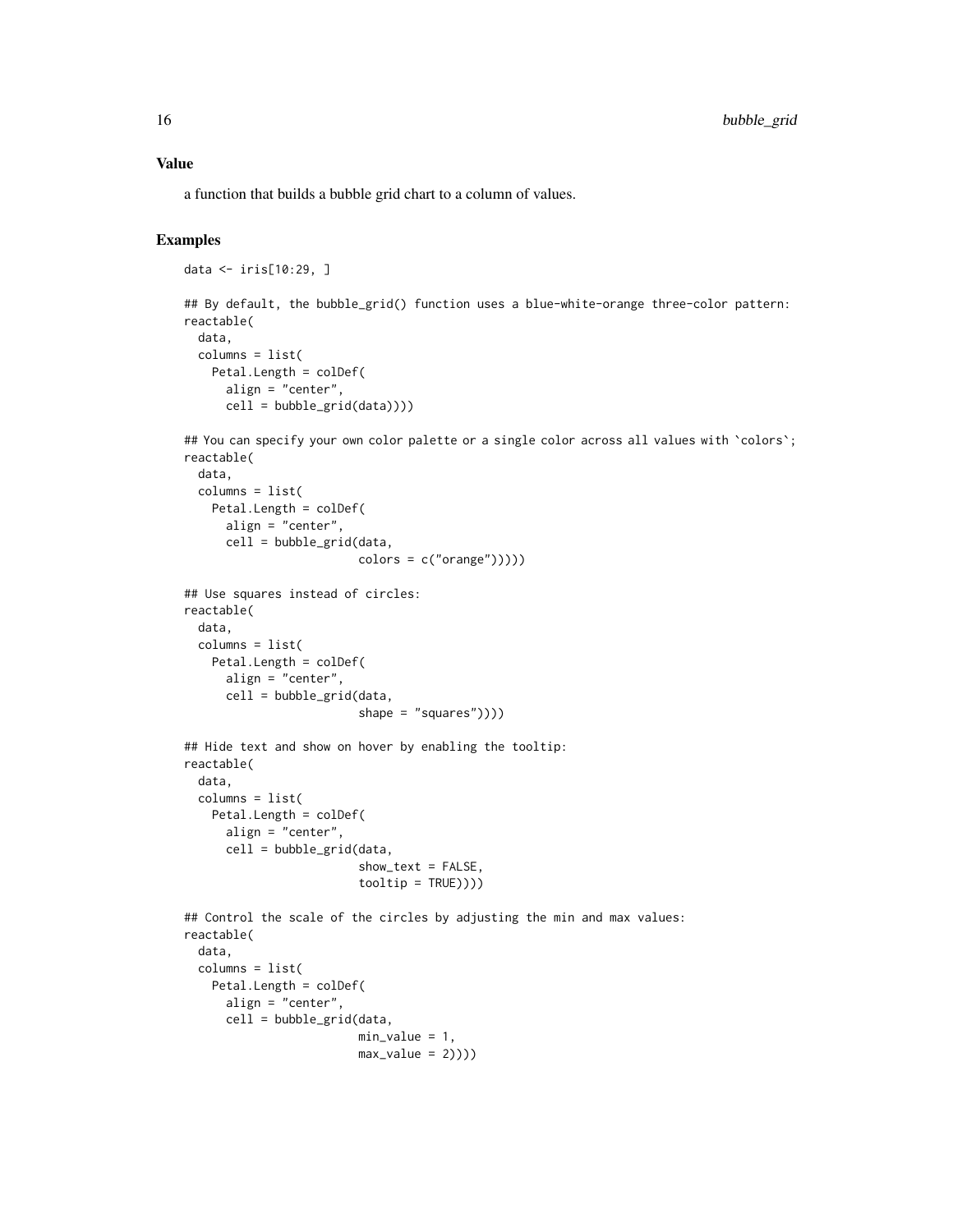## Value

a function that builds a bubble grid chart to a column of values.

## Examples

```
data <- iris[10:29, ]

## By default, the bubble_grid() function uses a blue-white-orange three-color pattern:
reactable(
  data,
  columns = list(
    Petal.Length = colDef(
      align = "center",
      cell = bubble_grid(data))))

## You can specify your own color palette or a single color across all values with `colors`;
reactable(
  data,
  columns = list(
    Petal.Length = colDef(
      align = "center",
      cell = bubble_grid(data,
                         colors = c("orange")))))

## Use squares instead of circles:
reactable(
  data,
  columns = list(
    Petal.Length = colDef(
      align = "center",
      cell = bubble_grid(data,
                         shape = "squares"))))

## Hide text and show on hover by enabling the tooltip:
reactable(
  data,
  columns = list(
    Petal.Length = colDef(
      align = "center",
      cell = bubble_grid(data,
                         show_text = FALSE,
                         tooltip = TRUE))))

## Control the scale of the circles by adjusting the min and max values:
reactable(
  data,
  columns = list(
    Petal.Length = colDef(
      align = "center",
      cell = bubble_grid(data,
                         min_value = 1,
                         max_value = 2))))
```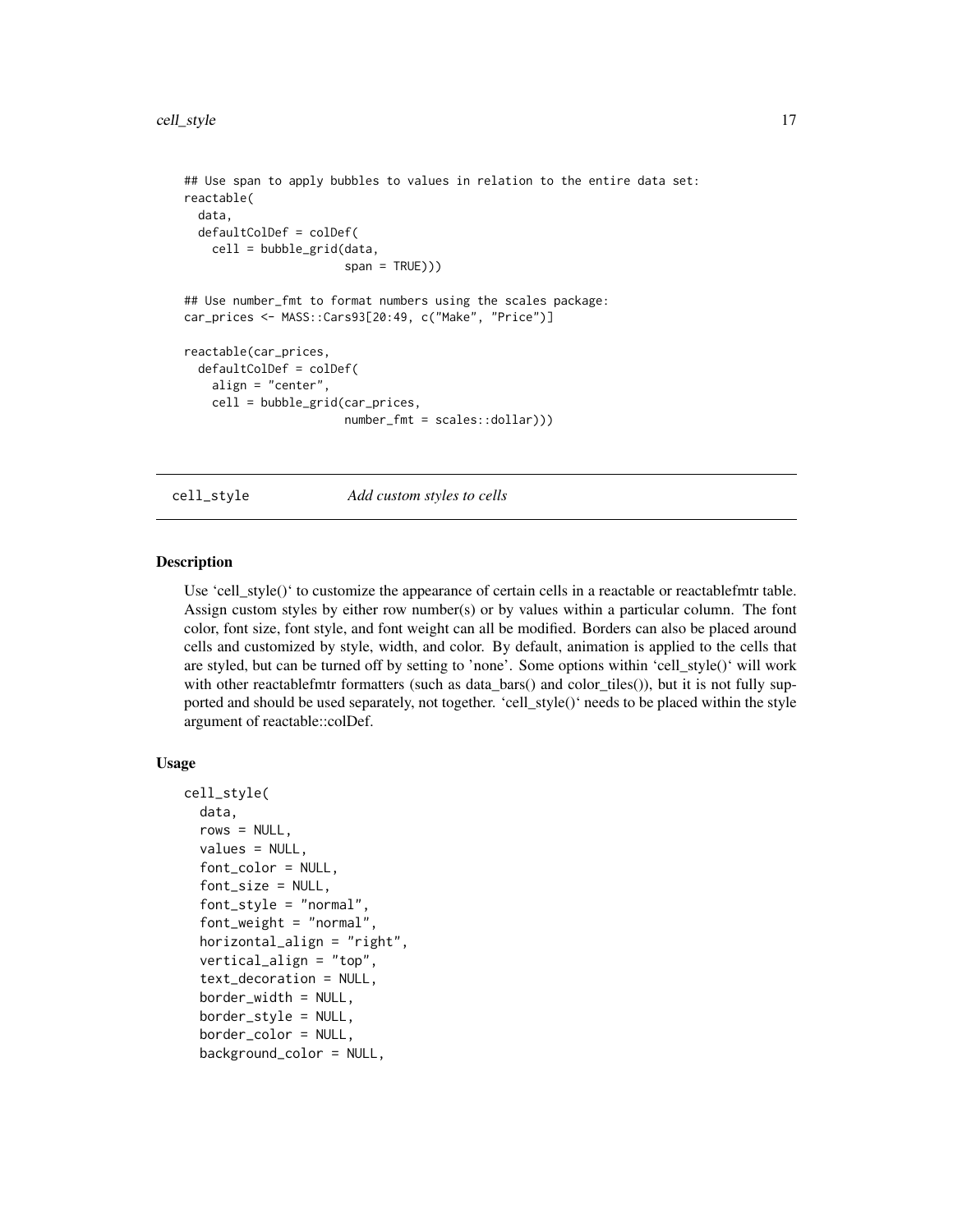```
## Use span to apply bubbles to values in relation to the entire data set:
reactable(
  data,
  defaultColDef = colDef(
    cell = bubble_grid(data,
                       span = TRUE)))

## Use number_fmt to format numbers using the scales package:
car_prices <- MASS::Cars93[20:49, c("Make", "Price")]

reactable(car_prices,
  defaultColDef = colDef(
    align = "center",
    cell = bubble_grid(car_prices,
                       number_fmt = scales::dollar)))
```

---

## cell_style *Add custom styles to cells*

### Description

Use 'cell_style()' to customize the appearance of certain cells in a reactable or reactablefmtr table. Assign custom styles by either row number(s) or by values within a particular column. The font color, font size, font style, and font weight can all be modified. Borders can also be placed around cells and customized by style, width, and color. By default, animation is applied to the cells that are styled, but can be turned off by setting to 'none'. Some options within 'cell_style()' will work with other reactablefmtr formatters (such as data_bars() and color_tiles()), but it is not fully supported and should be used separately, not together. 'cell_style()' needs to be placed within the style argument of reactable::colDef.

### Usage

```
cell_style(
  data,
  rows = NULL,
  values = NULL,
  font_color = NULL,
  font_size = NULL,
  font_style = "normal",
  font_weight = "normal",
  horizontal_align = "right",
  vertical_align = "top",
  text_decoration = NULL,
  border_width = NULL,
  border_style = NULL,
  border_color = NULL,
  background_color = NULL,
```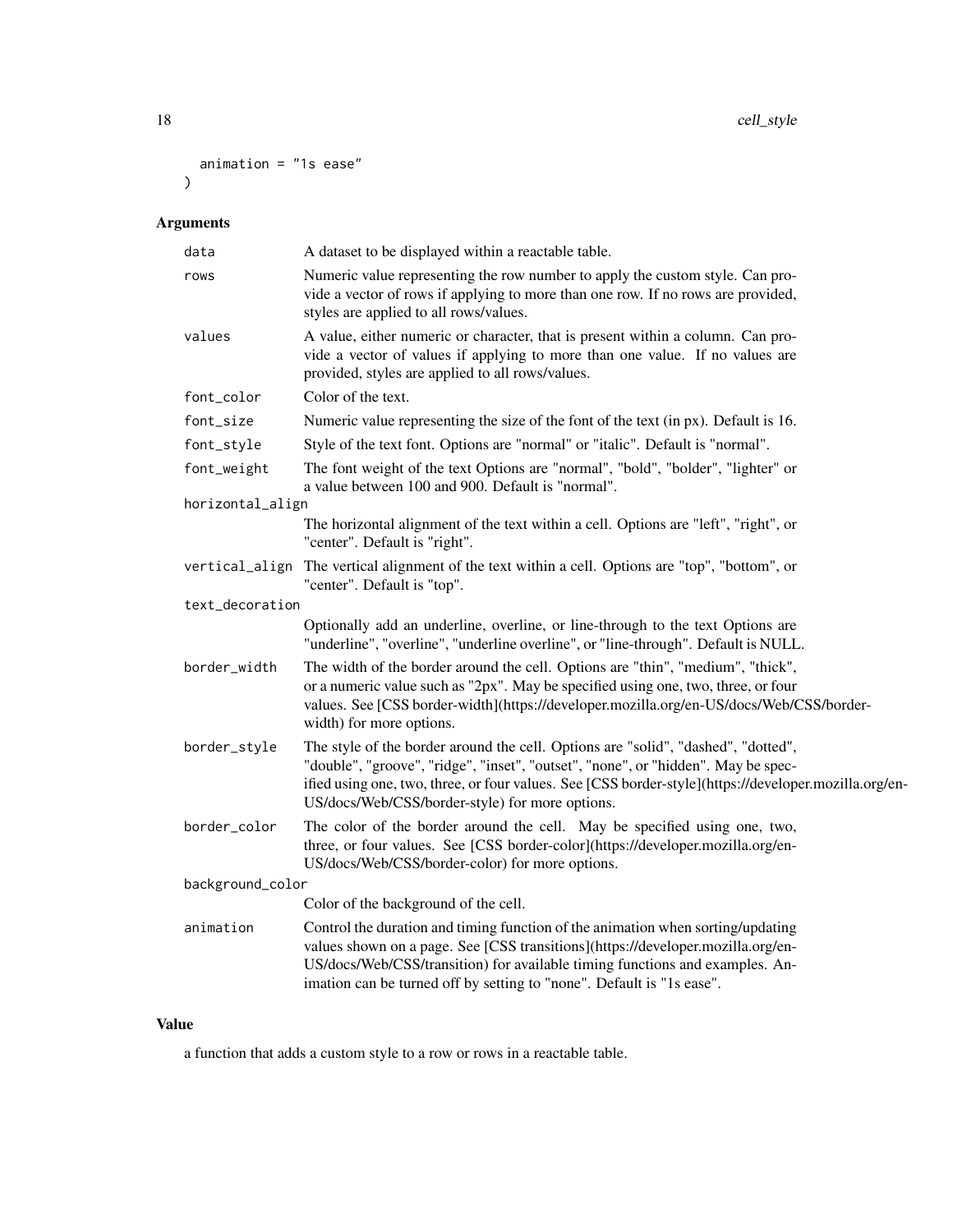```
  animation = "1s ease"
)
```

## Arguments

| | |
|---|---|
| data | A dataset to be displayed within a reactable table. |
| rows | Numeric value representing the row number to apply the custom style. Can provide a vector of rows if applying to more than one row. If no rows are provided, styles are applied to all rows/values. |
| values | A value, either numeric or character, that is present within a column. Can provide a vector of values if applying to more than one value. If no values are provided, styles are applied to all rows/values. |
| font_color | Color of the text. |
| font_size | Numeric value representing the size of the font of the text (in px). Default is 16. |
| font_style | Style of the text font. Options are "normal" or "italic". Default is "normal". |
| font_weight | The font weight of the text Options are "normal", "bold", "bolder", "lighter" or a value between 100 and 900. Default is "normal". |
| horizontal_align | The horizontal alignment of the text within a cell. Options are "left", "right", or "center". Default is "right". |
| vertical_align | The vertical alignment of the text within a cell. Options are "top", "bottom", or "center". Default is "top". |
| text_decoration | Optionally add an underline, overline, or line-through to the text Options are "underline", "overline", "underline overline", or "line-through". Default is NULL. |
| border_width | The width of the border around the cell. Options are "thin", "medium", "thick", or a numeric value such as "2px". May be specified using one, two, three, or four values. See [CSS border-width](https://developer.mozilla.org/en-US/docs/Web/CSS/border-width) for more options. |
| border_style | The style of the border around the cell. Options are "solid", "dashed", "dotted", "double", "groove", "ridge", "inset", "outset", "none", or "hidden". May be specified using one, two, three, or four values. See [CSS border-style](https://developer.mozilla.org/en-US/docs/Web/CSS/border-style) for more options. |
| border_color | The color of the border around the cell. May be specified using one, two, three, or four values. See [CSS border-color](https://developer.mozilla.org/en-US/docs/Web/CSS/border-color) for more options. |
| background_color | Color of the background of the cell. |
| animation | Control the duration and timing function of the animation when sorting/updating values shown on a page. See [CSS transitions](https://developer.mozilla.org/en-US/docs/Web/CSS/transition) for available timing functions and examples. Animation can be turned off by setting to "none". Default is "1s ease". |

## Value

a function that adds a custom style to a row or rows in a reactable table.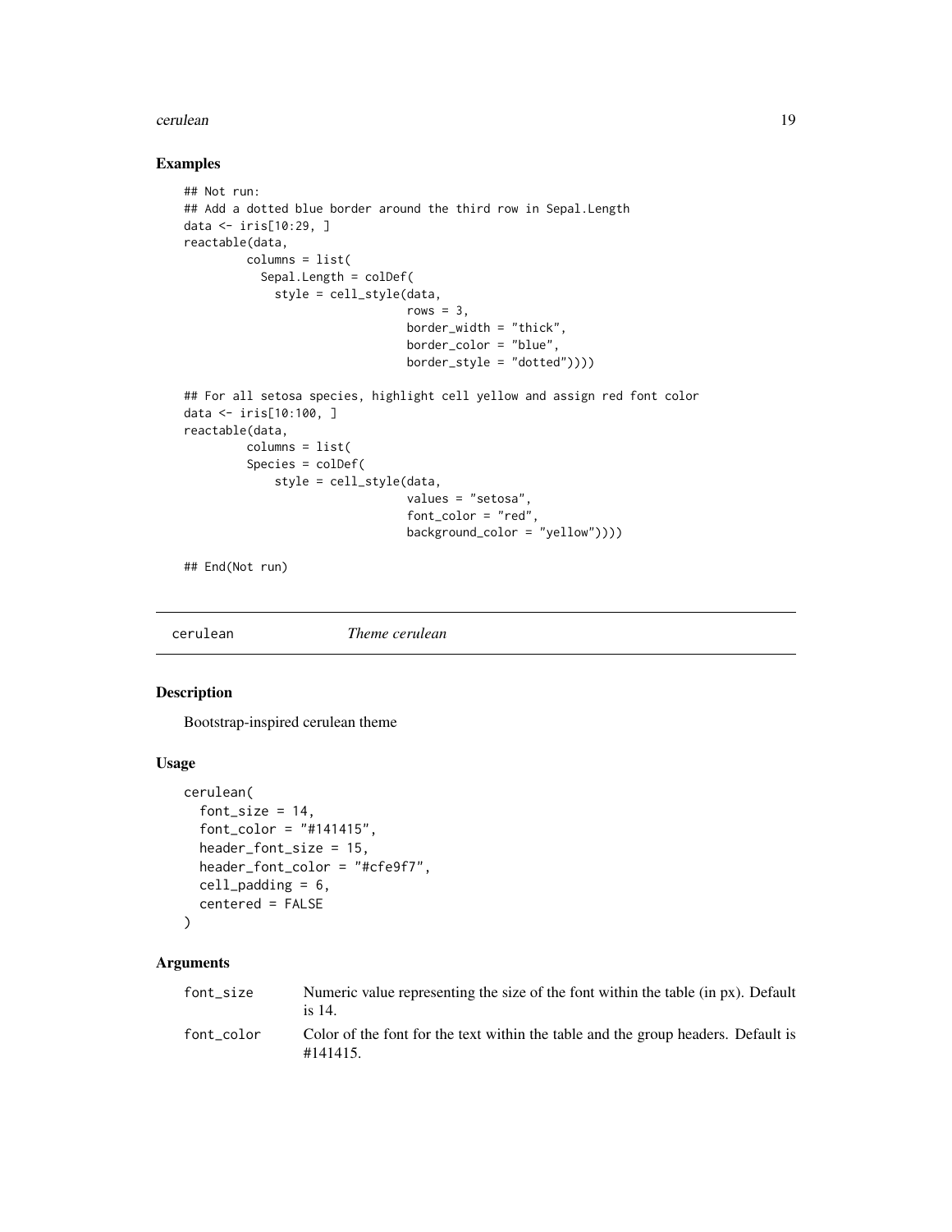## Examples

```
## Not run:
## Add a dotted blue border around the third row in Sepal.Length
data <- iris[10:29, ]
reactable(data,
         columns = list(
           Sepal.Length = colDef(
             style = cell_style(data,
                                rows = 3,
                                border_width = "thick",
                                border_color = "blue",
                                border_style = "dotted"))))

## For all setosa species, highlight cell yellow and assign red font color
data <- iris[10:100, ]
reactable(data,
         columns = list(
         Species = colDef(
             style = cell_style(data,
                                values = "setosa",
                                font_color = "red",
                                background_color = "yellow"))))

## End(Not run)
```

---

# cerulean *Theme cerulean*

---

## Description

Bootstrap-inspired cerulean theme

## Usage

```
cerulean(
  font_size = 14,
  font_color = "#141415",
  header_font_size = 15,
  header_font_color = "#cfe9f7",
  cell_padding = 6,
  centered = FALSE
)
```

## Arguments

| | |
|---|---|
| font_size | Numeric value representing the size of the font within the table (in px). Default is 14. |
| font_color | Color of the font for the text within the table and the group headers. Default is #141415. |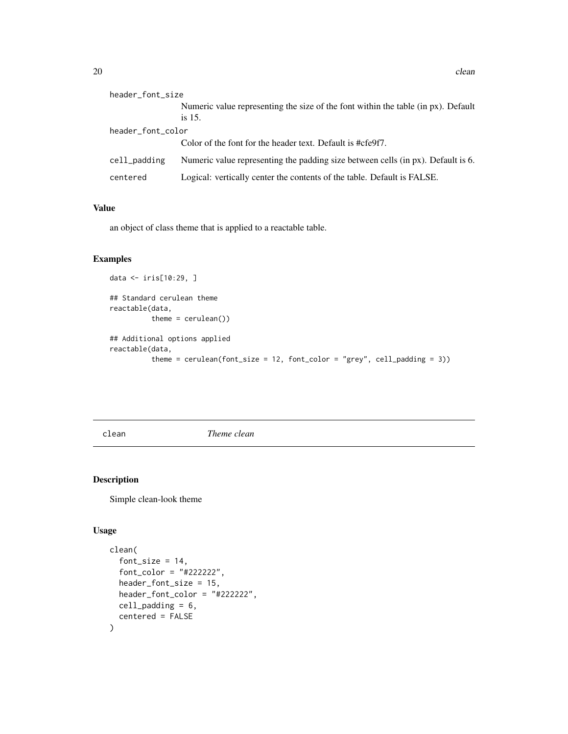header_font_size
: Numeric value representing the size of the font within the table (in px). Default is 15.

header_font_color
: Color of the font for the header text. Default is #cfe9f7.

cell_padding
: Numeric value representing the padding size between cells (in px). Default is 6.

centered
: Logical: vertically center the contents of the table. Default is FALSE.

### Value

an object of class theme that is applied to a reactable table.

### Examples

```
data <- iris[10:29, ]

## Standard cerulean theme
reactable(data,
          theme = cerulean())

## Additional options applied
reactable(data,
          theme = cerulean(font_size = 12, font_color = "grey", cell_padding = 3))
```

---

## clean *Theme clean*

### Description

Simple clean-look theme

### Usage

```
clean(
  font_size = 14,
  font_color = "#222222",
  header_font_size = 15,
  header_font_color = "#222222",
  cell_padding = 6,
  centered = FALSE
)
```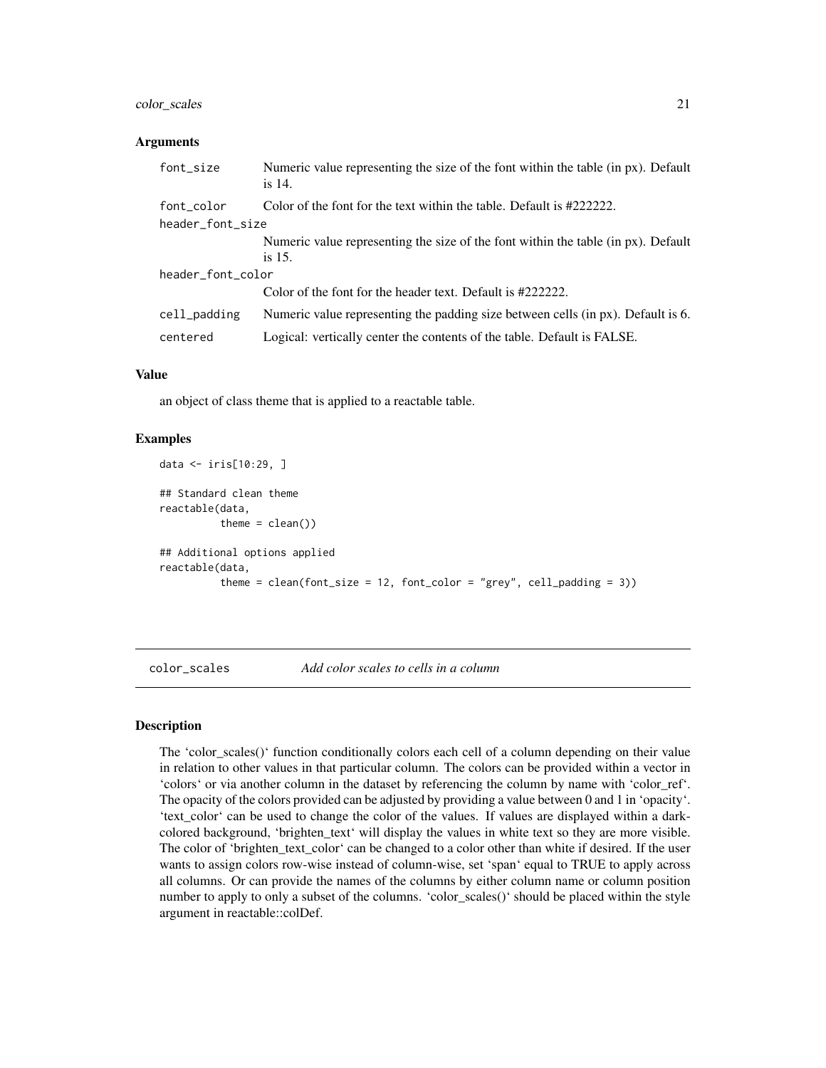### Arguments

| | |
|---|---|
| `font_size` | Numeric value representing the size of the font within the table (in px). Default is 14. |
| `font_color` | Color of the font for the text within the table. Default is #222222. |
| `header_font_size` | Numeric value representing the size of the font within the table (in px). Default is 15. |
| `header_font_color` | Color of the font for the header text. Default is #222222. |
| `cell_padding` | Numeric value representing the padding size between cells (in px). Default is 6. |
| `centered` | Logical: vertically center the contents of the table. Default is FALSE. |

### Value

an object of class theme that is applied to a reactable table.

### Examples

```
data <- iris[10:29, ]

## Standard clean theme
reactable(data,
          theme = clean())

## Additional options applied
reactable(data,
          theme = clean(font_size = 12, font_color = "grey", cell_padding = 3))
```

---

## `color_scales` *Add color scales to cells in a column*

---

### Description

The 'color_scales()' function conditionally colors each cell of a column depending on their value in relation to other values in that particular column. The colors can be provided within a vector in 'colors' or via another column in the dataset by referencing the column by name with 'color_ref'. The opacity of the colors provided can be adjusted by providing a value between 0 and 1 in 'opacity'. 'text_color' can be used to change the color of the values. If values are displayed within a dark-colored background, 'brighten_text' will display the values in white text so they are more visible. The color of 'brighten_text_color' can be changed to a color other than white if desired. If the user wants to assign colors row-wise instead of column-wise, set 'span' equal to TRUE to apply across all columns. Or can provide the names of the columns by either column name or column position number to apply to only a subset of the columns. 'color_scales()' should be placed within the style argument in reactable::colDef.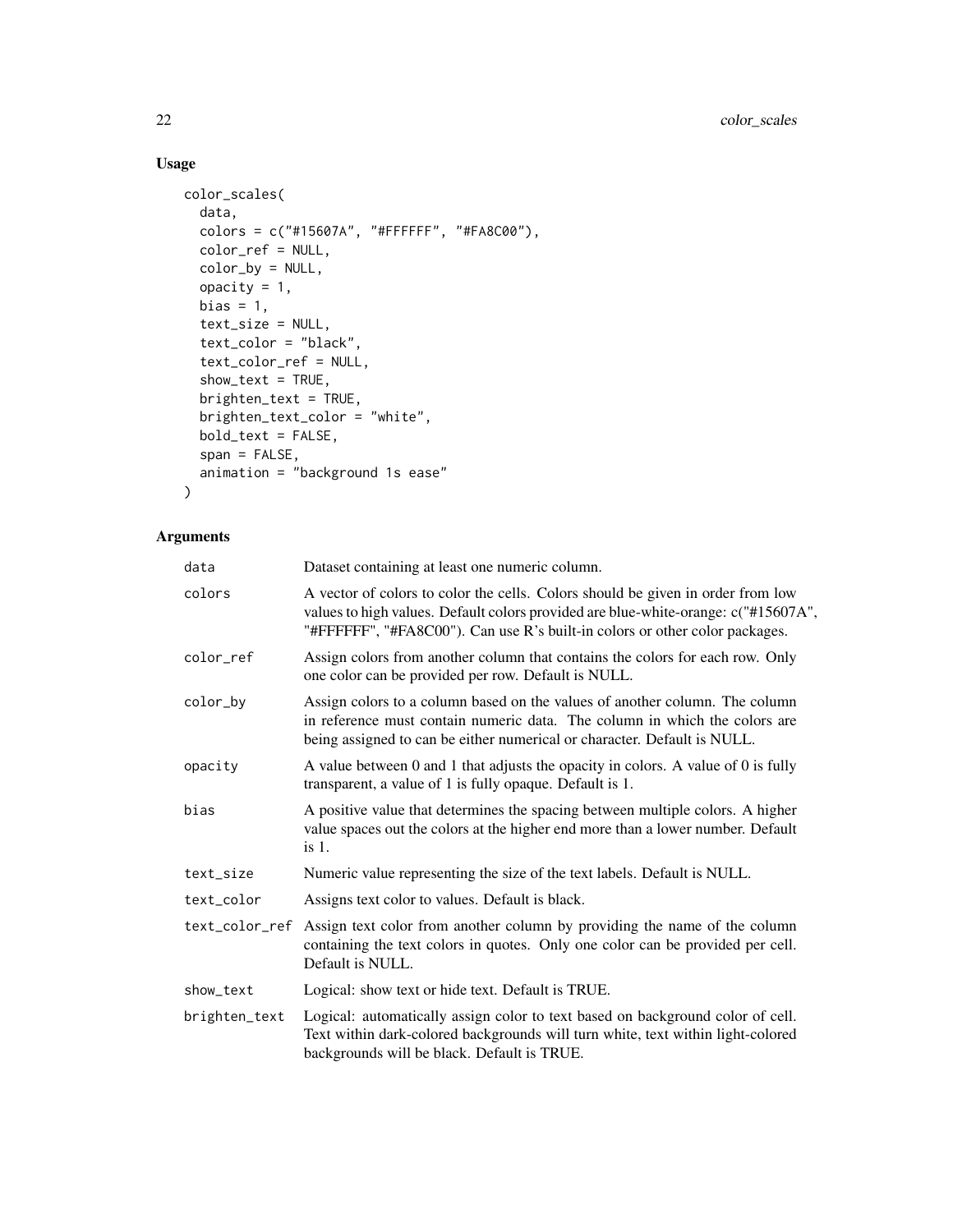## Usage

```
color_scales(
  data,
  colors = c("#15607A", "#FFFFFF", "#FA8C00"),
  color_ref = NULL,
  color_by = NULL,
  opacity = 1,
  bias = 1,
  text_size = NULL,
  text_color = "black",
  text_color_ref = NULL,
  show_text = TRUE,
  brighten_text = TRUE,
  brighten_text_color = "white",
  bold_text = FALSE,
  span = FALSE,
  animation = "background 1s ease"
)
```

## Arguments

| Argument | Description |
| --- | --- |
| `data` | Dataset containing at least one numeric column. |
| `colors` | A vector of colors to color the cells. Colors should be given in order from low values to high values. Default colors provided are blue-white-orange: c("#15607A", "#FFFFFF", "#FA8C00"). Can use R's built-in colors or other color packages. |
| `color_ref` | Assign colors from another column that contains the colors for each row. Only one color can be provided per row. Default is NULL. |
| `color_by` | Assign colors to a column based on the values of another column. The column in reference must contain numeric data. The column in which the colors are being assigned to can be either numerical or character. Default is NULL. |
| `opacity` | A value between 0 and 1 that adjusts the opacity in colors. A value of 0 is fully transparent, a value of 1 is fully opaque. Default is 1. |
| `bias` | A positive value that determines the spacing between multiple colors. A higher value spaces out the colors at the higher end more than a lower number. Default is 1. |
| `text_size` | Numeric value representing the size of the text labels. Default is NULL. |
| `text_color` | Assigns text color to values. Default is black. |
| `text_color_ref` | Assign text color from another column by providing the name of the column containing the text colors in quotes. Only one color can be provided per cell. Default is NULL. |
| `show_text` | Logical: show text or hide text. Default is TRUE. |
| `brighten_text` | Logical: automatically assign color to text based on background color of cell. Text within dark-colored backgrounds will turn white, text within light-colored backgrounds will be black. Default is TRUE. |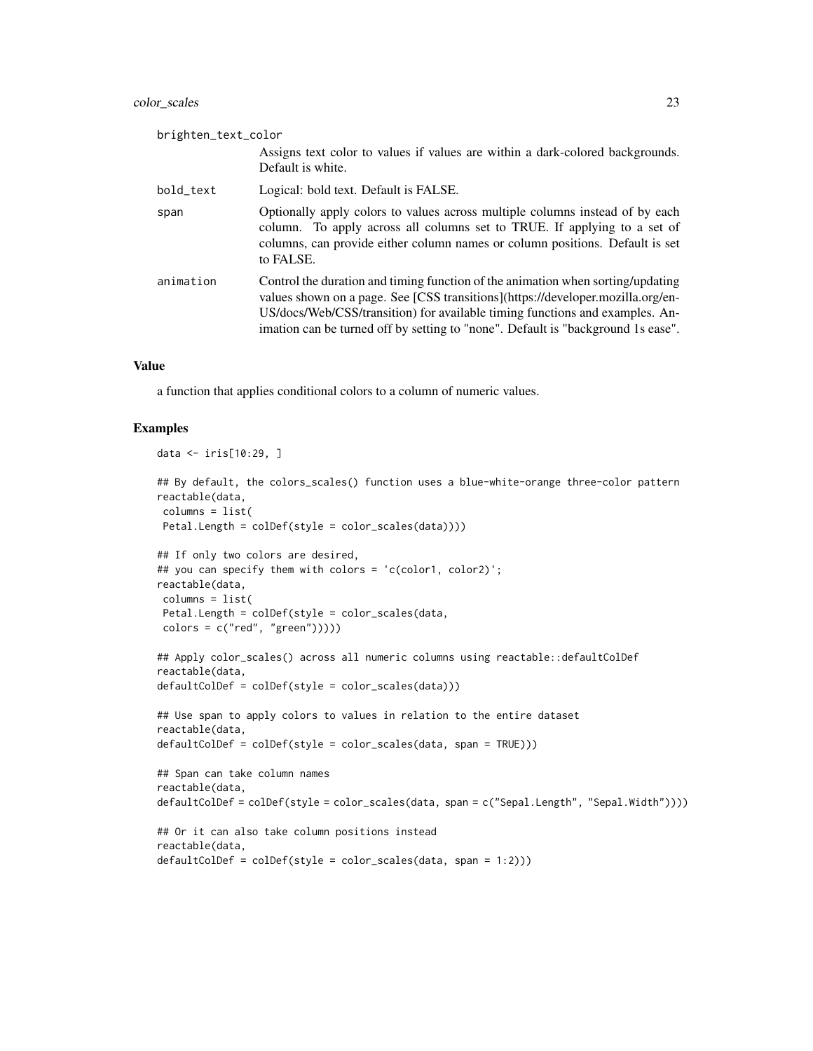brighten_text_color
: Assigns text color to values if values are within a dark-colored backgrounds. Default is white.

bold_text
: Logical: bold text. Default is FALSE.

span
: Optionally apply colors to values across multiple columns instead of by each column. To apply across all columns set to TRUE. If applying to a set of columns, can provide either column names or column positions. Default is set to FALSE.

animation
: Control the duration and timing function of the animation when sorting/updating values shown on a page. See [CSS transitions](https://developer.mozilla.org/en-US/docs/Web/CSS/transition) for available timing functions and examples. Animation can be turned off by setting to "none". Default is "background 1s ease".

## Value

a function that applies conditional colors to a column of numeric values.

## Examples

```
data <- iris[10:29, ]

## By default, the colors_scales() function uses a blue-white-orange three-color pattern
reactable(data,
 columns = list(
 Petal.Length = colDef(style = color_scales(data))))

## If only two colors are desired,
## you can specify them with colors = 'c(color1, color2)';
reactable(data,
 columns = list(
 Petal.Length = colDef(style = color_scales(data,
 colors = c("red", "green")))))

## Apply color_scales() across all numeric columns using reactable::defaultColDef
reactable(data,
defaultColDef = colDef(style = color_scales(data)))

## Use span to apply colors to values in relation to the entire dataset
reactable(data,
defaultColDef = colDef(style = color_scales(data, span = TRUE)))

## Span can take column names
reactable(data,
defaultColDef = colDef(style = color_scales(data, span = c("Sepal.Length", "Sepal.Width"))))

## Or it can also take column positions instead
reactable(data,
defaultColDef = colDef(style = color_scales(data, span = 1:2)))
```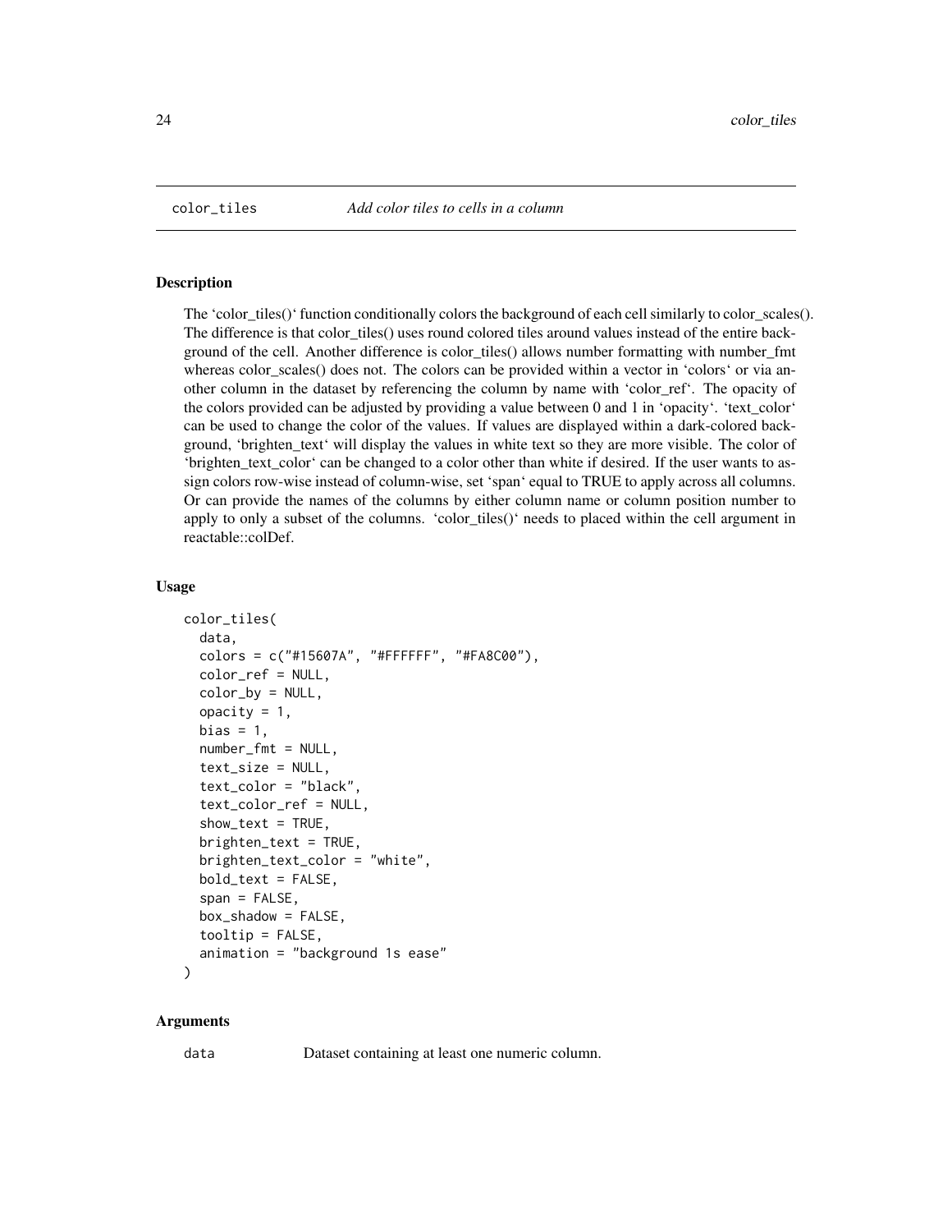## color_tiles — *Add color tiles to cells in a column*

### Description

The 'color_tiles()' function conditionally colors the background of each cell similarly to color_scales(). The difference is that color_tiles() uses round colored tiles around values instead of the entire background of the cell. Another difference is color_tiles() allows number formatting with number_fmt whereas color_scales() does not. The colors can be provided within a vector in 'colors' or via another column in the dataset by referencing the column by name with 'color_ref'. The opacity of the colors provided can be adjusted by providing a value between 0 and 1 in 'opacity'. 'text_color' can be used to change the color of the values. If values are displayed within a dark-colored background, 'brighten_text' will display the values in white text so they are more visible. The color of 'brighten_text_color' can be changed to a color other than white if desired. If the user wants to assign colors row-wise instead of column-wise, set 'span' equal to TRUE to apply across all columns. Or can provide the names of the columns by either column name or column position number to apply to only a subset of the columns. 'color_tiles()' needs to placed within the cell argument in reactable::colDef.

### Usage

```
color_tiles(
  data,
  colors = c("#15607A", "#FFFFFF", "#FA8C00"),
  color_ref = NULL,
  color_by = NULL,
  opacity = 1,
  bias = 1,
  number_fmt = NULL,
  text_size = NULL,
  text_color = "black",
  text_color_ref = NULL,
  show_text = TRUE,
  brighten_text = TRUE,
  brighten_text_color = "white",
  bold_text = FALSE,
  span = FALSE,
  box_shadow = FALSE,
  tooltip = FALSE,
  animation = "background 1s ease"
)
```

### Arguments

`data` Dataset containing at least one numeric column.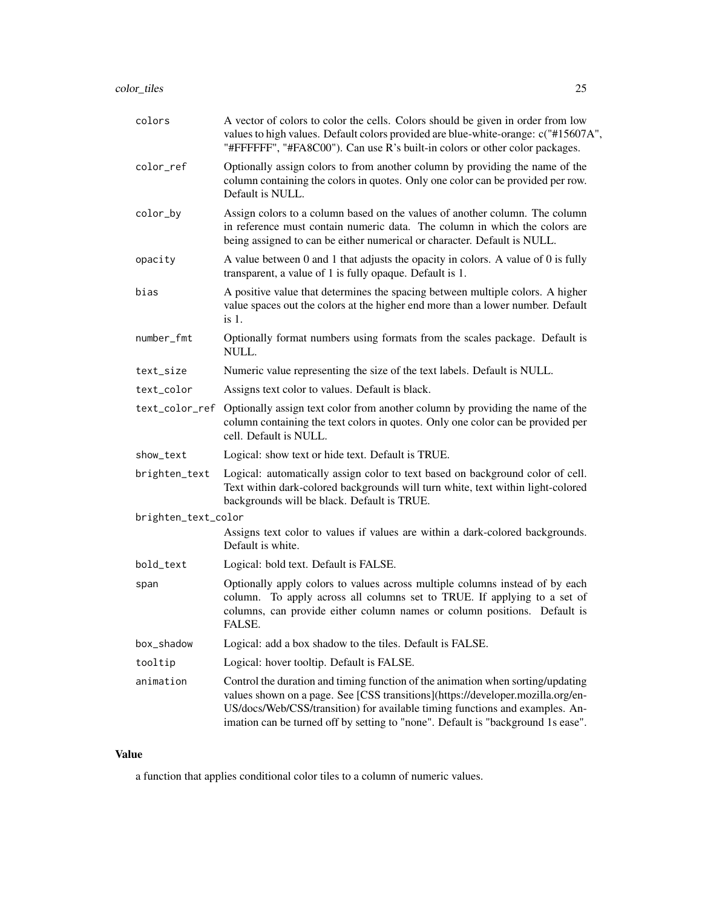| | |
|---|---|
| colors | A vector of colors to color the cells. Colors should be given in order from low values to high values. Default colors provided are blue-white-orange: c("#15607A", "#FFFFFF", "#FA8C00"). Can use R's built-in colors or other color packages. |
| color_ref | Optionally assign colors to from another column by providing the name of the column containing the colors in quotes. Only one color can be provided per row. Default is NULL. |
| color_by | Assign colors to a column based on the values of another column. The column in reference must contain numeric data. The column in which the colors are being assigned to can be either numerical or character. Default is NULL. |
| opacity | A value between 0 and 1 that adjusts the opacity in colors. A value of 0 is fully transparent, a value of 1 is fully opaque. Default is 1. |
| bias | A positive value that determines the spacing between multiple colors. A higher value spaces out the colors at the higher end more than a lower number. Default is 1. |
| number_fmt | Optionally format numbers using formats from the scales package. Default is NULL. |
| text_size | Numeric value representing the size of the text labels. Default is NULL. |
| text_color | Assigns text color to values. Default is black. |
| text_color_ref | Optionally assign text color from another column by providing the name of the column containing the text colors in quotes. Only one color can be provided per cell. Default is NULL. |
| show_text | Logical: show text or hide text. Default is TRUE. |
| brighten_text | Logical: automatically assign color to text based on background color of cell. Text within dark-colored backgrounds will turn white, text within light-colored backgrounds will be black. Default is TRUE. |
| brighten_text_color | Assigns text color to values if values are within a dark-colored backgrounds. Default is white. |
| bold_text | Logical: bold text. Default is FALSE. |
| span | Optionally apply colors to values across multiple columns instead of by each column. To apply across all columns set to TRUE. If applying to a set of columns, can provide either column names or column positions. Default is FALSE. |
| box_shadow | Logical: add a box shadow to the tiles. Default is FALSE. |
| tooltip | Logical: hover tooltip. Default is FALSE. |
| animation | Control the duration and timing function of the animation when sorting/updating values shown on a page. See [CSS transitions](https://developer.mozilla.org/en-US/docs/Web/CSS/transition) for available timing functions and examples. Animation can be turned off by setting to "none". Default is "background 1s ease". |

## Value

a function that applies conditional color tiles to a column of numeric values.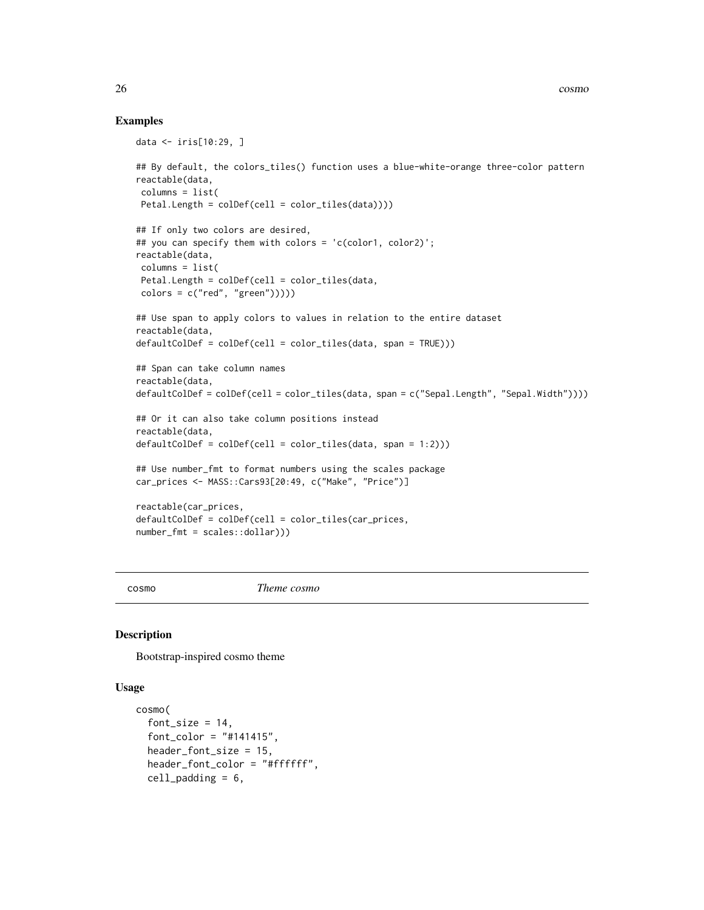### Examples

```
data <- iris[10:29, ]

## By default, the colors_tiles() function uses a blue-white-orange three-color pattern
reactable(data,
 columns = list(
 Petal.Length = colDef(cell = color_tiles(data))))

## If only two colors are desired,
## you can specify them with colors = 'c(color1, color2)';
reactable(data,
 columns = list(
 Petal.Length = colDef(cell = color_tiles(data,
 colors = c("red", "green")))))

## Use span to apply colors to values in relation to the entire dataset
reactable(data,
defaultColDef = colDef(cell = color_tiles(data, span = TRUE)))

## Span can take column names
reactable(data,
defaultColDef = colDef(cell = color_tiles(data, span = c("Sepal.Length", "Sepal.Width"))))

## Or it can also take column positions instead
reactable(data,
defaultColDef = colDef(cell = color_tiles(data, span = 1:2)))

## Use number_fmt to format numbers using the scales package
car_prices <- MASS::Cars93[20:49, c("Make", "Price")]

reactable(car_prices,
defaultColDef = colDef(cell = color_tiles(car_prices,
number_fmt = scales::dollar)))
```

---

## cosmo    *Theme cosmo*

---

### Description

Bootstrap-inspired cosmo theme

### Usage

```
cosmo(
  font_size = 14,
  font_color = "#141415",
  header_font_size = 15,
  header_font_color = "#ffffff",
  cell_padding = 6,
```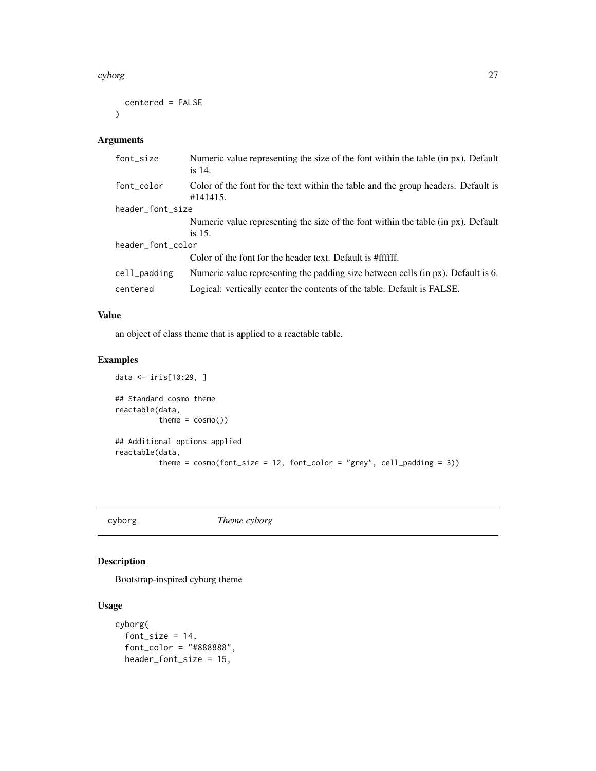```
  centered = FALSE
)
```

### Arguments

| | |
|---|---|
| font_size | Numeric value representing the size of the font within the table (in px). Default is 14. |
| font_color | Color of the font for the text within the table and the group headers. Default is #141415. |
| header_font_size | Numeric value representing the size of the font within the table (in px). Default is 15. |
| header_font_color | Color of the font for the header text. Default is #ffffff. |
| cell_padding | Numeric value representing the padding size between cells (in px). Default is 6. |
| centered | Logical: vertically center the contents of the table. Default is FALSE. |

### Value

an object of class theme that is applied to a reactable table.

### Examples

```
data <- iris[10:29, ]

## Standard cosmo theme
reactable(data,
          theme = cosmo())

## Additional options applied
reactable(data,
          theme = cosmo(font_size = 12, font_color = "grey", cell_padding = 3))
```

## cyborg *Theme cyborg*

### Description

Bootstrap-inspired cyborg theme

### Usage

```
cyborg(
  font_size = 14,
  font_color = "#888888",
  header_font_size = 15,
```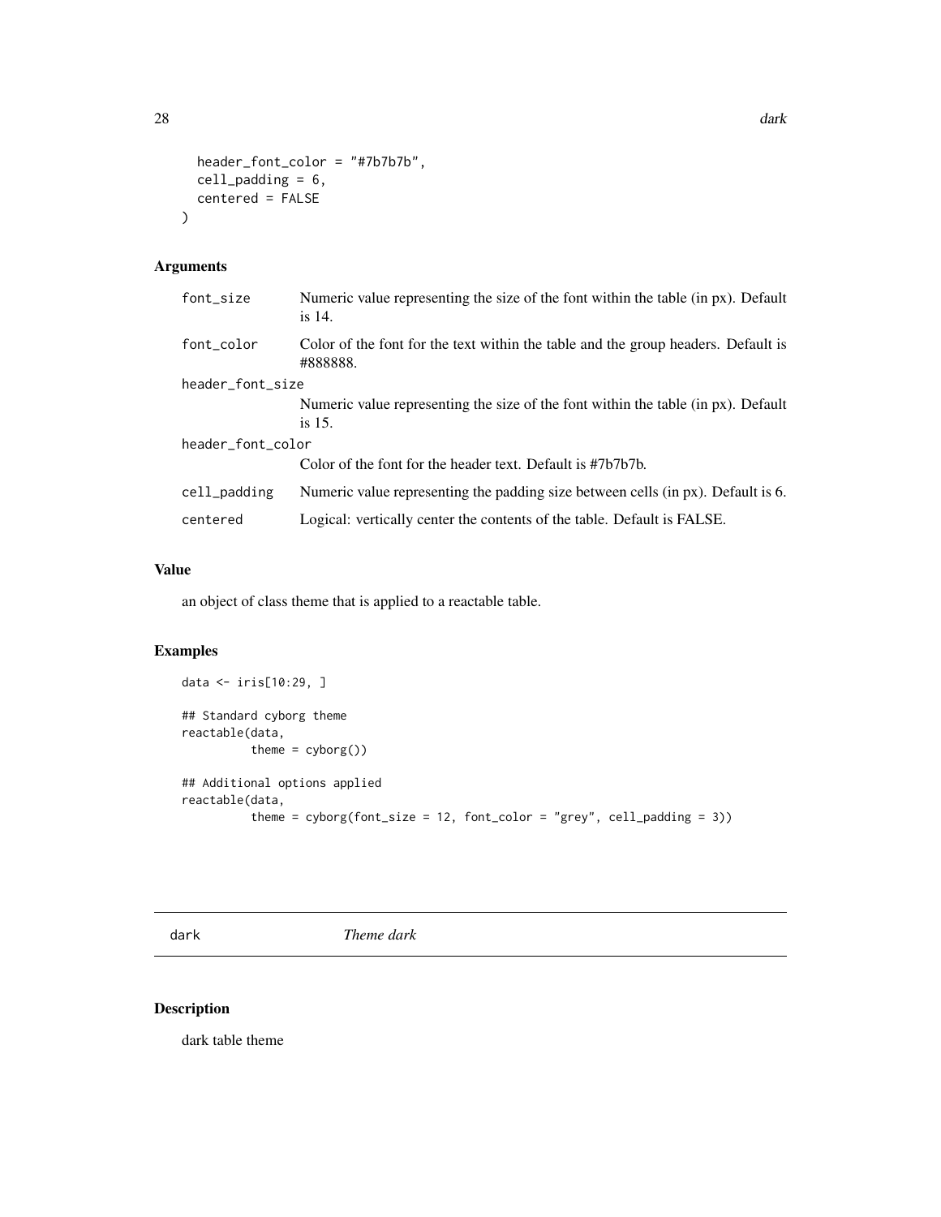```
  header_font_color = "#7b7b7b",
  cell_padding = 6,
  centered = FALSE
)
```

### Arguments

| | |
|---|---|
| font_size | Numeric value representing the size of the font within the table (in px). Default is 14. |
| font_color | Color of the font for the text within the table and the group headers. Default is #888888. |
| header_font_size | Numeric value representing the size of the font within the table (in px). Default is 15. |
| header_font_color | Color of the font for the header text. Default is #7b7b7b. |
| cell_padding | Numeric value representing the padding size between cells (in px). Default is 6. |
| centered | Logical: vertically center the contents of the table. Default is FALSE. |

### Value

an object of class theme that is applied to a reactable table.

### Examples

```
data <- iris[10:29, ]

## Standard cyborg theme
reactable(data,
          theme = cyborg())

## Additional options applied
reactable(data,
          theme = cyborg(font_size = 12, font_color = "grey", cell_padding = 3))
```

---

## dark *Theme dark*

### Description

dark table theme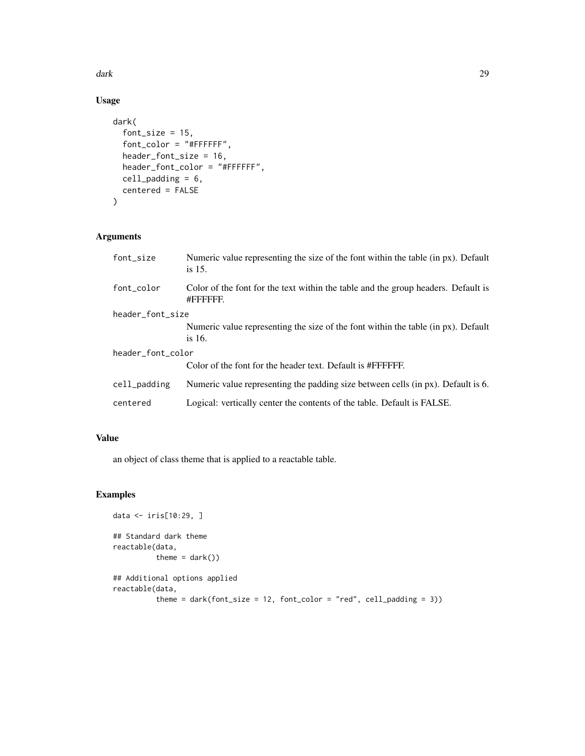## Usage

```
dark(
  font_size = 15,
  font_color = "#FFFFFF",
  header_font_size = 16,
  header_font_color = "#FFFFFF",
  cell_padding = 6,
  centered = FALSE
)
```

## Arguments

| Argument | Description |
|---|---|
| `font_size` | Numeric value representing the size of the font within the table (in px). Default is 15. |
| `font_color` | Color of the font for the text within the table and the group headers. Default is #FFFFFF. |
| `header_font_size` | Numeric value representing the size of the font within the table (in px). Default is 16. |
| `header_font_color` | Color of the font for the header text. Default is #FFFFFF. |
| `cell_padding` | Numeric value representing the padding size between cells (in px). Default is 6. |
| `centered` | Logical: vertically center the contents of the table. Default is FALSE. |

## Value

an object of class theme that is applied to a reactable table.

## Examples

```
data <- iris[10:29, ]

## Standard dark theme
reactable(data,
          theme = dark())

## Additional options applied
reactable(data,
          theme = dark(font_size = 12, font_color = "red", cell_padding = 3))
```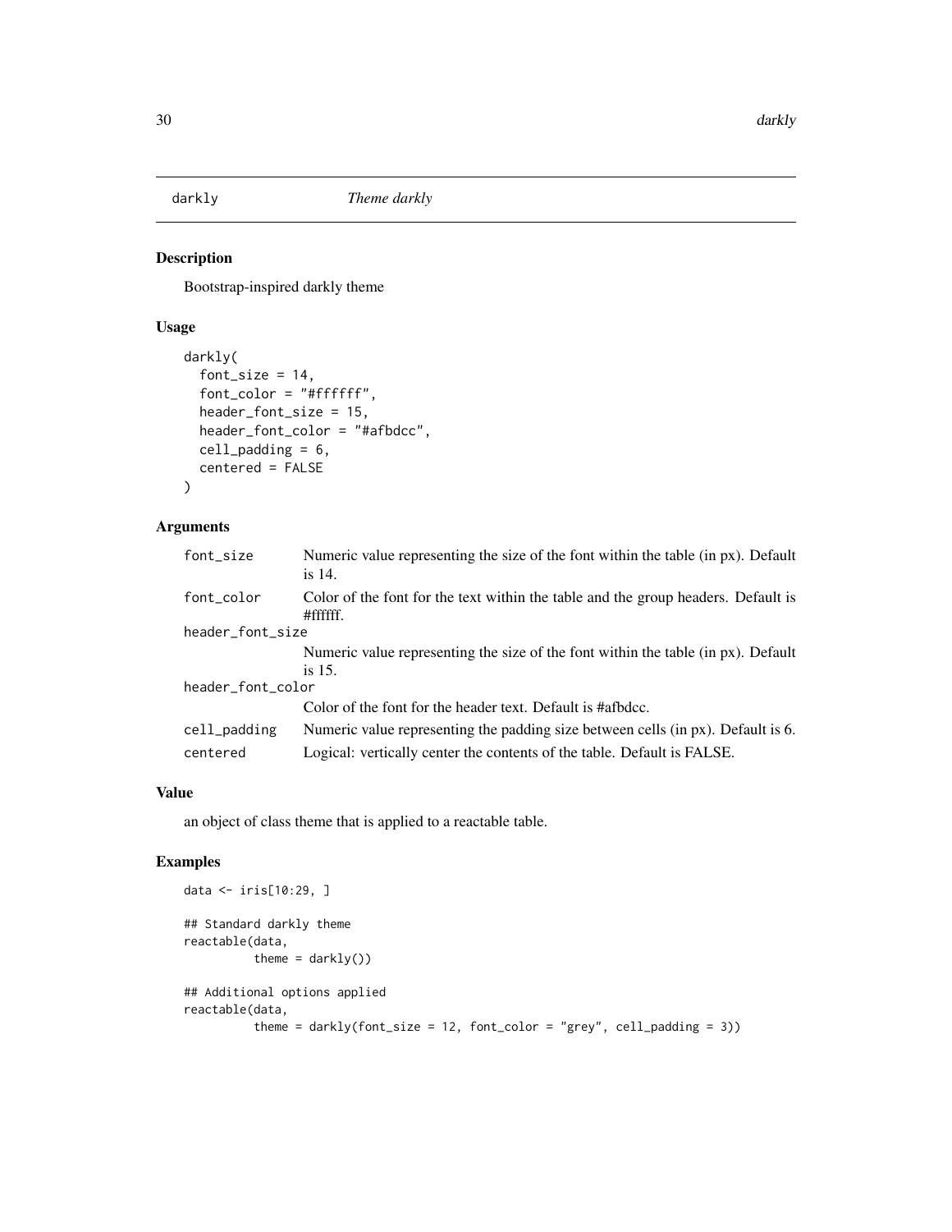`darkly` *Theme darkly*

## Description

Bootstrap-inspired darkly theme

## Usage

```
darkly(
  font_size = 14,
  font_color = "#ffffff",
  header_font_size = 15,
  header_font_color = "#afbdcc",
  cell_padding = 6,
  centered = FALSE
)
```

## Arguments

| Argument | Description |
|---|---|
| `font_size` | Numeric value representing the size of the font within the table (in px). Default is 14. |
| `font_color` | Color of the font for the text within the table and the group headers. Default is #ffffff. |
| `header_font_size` | Numeric value representing the size of the font within the table (in px). Default is 15. |
| `header_font_color` | Color of the font for the header text. Default is #afbdcc. |
| `cell_padding` | Numeric value representing the padding size between cells (in px). Default is 6. |
| `centered` | Logical: vertically center the contents of the table. Default is FALSE. |

## Value

an object of class theme that is applied to a reactable table.

## Examples

```
data <- iris[10:29, ]

## Standard darkly theme
reactable(data,
          theme = darkly())

## Additional options applied
reactable(data,
          theme = darkly(font_size = 12, font_color = "grey", cell_padding = 3))
```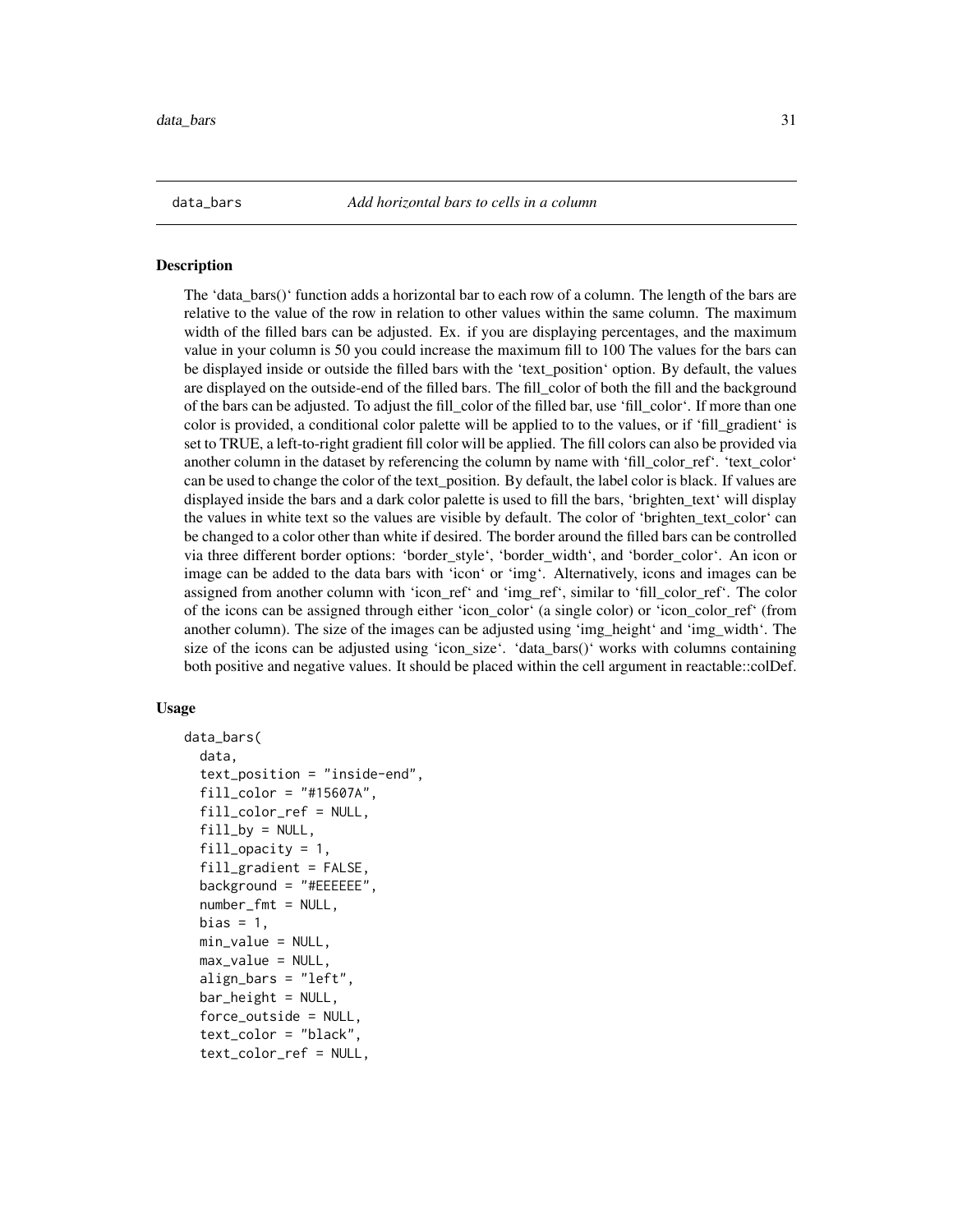data_bars *Add horizontal bars to cells in a column*

## Description

The 'data_bars()' function adds a horizontal bar to each row of a column. The length of the bars are relative to the value of the row in relation to other values within the same column. The maximum width of the filled bars can be adjusted. Ex. if you are displaying percentages, and the maximum value in your column is 50 you could increase the maximum fill to 100 The values for the bars can be displayed inside or outside the filled bars with the 'text_position' option. By default, the values are displayed on the outside-end of the filled bars. The fill_color of both the fill and the background of the bars can be adjusted. To adjust the fill_color of the filled bar, use 'fill_color'. If more than one color is provided, a conditional color palette will be applied to to the values, or if 'fill_gradient' is set to TRUE, a left-to-right gradient fill color will be applied. The fill colors can also be provided via another column in the dataset by referencing the column by name with 'fill_color_ref'. 'text_color' can be used to change the color of the text_position. By default, the label color is black. If values are displayed inside the bars and a dark color palette is used to fill the bars, 'brighten_text' will display the values in white text so the values are visible by default. The color of 'brighten_text_color' can be changed to a color other than white if desired. The border around the filled bars can be controlled via three different border options: 'border_style', 'border_width', and 'border_color'. An icon or image can be added to the data bars with 'icon' or 'img'. Alternatively, icons and images can be assigned from another column with 'icon_ref' and 'img_ref', similar to 'fill_color_ref'. The color of the icons can be assigned through either 'icon_color' (a single color) or 'icon_color_ref' (from another column). The size of the images can be adjusted using 'img_height' and 'img_width'. The size of the icons can be adjusted using 'icon_size'. 'data_bars()' works with columns containing both positive and negative values. It should be placed within the cell argument in reactable::colDef.

## Usage

```
data_bars(
  data,
  text_position = "inside-end",
  fill_color = "#15607A",
  fill_color_ref = NULL,
  fill_by = NULL,
  fill_opacity = 1,
  fill_gradient = FALSE,
  background = "#EEEEEE",
  number_fmt = NULL,
  bias = 1,
  min_value = NULL,
  max_value = NULL,
  align_bars = "left",
  bar_height = NULL,
  force_outside = NULL,
  text_color = "black",
  text_color_ref = NULL,
```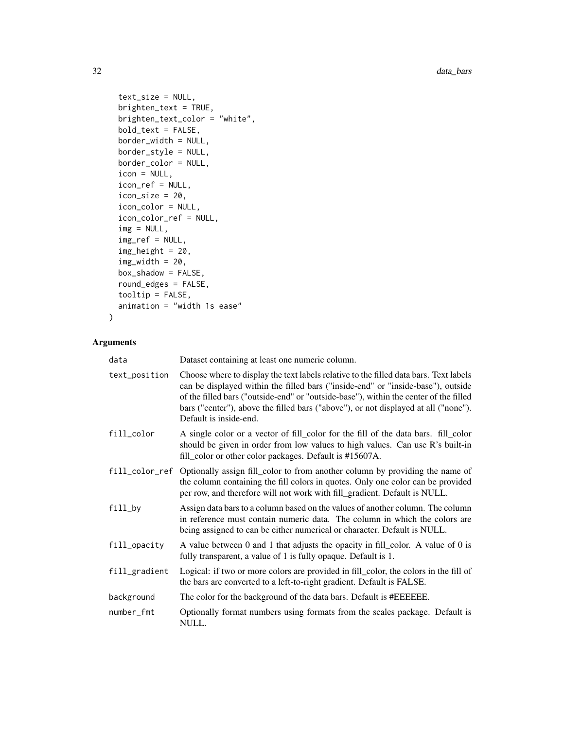```
  text_size = NULL,
  brighten_text = TRUE,
  brighten_text_color = "white",
  bold_text = FALSE,
  border_width = NULL,
  border_style = NULL,
  border_color = NULL,
  icon = NULL,
  icon_ref = NULL,
  icon_size = 20,
  icon_color = NULL,
  icon_color_ref = NULL,
  img = NULL,
  img_ref = NULL,
  img_height = 20,
  img_width = 20,
  box_shadow = FALSE,
  round_edges = FALSE,
  tooltip = FALSE,
  animation = "width 1s ease"
)
```

## Arguments

| | |
|---|---|
| data | Dataset containing at least one numeric column. |
| text_position | Choose where to display the text labels relative to the filled data bars. Text labels can be displayed within the filled bars ("inside-end" or "inside-base"), outside of the filled bars ("outside-end" or "outside-base"), within the center of the filled bars ("center"), above the filled bars ("above"), or not displayed at all ("none"). Default is inside-end. |
| fill_color | A single color or a vector of fill_color for the fill of the data bars. fill_color should be given in order from low values to high values. Can use R's built-in fill_color or other color packages. Default is #15607A. |
| fill_color_ref | Optionally assign fill_color to from another column by providing the name of the column containing the fill colors in quotes. Only one color can be provided per row, and therefore will not work with fill_gradient. Default is NULL. |
| fill_by | Assign data bars to a column based on the values of another column. The column in reference must contain numeric data. The column in which the colors are being assigned to can be either numerical or character. Default is NULL. |
| fill_opacity | A value between 0 and 1 that adjusts the opacity in fill_color. A value of 0 is fully transparent, a value of 1 is fully opaque. Default is 1. |
| fill_gradient | Logical: if two or more colors are provided in fill_color, the colors in the fill of the bars are converted to a left-to-right gradient. Default is FALSE. |
| background | The color for the background of the data bars. Default is #EEEEEE. |
| number_fmt | Optionally format numbers using formats from the scales package. Default is NULL. |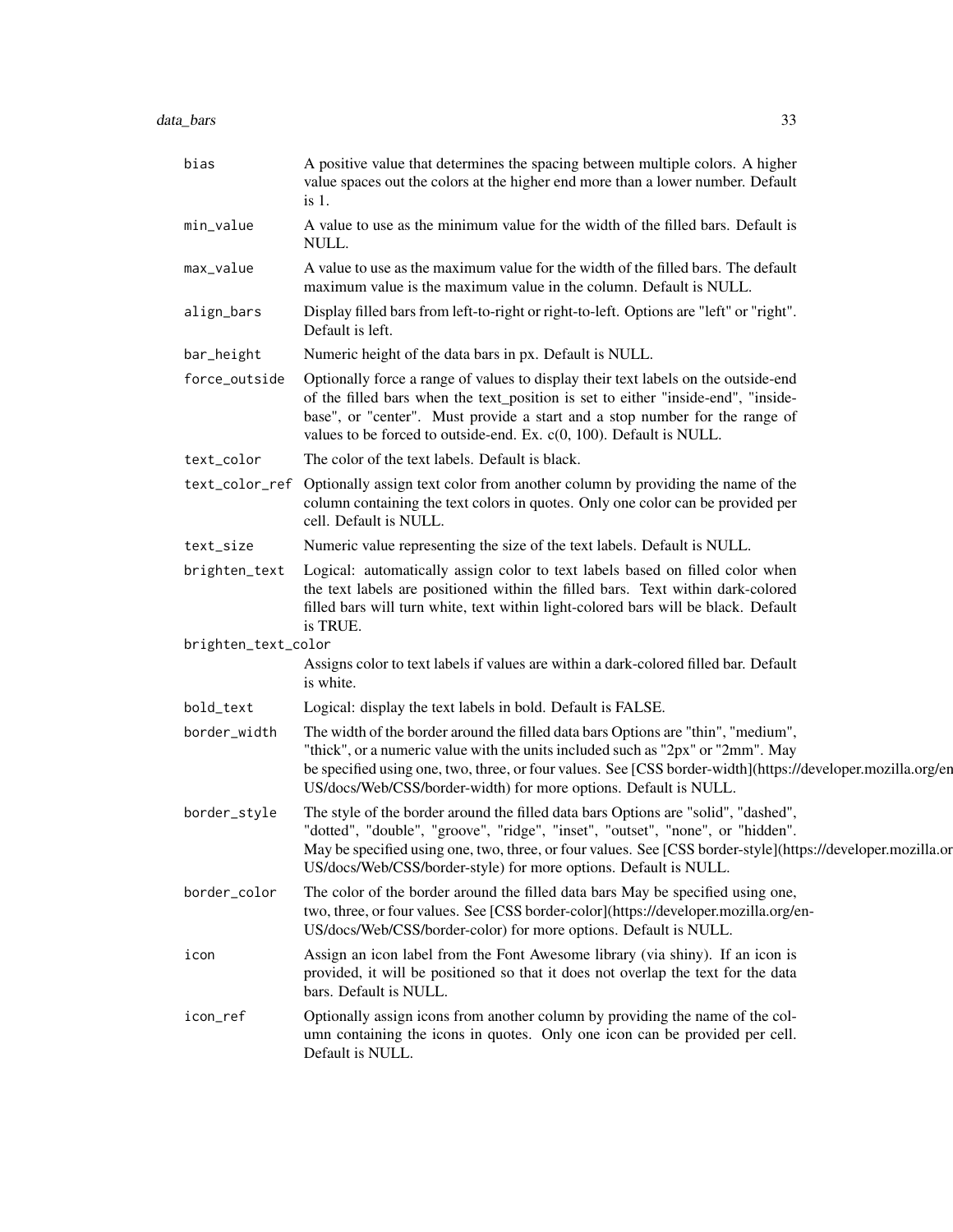| | |
|---|---|
| bias | A positive value that determines the spacing between multiple colors. A higher value spaces out the colors at the higher end more than a lower number. Default is 1. |
| min_value | A value to use as the minimum value for the width of the filled bars. Default is NULL. |
| max_value | A value to use as the maximum value for the width of the filled bars. The default maximum value is the maximum value in the column. Default is NULL. |
| align_bars | Display filled bars from left-to-right or right-to-left. Options are "left" or "right". Default is left. |
| bar_height | Numeric height of the data bars in px. Default is NULL. |
| force_outside | Optionally force a range of values to display their text labels on the outside-end of the filled bars when the text_position is set to either "inside-end", "inside-base", or "center". Must provide a start and a stop number for the range of values to be forced to outside-end. Ex. c(0, 100). Default is NULL. |
| text_color | The color of the text labels. Default is black. |
| text_color_ref | Optionally assign text color from another column by providing the name of the column containing the text colors in quotes. Only one color can be provided per cell. Default is NULL. |
| text_size | Numeric value representing the size of the text labels. Default is NULL. |
| brighten_text | Logical: automatically assign color to text labels based on filled color when the text labels are positioned within the filled bars. Text within dark-colored filled bars will turn white, text within light-colored bars will be black. Default is TRUE. |
| brighten_text_color | Assigns color to text labels if values are within a dark-colored filled bar. Default is white. |
| bold_text | Logical: display the text labels in bold. Default is FALSE. |
| border_width | The width of the border around the filled data bars Options are "thin", "medium", "thick", or a numeric value with the units included such as "2px" or "2mm". May be specified using one, two, three, or four values. See [CSS border-width](https://developer.mozilla.org/en-US/docs/Web/CSS/border-width) for more options. Default is NULL. |
| border_style | The style of the border around the filled data bars Options are "solid", "dashed", "dotted", "double", "groove", "ridge", "inset", "outset", "none", or "hidden". May be specified using one, two, three, or four values. See [CSS border-style](https://developer.mozilla.org/en-US/docs/Web/CSS/border-style) for more options. Default is NULL. |
| border_color | The color of the border around the filled data bars May be specified using one, two, three, or four values. See [CSS border-color](https://developer.mozilla.org/en-US/docs/Web/CSS/border-color) for more options. Default is NULL. |
| icon | Assign an icon label from the Font Awesome library (via shiny). If an icon is provided, it will be positioned so that it does not overlap the text for the data bars. Default is NULL. |
| icon_ref | Optionally assign icons from another column by providing the name of the column containing the icons in quotes. Only one icon can be provided per cell. Default is NULL. |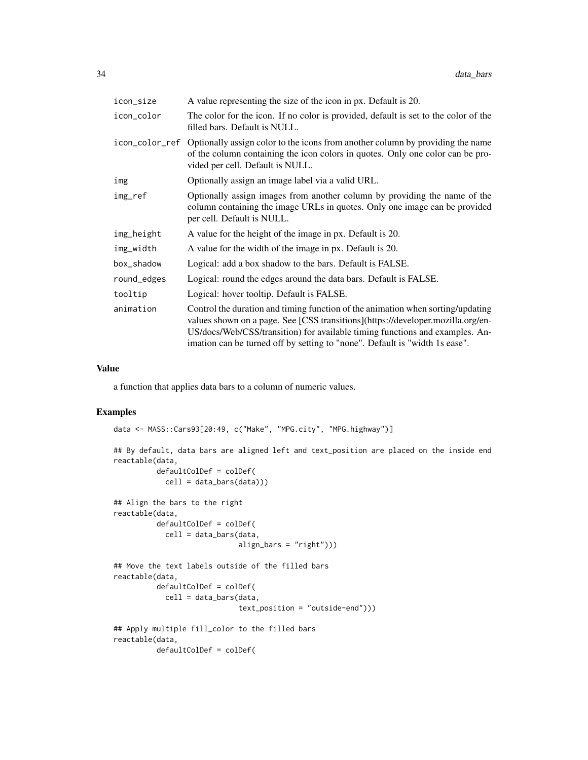| | |
|---|---|
| icon_size | A value representing the size of the icon in px. Default is 20. |
| icon_color | The color for the icon. If no color is provided, default is set to the color of the filled bars. Default is NULL. |
| icon_color_ref | Optionally assign color to the icons from another column by providing the name of the column containing the icon colors in quotes. Only one color can be provided per cell. Default is NULL. |
| img | Optionally assign an image label via a valid URL. |
| img_ref | Optionally assign images from another column by providing the name of the column containing the image URLs in quotes. Only one image can be provided per cell. Default is NULL. |
| img_height | A value for the height of the image in px. Default is 20. |
| img_width | A value for the width of the image in px. Default is 20. |
| box_shadow | Logical: add a box shadow to the bars. Default is FALSE. |
| round_edges | Logical: round the edges around the data bars. Default is FALSE. |
| tooltip | Logical: hover tooltip. Default is FALSE. |
| animation | Control the duration and timing function of the animation when sorting/updating values shown on a page. See [CSS transitions](https://developer.mozilla.org/en-US/docs/Web/CSS/transition) for available timing functions and examples. Animation can be turned off by setting to "none". Default is "width 1s ease". |

## Value

a function that applies data bars to a column of numeric values.

## Examples

```
data <- MASS::Cars93[20:49, c("Make", "MPG.city", "MPG.highway")]

## By default, data bars are aligned left and text_position are placed on the inside end
reactable(data,
          defaultColDef = colDef(
            cell = data_bars(data)))

## Align the bars to the right
reactable(data,
          defaultColDef = colDef(
            cell = data_bars(data,
                             align_bars = "right")))

## Move the text labels outside of the filled bars
reactable(data,
          defaultColDef = colDef(
            cell = data_bars(data,
                             text_position = "outside-end")))

## Apply multiple fill_color to the filled bars
reactable(data,
          defaultColDef = colDef(
```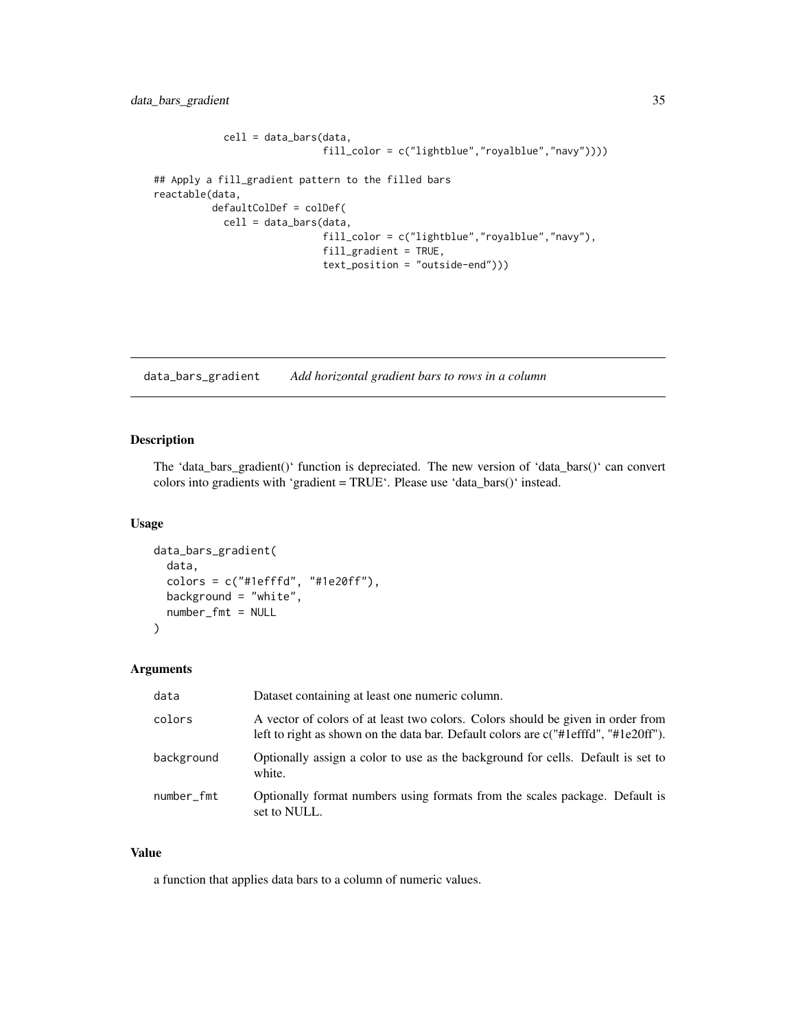```
            cell = data_bars(data,
                             fill_color = c("lightblue","royalblue","navy"))))

## Apply a fill_gradient pattern to the filled bars
reactable(data,
          defaultColDef = colDef(
            cell = data_bars(data,
                             fill_color = c("lightblue","royalblue","navy"),
                             fill_gradient = TRUE,
                             text_position = "outside-end")))
```

## data_bars_gradient *Add horizontal gradient bars to rows in a column*

### Description

The 'data_bars_gradient()' function is depreciated. The new version of 'data_bars()' can convert colors into gradients with 'gradient = TRUE'. Please use 'data_bars()' instead.

### Usage

```
data_bars_gradient(
  data,
  colors = c("#1efffd", "#1e20ff"),
  background = "white",
  number_fmt = NULL
)
```

### Arguments

| | |
|---|---|
| data | Dataset containing at least one numeric column. |
| colors | A vector of colors of at least two colors. Colors should be given in order from left to right as shown on the data bar. Default colors are c("#1efffd", "#1e20ff"). |
| background | Optionally assign a color to use as the background for cells. Default is set to white. |
| number_fmt | Optionally format numbers using formats from the scales package. Default is set to NULL. |

### Value

a function that applies data bars to a column of numeric values.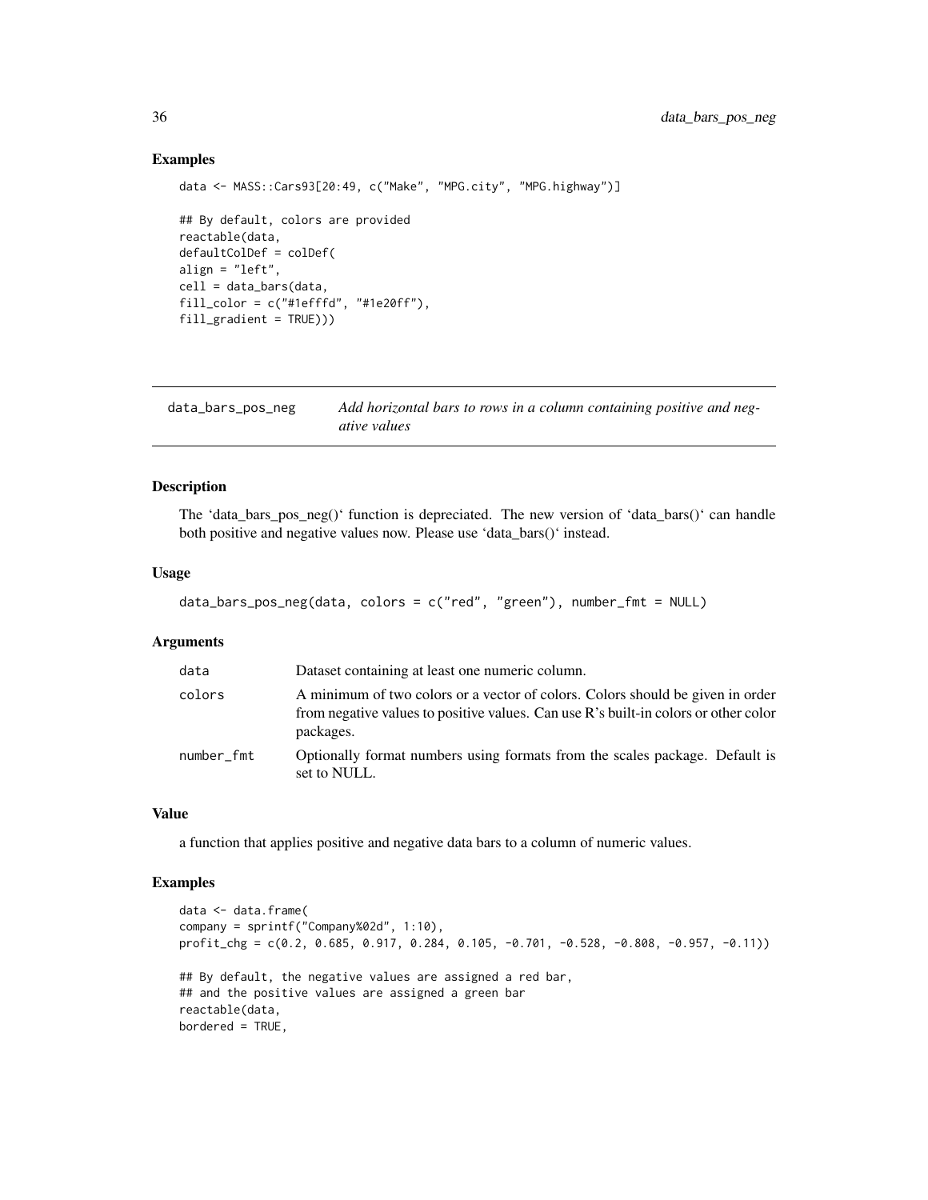## Examples

```
data <- MASS::Cars93[20:49, c("Make", "MPG.city", "MPG.highway")]

## By default, colors are provided
reactable(data,
defaultColDef = colDef(
align = "left",
cell = data_bars(data,
fill_color = c("#1efffd", "#1e20ff"),
fill_gradient = TRUE)))
```

---

# data_bars_pos_neg

*Add horizontal bars to rows in a column containing positive and negative values*

---

## Description

The 'data_bars_pos_neg()' function is depreciated. The new version of 'data_bars()' can handle both positive and negative values now. Please use 'data_bars()' instead.

## Usage

```
data_bars_pos_neg(data, colors = c("red", "green"), number_fmt = NULL)
```

## Arguments

| | |
|---|---|
| data | Dataset containing at least one numeric column. |
| colors | A minimum of two colors or a vector of colors. Colors should be given in order from negative values to positive values. Can use R's built-in colors or other color packages. |
| number_fmt | Optionally format numbers using formats from the scales package. Default is set to NULL. |

## Value

a function that applies positive and negative data bars to a column of numeric values.

## Examples

```
data <- data.frame(
company = sprintf("Company%02d", 1:10),
profit_chg = c(0.2, 0.685, 0.917, 0.284, 0.105, -0.701, -0.528, -0.808, -0.957, -0.11))

## By default, the negative values are assigned a red bar,
## and the positive values are assigned a green bar
reactable(data,
bordered = TRUE,
```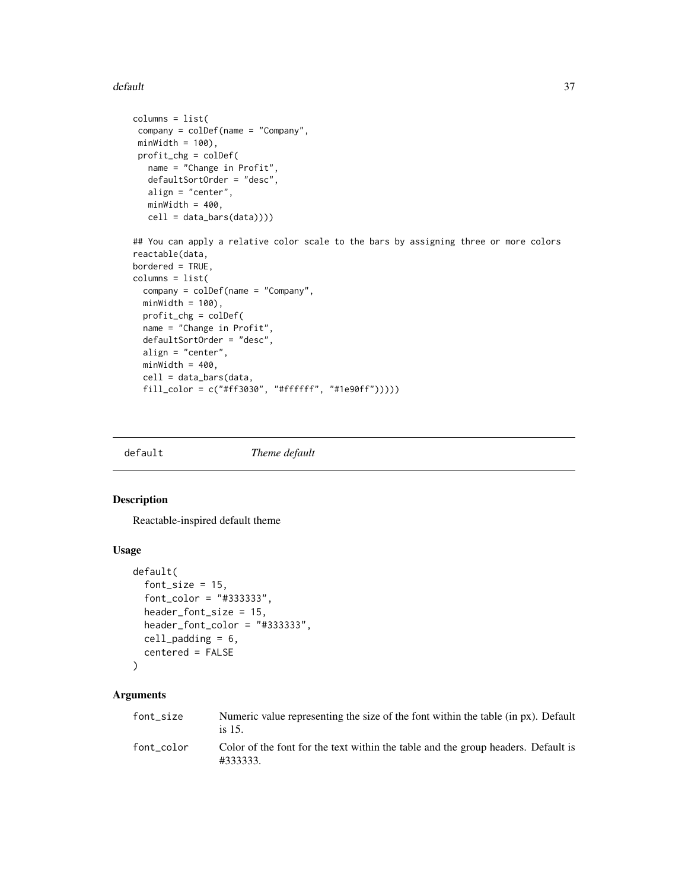```
columns = list(
 company = colDef(name = "Company",
 minWidth = 100),
 profit_chg = colDef(
   name = "Change in Profit",
   defaultSortOrder = "desc",
   align = "center",
   minWidth = 400,
   cell = data_bars(data))))

## You can apply a relative color scale to the bars by assigning three or more colors
reactable(data,
bordered = TRUE,
columns = list(
  company = colDef(name = "Company",
  minWidth = 100),
  profit_chg = colDef(
  name = "Change in Profit",
  defaultSortOrder = "desc",
  align = "center",
  minWidth = 400,
  cell = data_bars(data,
  fill_color = c("#ff3030", "#ffffff", "#1e90ff")))))
```

## default — *Theme default*

### Description

Reactable-inspired default theme

### Usage

```
default(
  font_size = 15,
  font_color = "#333333",
  header_font_size = 15,
  header_font_color = "#333333",
  cell_padding = 6,
  centered = FALSE
)
```

### Arguments

| | |
|---|---|
| font_size | Numeric value representing the size of the font within the table (in px). Default is 15. |
| font_color | Color of the font for the text within the table and the group headers. Default is #333333. |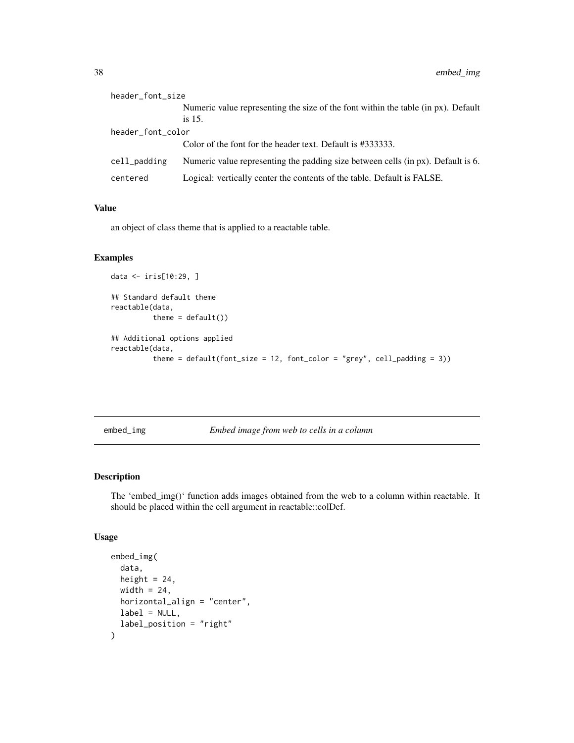| | |
|---|---|
| header_font_size | Numeric value representing the size of the font within the table (in px). Default is 15. |
| header_font_color | Color of the font for the header text. Default is #333333. |
| cell_padding | Numeric value representing the padding size between cells (in px). Default is 6. |
| centered | Logical: vertically center the contents of the table. Default is FALSE. |

### Value

an object of class theme that is applied to a reactable table.

### Examples

```
data <- iris[10:29, ]

## Standard default theme
reactable(data,
          theme = default())

## Additional options applied
reactable(data,
          theme = default(font_size = 12, font_color = "grey", cell_padding = 3))
```

---

## embed_img &nbsp;&nbsp;&nbsp;&nbsp;&nbsp; *Embed image from web to cells in a column*

---

### Description

The 'embed_img()' function adds images obtained from the web to a column within reactable. It should be placed within the cell argument in reactable::colDef.

### Usage

```
embed_img(
  data,
  height = 24,
  width = 24,
  horizontal_align = "center",
  label = NULL,
  label_position = "right"
)
```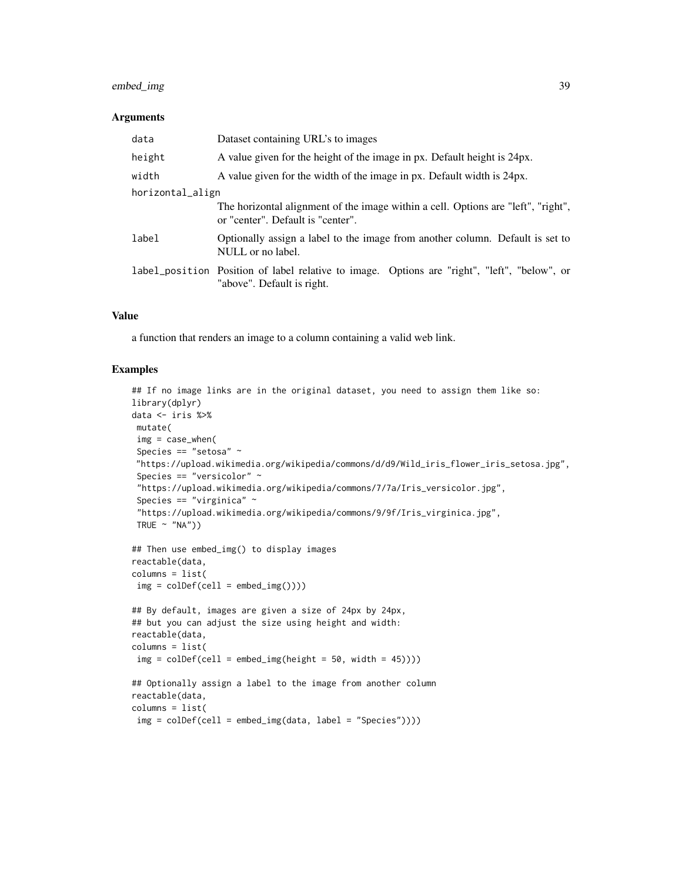### Arguments

| | |
|---|---|
| `data` | Dataset containing URL's to images |
| `height` | A value given for the height of the image in px. Default height is 24px. |
| `width` | A value given for the width of the image in px. Default width is 24px. |
| `horizontal_align` | The horizontal alignment of the image within a cell. Options are "left", "right", or "center". Default is "center". |
| `label` | Optionally assign a label to the image from another column. Default is set to NULL or no label. |
| `label_position` | Position of label relative to image. Options are "right", "left", "below", or "above". Default is right. |

### Value

a function that renders an image to a column containing a valid web link.

### Examples

```
## If no image links are in the original dataset, you need to assign them like so:
library(dplyr)
data <- iris %>%
 mutate(
 img = case_when(
 Species == "setosa" ~
 "https://upload.wikimedia.org/wikipedia/commons/d/d9/Wild_iris_flower_iris_setosa.jpg",
 Species == "versicolor" ~
 "https://upload.wikimedia.org/wikipedia/commons/7/7a/Iris_versicolor.jpg",
 Species == "virginica" ~
 "https://upload.wikimedia.org/wikipedia/commons/9/9f/Iris_virginica.jpg",
 TRUE ~ "NA"))

## Then use embed_img() to display images
reactable(data,
columns = list(
 img = colDef(cell = embed_img())))

## By default, images are given a size of 24px by 24px,
## but you can adjust the size using height and width:
reactable(data,
columns = list(
 img = colDef(cell = embed_img(height = 50, width = 45))))

## Optionally assign a label to the image from another column
reactable(data,
columns = list(
 img = colDef(cell = embed_img(data, label = "Species"))))
```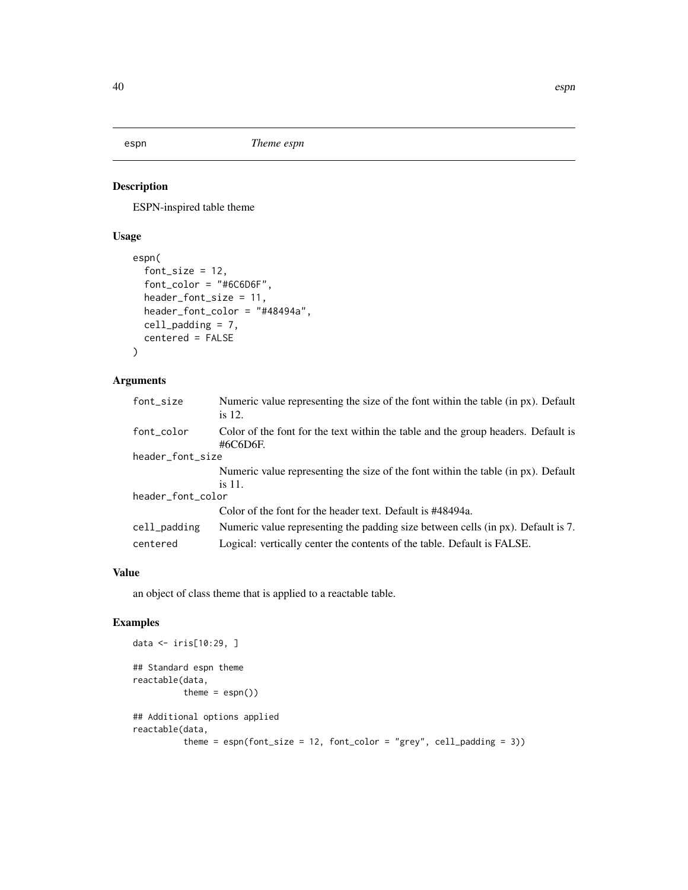# espn *Theme espn*

## Description

ESPN-inspired table theme

## Usage

```
espn(
  font_size = 12,
  font_color = "#6C6D6F",
  header_font_size = 11,
  header_font_color = "#48494a",
  cell_padding = 7,
  centered = FALSE
)
```

## Arguments

| Argument | Description |
| --- | --- |
| font_size | Numeric value representing the size of the font within the table (in px). Default is 12. |
| font_color | Color of the font for the text within the table and the group headers. Default is #6C6D6F. |
| header_font_size | Numeric value representing the size of the font within the table (in px). Default is 11. |
| header_font_color | Color of the font for the header text. Default is #48494a. |
| cell_padding | Numeric value representing the padding size between cells (in px). Default is 7. |
| centered | Logical: vertically center the contents of the table. Default is FALSE. |

## Value

an object of class theme that is applied to a reactable table.

## Examples

```
data <- iris[10:29, ]

## Standard espn theme
reactable(data,
          theme = espn())

## Additional options applied
reactable(data,
          theme = espn(font_size = 12, font_color = "grey", cell_padding = 3))
```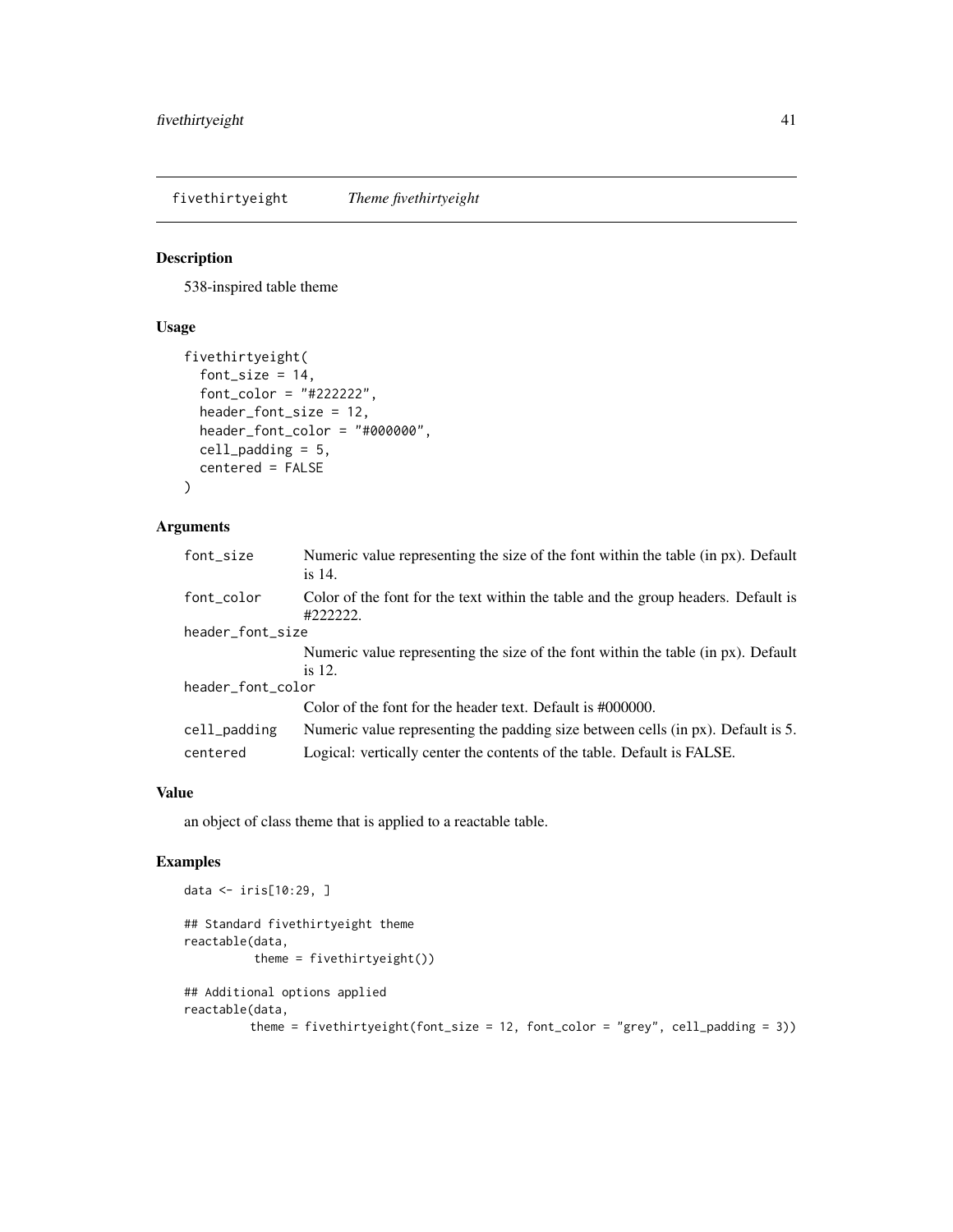## fivethirtyeight *Theme fivethirtyeight*

### Description

538-inspired table theme

### Usage

```
fivethirtyeight(
  font_size = 14,
  font_color = "#222222",
  header_font_size = 12,
  header_font_color = "#000000",
  cell_padding = 5,
  centered = FALSE
)
```

### Arguments

| | |
|---|---|
| `font_size` | Numeric value representing the size of the font within the table (in px). Default is 14. |
| `font_color` | Color of the font for the text within the table and the group headers. Default is #222222. |
| `header_font_size` | Numeric value representing the size of the font within the table (in px). Default is 12. |
| `header_font_color` | Color of the font for the header text. Default is #000000. |
| `cell_padding` | Numeric value representing the padding size between cells (in px). Default is 5. |
| `centered` | Logical: vertically center the contents of the table. Default is FALSE. |

### Value

an object of class theme that is applied to a reactable table.

### Examples

```
data <- iris[10:29, ]

## Standard fivethirtyeight theme
reactable(data,
          theme = fivethirtyeight())

## Additional options applied
reactable(data,
         theme = fivethirtyeight(font_size = 12, font_color = "grey", cell_padding = 3))
```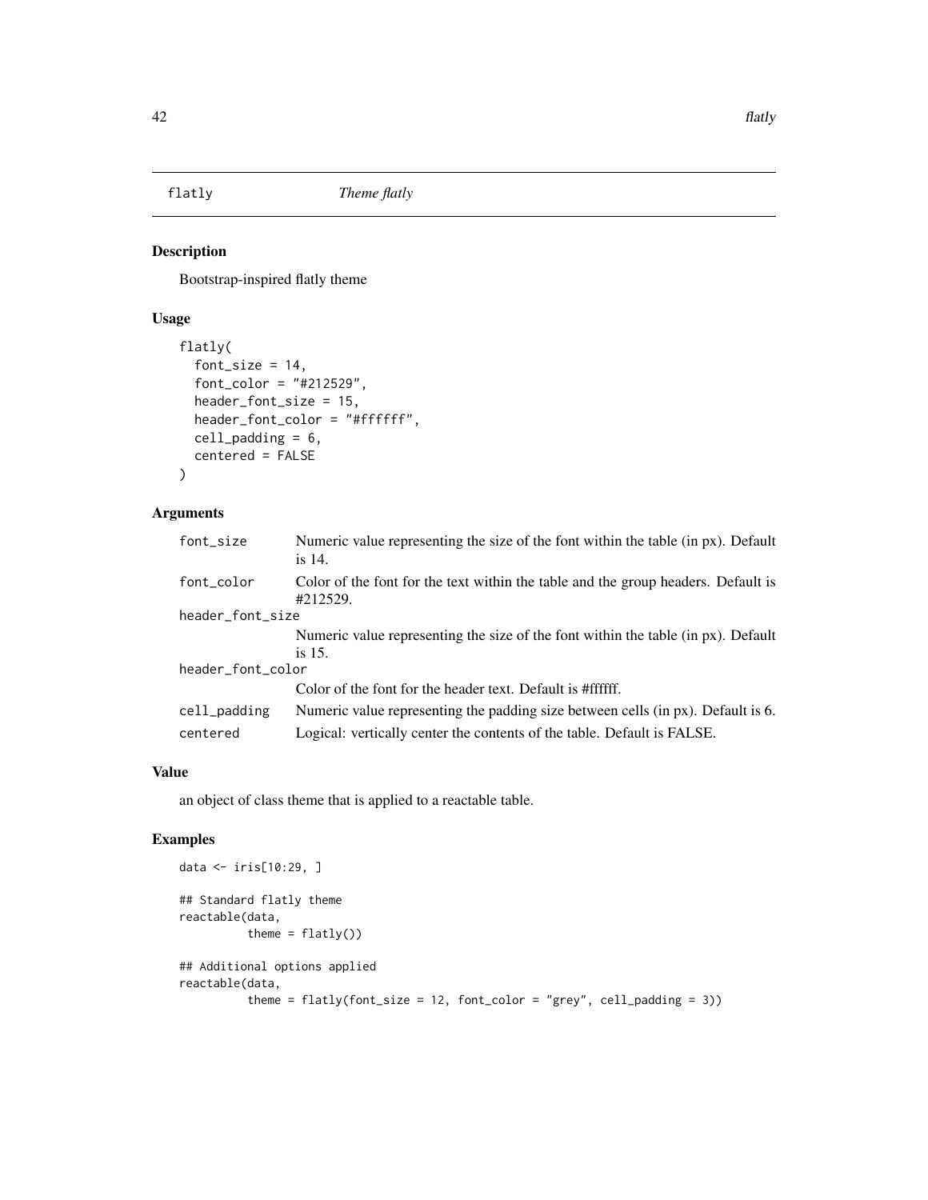flatly *Theme flatly*

## Description

Bootstrap-inspired flatly theme

## Usage

```
flatly(
  font_size = 14,
  font_color = "#212529",
  header_font_size = 15,
  header_font_color = "#ffffff",
  cell_padding = 6,
  centered = FALSE
)
```

## Arguments

| | |
|---|---|
| font_size | Numeric value representing the size of the font within the table (in px). Default is 14. |
| font_color | Color of the font for the text within the table and the group headers. Default is #212529. |
| header_font_size | Numeric value representing the size of the font within the table (in px). Default is 15. |
| header_font_color | Color of the font for the header text. Default is #ffffff. |
| cell_padding | Numeric value representing the padding size between cells (in px). Default is 6. |
| centered | Logical: vertically center the contents of the table. Default is FALSE. |

## Value

an object of class theme that is applied to a reactable table.

## Examples

```
data <- iris[10:29, ]

## Standard flatly theme
reactable(data,
          theme = flatly())

## Additional options applied
reactable(data,
          theme = flatly(font_size = 12, font_color = "grey", cell_padding = 3))
```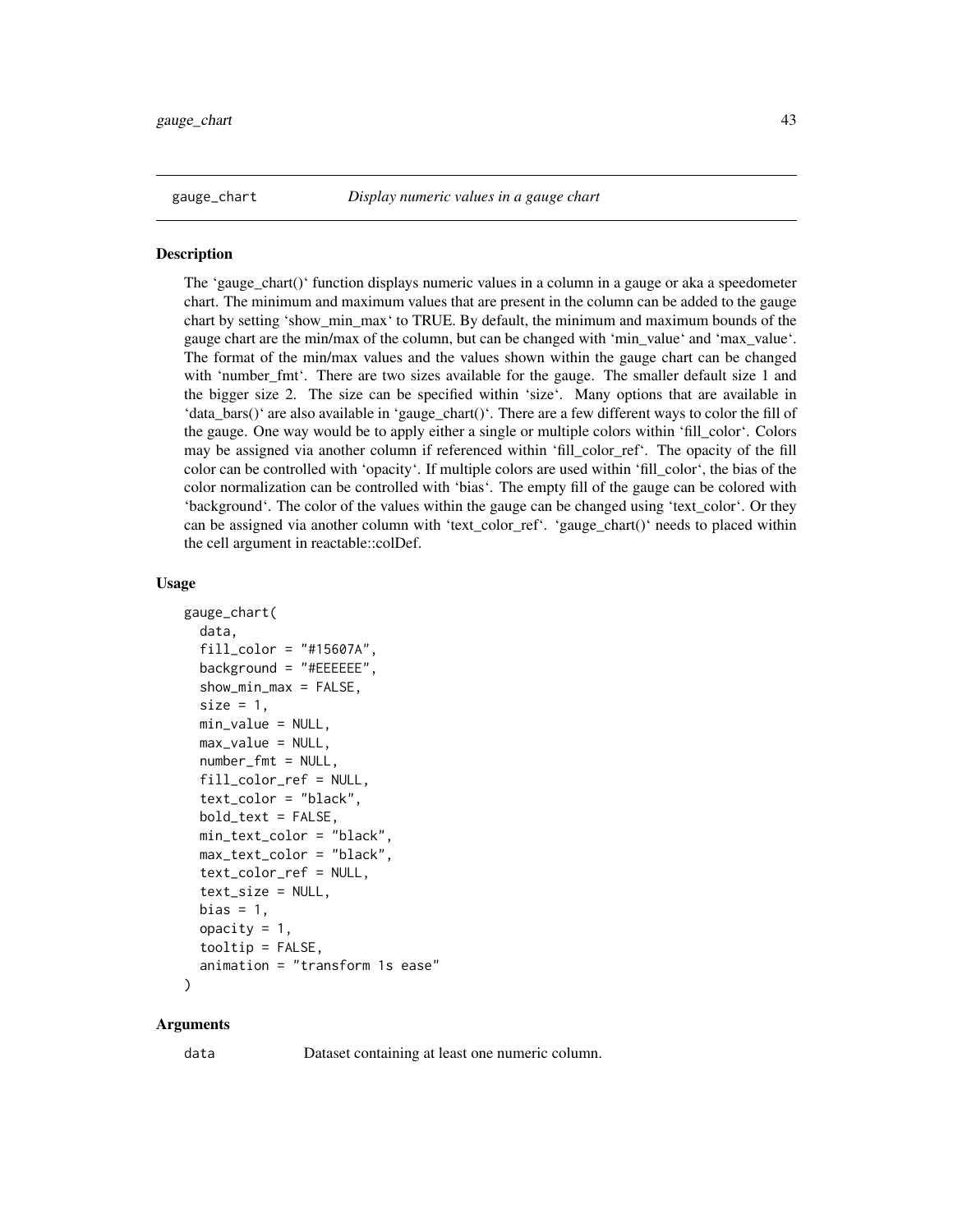gauge_chart *Display numeric values in a gauge chart*

## Description

The 'gauge_chart()' function displays numeric values in a column in a gauge or aka a speedometer chart. The minimum and maximum values that are present in the column can be added to the gauge chart by setting 'show_min_max' to TRUE. By default, the minimum and maximum bounds of the gauge chart are the min/max of the column, but can be changed with 'min_value' and 'max_value'. The format of the min/max values and the values shown within the gauge chart can be changed with 'number_fmt'. There are two sizes available for the gauge. The smaller default size 1 and the bigger size 2. The size can be specified within 'size'. Many options that are available in 'data_bars()' are also available in 'gauge_chart()'. There are a few different ways to color the fill of the gauge. One way would be to apply either a single or multiple colors within 'fill_color'. Colors may be assigned via another column if referenced within 'fill_color_ref'. The opacity of the fill color can be controlled with 'opacity'. If multiple colors are used within 'fill_color', the bias of the color normalization can be controlled with 'bias'. The empty fill of the gauge can be colored with 'background'. The color of the values within the gauge can be changed using 'text_color'. Or they can be assigned via another column with 'text_color_ref'. 'gauge_chart()' needs to placed within the cell argument in reactable::colDef.

## Usage

```
gauge_chart(
  data,
  fill_color = "#15607A",
  background = "#EEEEEE",
  show_min_max = FALSE,
  size = 1,
  min_value = NULL,
  max_value = NULL,
  number_fmt = NULL,
  fill_color_ref = NULL,
  text_color = "black",
  bold_text = FALSE,
  min_text_color = "black",
  max_text_color = "black",
  text_color_ref = NULL,
  text_size = NULL,
  bias = 1,
  opacity = 1,
  tooltip = FALSE,
  animation = "transform 1s ease"
)
```

## Arguments

| | |
|---|---|
| data | Dataset containing at least one numeric column. |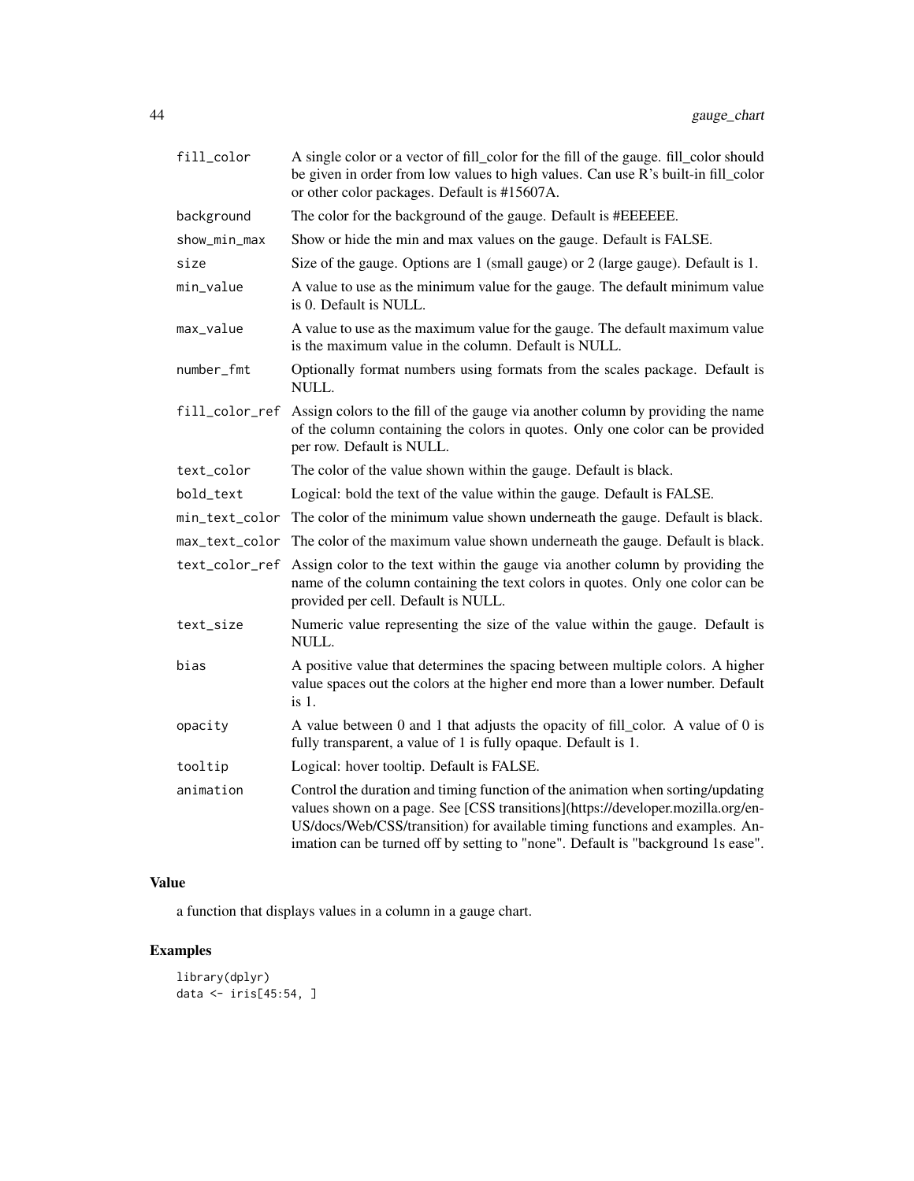| | |
|---|---|
| fill_color | A single color or a vector of fill_color for the fill of the gauge. fill_color should be given in order from low values to high values. Can use R's built-in fill_color or other color packages. Default is #15607A. |
| background | The color for the background of the gauge. Default is #EEEEEE. |
| show_min_max | Show or hide the min and max values on the gauge. Default is FALSE. |
| size | Size of the gauge. Options are 1 (small gauge) or 2 (large gauge). Default is 1. |
| min_value | A value to use as the minimum value for the gauge. The default minimum value is 0. Default is NULL. |
| max_value | A value to use as the maximum value for the gauge. The default maximum value is the maximum value in the column. Default is NULL. |
| number_fmt | Optionally format numbers using formats from the scales package. Default is NULL. |
| fill_color_ref | Assign colors to the fill of the gauge via another column by providing the name of the column containing the colors in quotes. Only one color can be provided per row. Default is NULL. |
| text_color | The color of the value shown within the gauge. Default is black. |
| bold_text | Logical: bold the text of the value within the gauge. Default is FALSE. |
| min_text_color | The color of the minimum value shown underneath the gauge. Default is black. |
| max_text_color | The color of the maximum value shown underneath the gauge. Default is black. |
| text_color_ref | Assign color to the text within the gauge via another column by providing the name of the column containing the text colors in quotes. Only one color can be provided per cell. Default is NULL. |
| text_size | Numeric value representing the size of the value within the gauge. Default is NULL. |
| bias | A positive value that determines the spacing between multiple colors. A higher value spaces out the colors at the higher end more than a lower number. Default is 1. |
| opacity | A value between 0 and 1 that adjusts the opacity of fill_color. A value of 0 is fully transparent, a value of 1 is fully opaque. Default is 1. |
| tooltip | Logical: hover tooltip. Default is FALSE. |
| animation | Control the duration and timing function of the animation when sorting/updating values shown on a page. See [CSS transitions](https://developer.mozilla.org/en-US/docs/Web/CSS/transition) for available timing functions and examples. Animation can be turned off by setting to "none". Default is "background 1s ease". |

## Value

a function that displays values in a column in a gauge chart.

## Examples

```
library(dplyr)
data <- iris[45:54, ]
```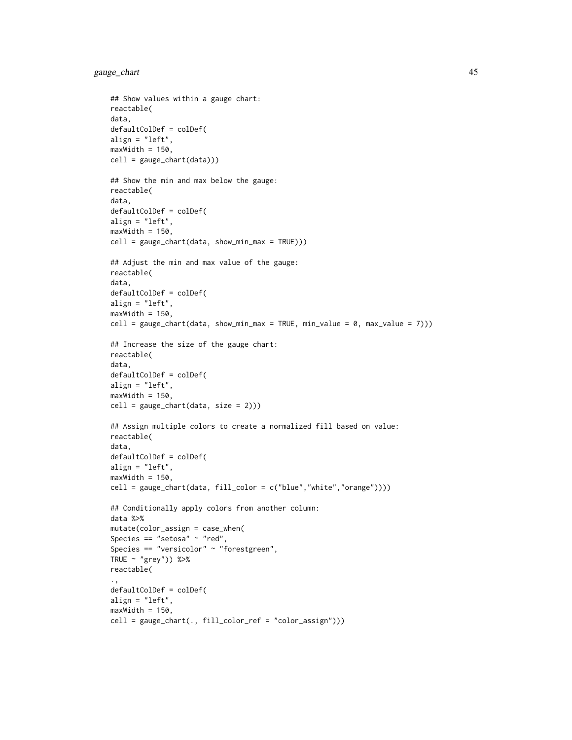```
## Show values within a gauge chart:
reactable(
data,
defaultColDef = colDef(
align = "left",
maxWidth = 150,
cell = gauge_chart(data)))

## Show the min and max below the gauge:
reactable(
data,
defaultColDef = colDef(
align = "left",
maxWidth = 150,
cell = gauge_chart(data, show_min_max = TRUE)))

## Adjust the min and max value of the gauge:
reactable(
data,
defaultColDef = colDef(
align = "left",
maxWidth = 150,
cell = gauge_chart(data, show_min_max = TRUE, min_value = 0, max_value = 7)))

## Increase the size of the gauge chart:
reactable(
data,
defaultColDef = colDef(
align = "left",
maxWidth = 150,
cell = gauge_chart(data, size = 2)))

## Assign multiple colors to create a normalized fill based on value:
reactable(
data,
defaultColDef = colDef(
align = "left",
maxWidth = 150,
cell = gauge_chart(data, fill_color = c("blue","white","orange"))))

## Conditionally apply colors from another column:
data %>%
mutate(color_assign = case_when(
Species == "setosa" ~ "red",
Species == "versicolor" ~ "forestgreen",
TRUE ~ "grey")) %>%
reactable(
.,
defaultColDef = colDef(
align = "left",
maxWidth = 150,
cell = gauge_chart(., fill_color_ref = "color_assign")))
```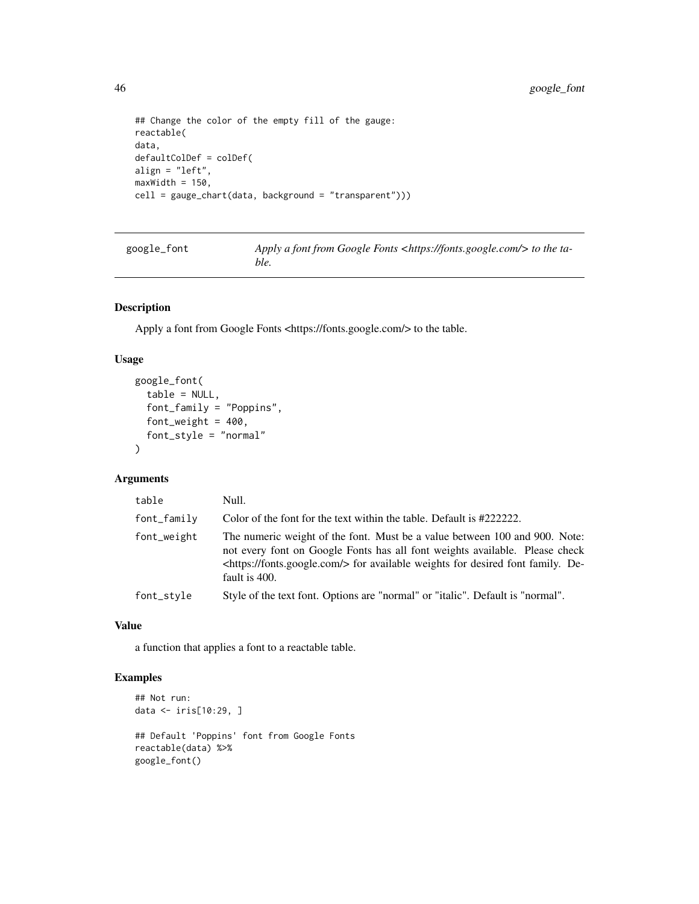```
## Change the color of the empty fill of the gauge:
reactable(
data,
defaultColDef = colDef(
align = "left",
maxWidth = 150,
cell = gauge_chart(data, background = "transparent")))
```

## google_font

*Apply a font from Google Fonts <https://fonts.google.com/> to the table.*

### Description

Apply a font from Google Fonts <https://fonts.google.com/> to the table.

### Usage

```
google_font(
  table = NULL,
  font_family = "Poppins",
  font_weight = 400,
  font_style = "normal"
)
```

### Arguments

| | |
|---|---|
| `table` | Null. |
| `font_family` | Color of the font for the text within the table. Default is #222222. |
| `font_weight` | The numeric weight of the font. Must be a value between 100 and 900. Note: not every font on Google Fonts has all font weights available. Please check <https://fonts.google.com/> for available weights for desired font family. Default is 400. |
| `font_style` | Style of the text font. Options are "normal" or "italic". Default is "normal". |

### Value

a function that applies a font to a reactable table.

### Examples

```
## Not run:
data <- iris[10:29, ]

## Default 'Poppins' font from Google Fonts
reactable(data) %>%
google_font()
```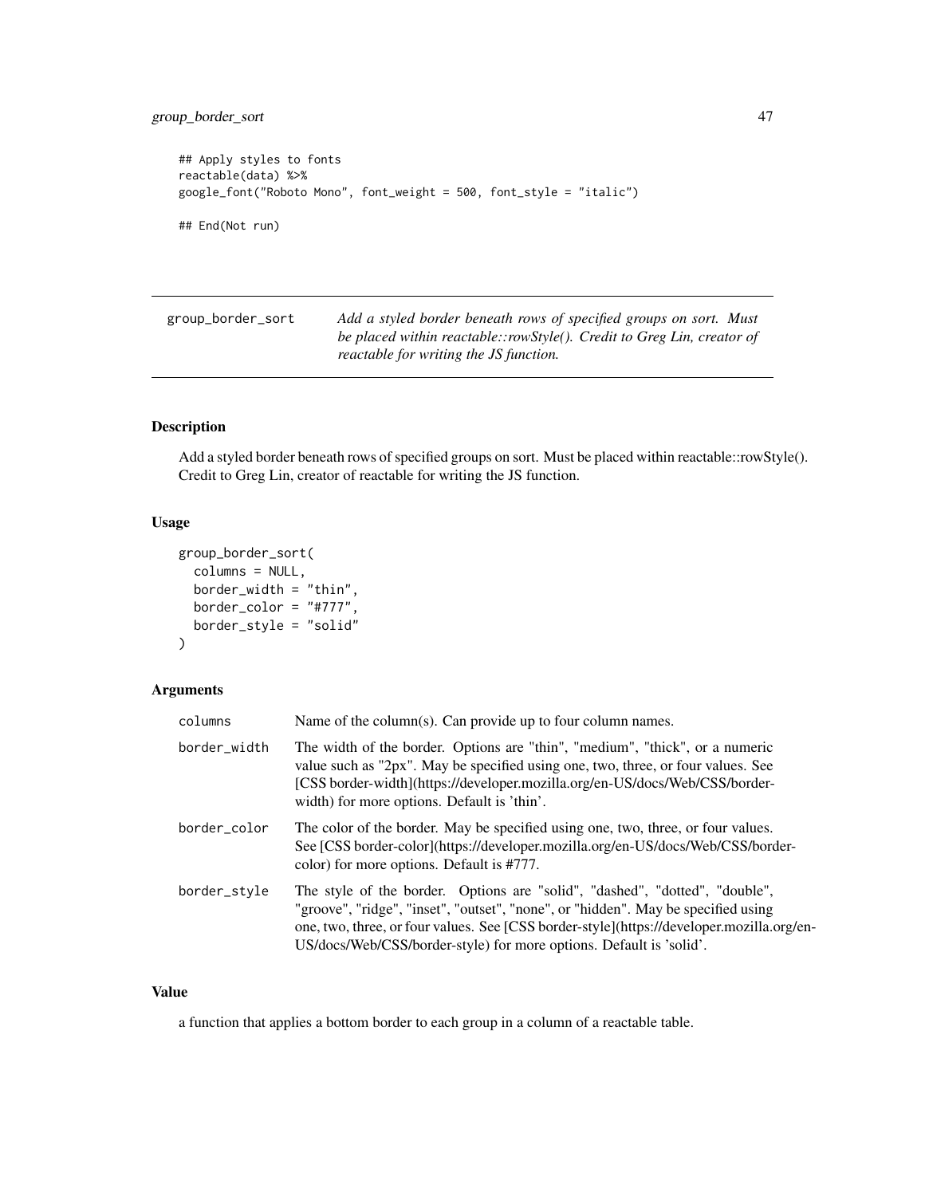```
## Apply styles to fonts
reactable(data) %>%
google_font("Roboto Mono", font_weight = 500, font_style = "italic")

## End(Not run)
```

---

| group_border_sort | *Add a styled border beneath rows of specified groups on sort. Must be placed within reactable::rowStyle(). Credit to Greg Lin, creator of reactable for writing the JS function.* |
|---|---|

### Description

Add a styled border beneath rows of specified groups on sort. Must be placed within reactable::rowStyle(). Credit to Greg Lin, creator of reactable for writing the JS function.

### Usage

```
group_border_sort(
  columns = NULL,
  border_width = "thin",
  border_color = "#777",
  border_style = "solid"
)
```

### Arguments

| | |
|---|---|
| columns | Name of the column(s). Can provide up to four column names. |
| border_width | The width of the border. Options are "thin", "medium", "thick", or a numeric value such as "2px". May be specified using one, two, three, or four values. See [CSS border-width](https://developer.mozilla.org/en-US/docs/Web/CSS/border-width) for more options. Default is 'thin'. |
| border_color | The color of the border. May be specified using one, two, three, or four values. See [CSS border-color](https://developer.mozilla.org/en-US/docs/Web/CSS/border-color) for more options. Default is #777. |
| border_style | The style of the border. Options are "solid", "dashed", "dotted", "double", "groove", "ridge", "inset", "outset", "none", or "hidden". May be specified using one, two, three, or four values. See [CSS border-style](https://developer.mozilla.org/en-US/docs/Web/CSS/border-style) for more options. Default is 'solid'. |

### Value

a function that applies a bottom border to each group in a column of a reactable table.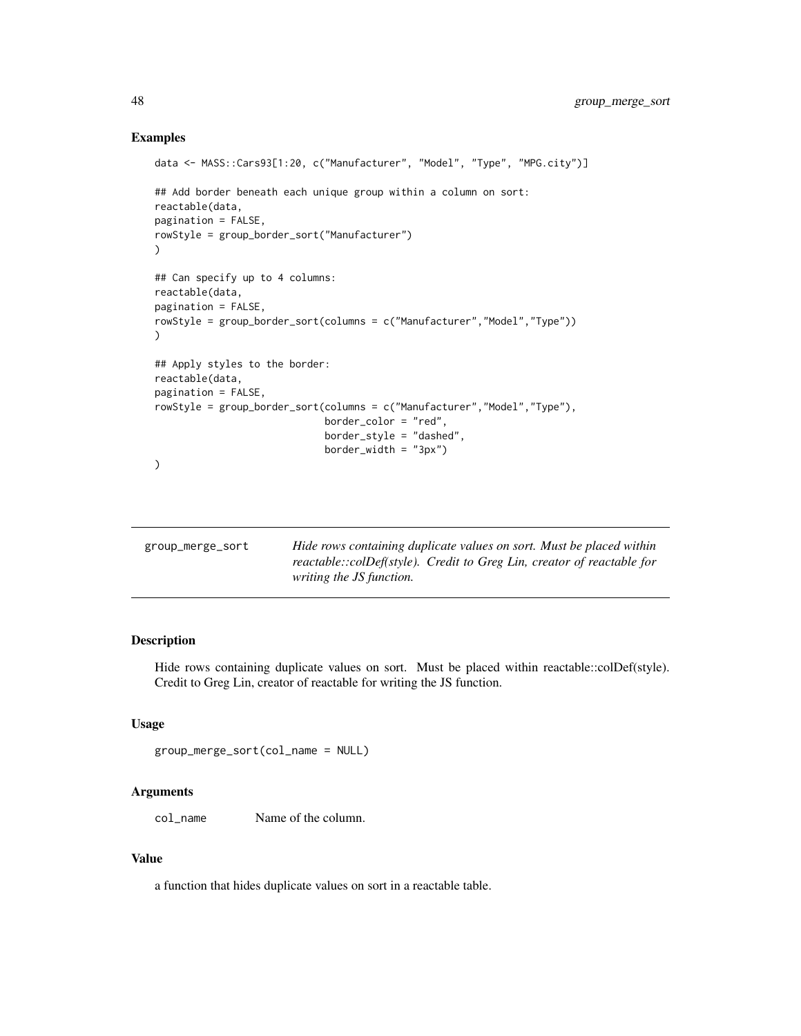## Examples

```
data <- MASS::Cars93[1:20, c("Manufacturer", "Model", "Type", "MPG.city")]

## Add border beneath each unique group within a column on sort:
reactable(data,
pagination = FALSE,
rowStyle = group_border_sort("Manufacturer")
)

## Can specify up to 4 columns:
reactable(data,
pagination = FALSE,
rowStyle = group_border_sort(columns = c("Manufacturer","Model","Type"))
)

## Apply styles to the border:
reactable(data,
pagination = FALSE,
rowStyle = group_border_sort(columns = c("Manufacturer","Model","Type"),
                             border_color = "red",
                             border_style = "dashed",
                             border_width = "3px")
)
```

---

# group_merge_sort

*Hide rows containing duplicate values on sort. Must be placed within reactable::colDef(style). Credit to Greg Lin, creator of reactable for writing the JS function.*

---

## Description

Hide rows containing duplicate values on sort. Must be placed within reactable::colDef(style). Credit to Greg Lin, creator of reactable for writing the JS function.

## Usage

```
group_merge_sort(col_name = NULL)
```

## Arguments

`col_name` Name of the column.

## Value

a function that hides duplicate values on sort in a reactable table.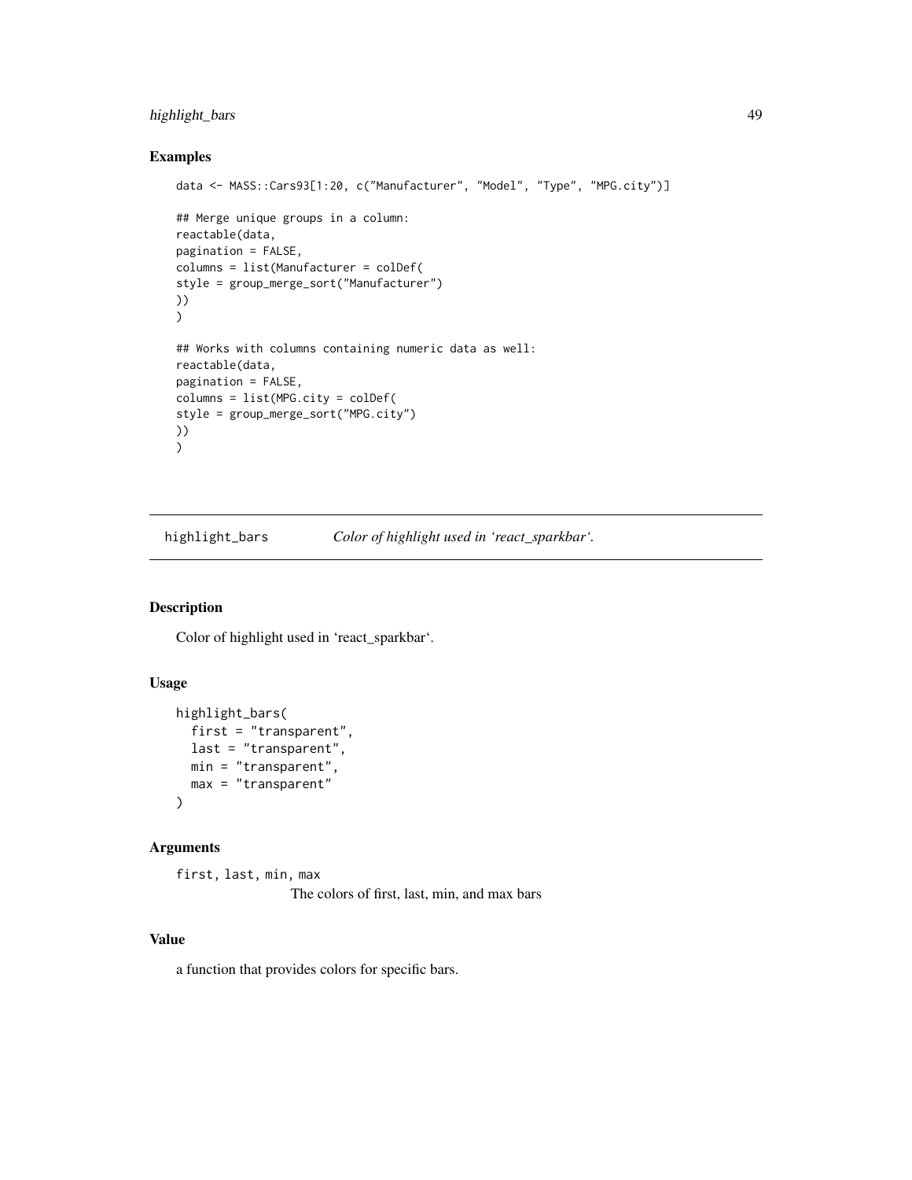## Examples

```
data <- MASS::Cars93[1:20, c("Manufacturer", "Model", "Type", "MPG.city")]

## Merge unique groups in a column:
reactable(data,
pagination = FALSE,
columns = list(Manufacturer = colDef(
style = group_merge_sort("Manufacturer")
))
)

## Works with columns containing numeric data as well:
reactable(data,
pagination = FALSE,
columns = list(MPG.city = colDef(
style = group_merge_sort("MPG.city")
))
)
```

---

# highlight_bars    *Color of highlight used in 'react_sparkbar'.*

---

## Description

Color of highlight used in 'react_sparkbar'.

## Usage

```
highlight_bars(
  first = "transparent",
  last = "transparent",
  min = "transparent",
  max = "transparent"
)
```

## Arguments

`first, last, min, max`
The colors of first, last, min, and max bars

## Value

a function that provides colors for specific bars.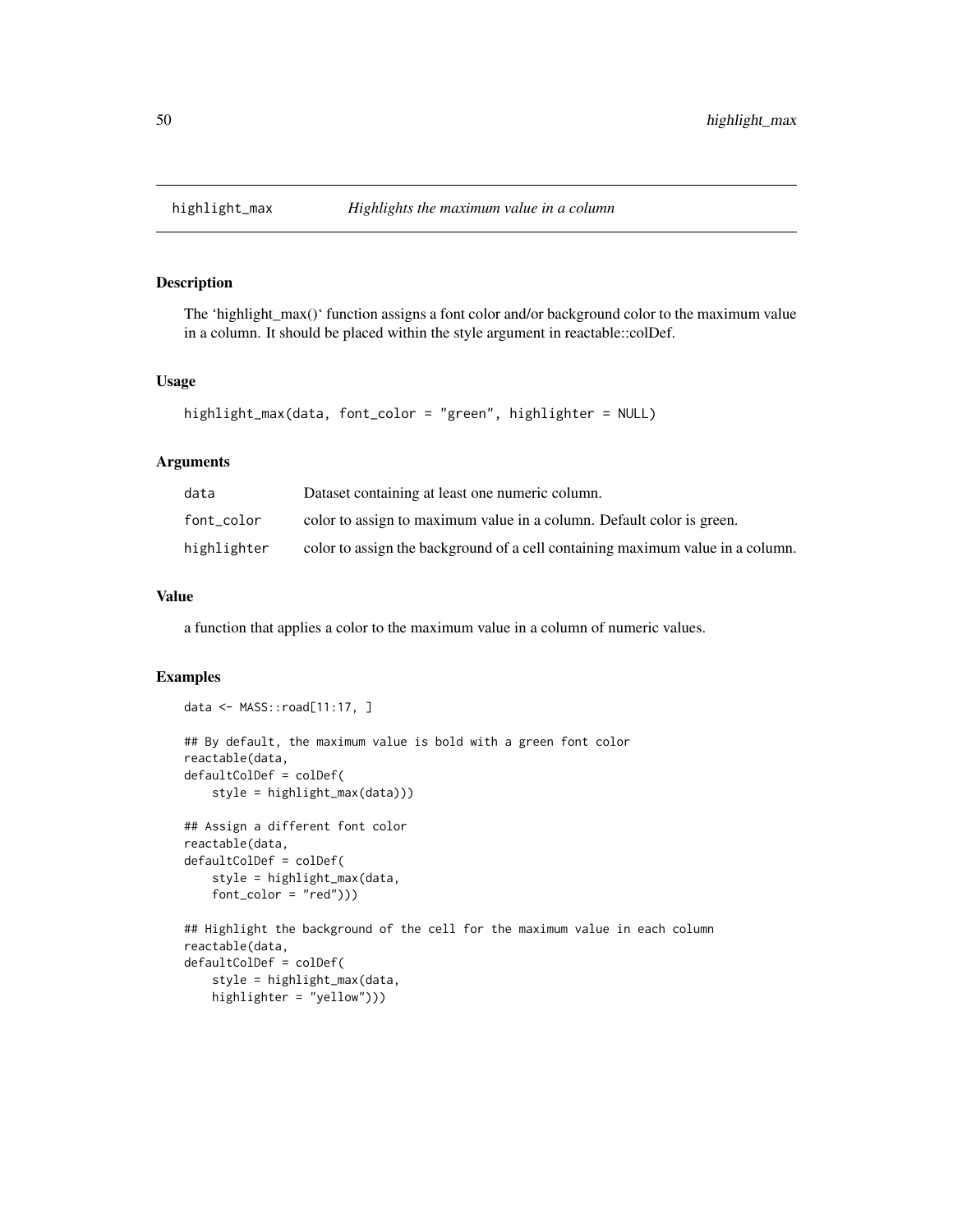## highlight_max — *Highlights the maximum value in a column*

### Description

The 'highlight_max()' function assigns a font color and/or background color to the maximum value in a column. It should be placed within the style argument in reactable::colDef.

### Usage

```
highlight_max(data, font_color = "green", highlighter = NULL)
```

### Arguments

| | |
|---|---|
| data | Dataset containing at least one numeric column. |
| font_color | color to assign to maximum value in a column. Default color is green. |
| highlighter | color to assign the background of a cell containing maximum value in a column. |

### Value

a function that applies a color to the maximum value in a column of numeric values.

### Examples

```
data <- MASS::road[11:17, ]

## By default, the maximum value is bold with a green font color
reactable(data,
defaultColDef = colDef(
    style = highlight_max(data)))

## Assign a different font color
reactable(data,
defaultColDef = colDef(
    style = highlight_max(data,
    font_color = "red")))

## Highlight the background of the cell for the maximum value in each column
reactable(data,
defaultColDef = colDef(
    style = highlight_max(data,
    highlighter = "yellow")))
```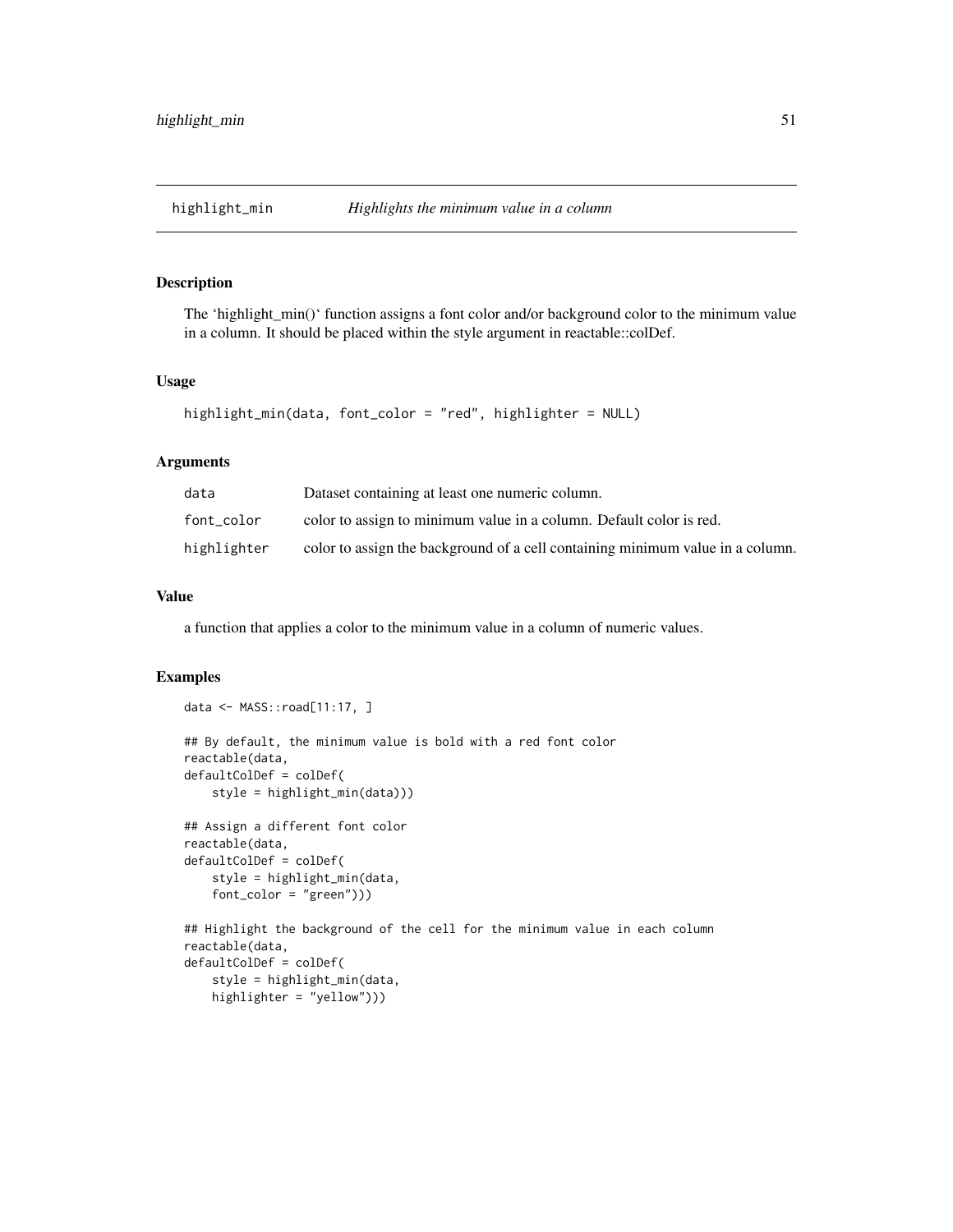## highlight_min — *Highlights the minimum value in a column*

### Description

The 'highlight_min()' function assigns a font color and/or background color to the minimum value in a column. It should be placed within the style argument in reactable::colDef.

### Usage

```
highlight_min(data, font_color = "red", highlighter = NULL)
```

### Arguments

| | |
|---|---|
| data | Dataset containing at least one numeric column. |
| font_color | color to assign to minimum value in a column. Default color is red. |
| highlighter | color to assign the background of a cell containing minimum value in a column. |

### Value

a function that applies a color to the minimum value in a column of numeric values.

### Examples

```
data <- MASS::road[11:17, ]

## By default, the minimum value is bold with a red font color
reactable(data,
defaultColDef = colDef(
    style = highlight_min(data)))

## Assign a different font color
reactable(data,
defaultColDef = colDef(
    style = highlight_min(data,
    font_color = "green")))

## Highlight the background of the cell for the minimum value in each column
reactable(data,
defaultColDef = colDef(
    style = highlight_min(data,
    highlighter = "yellow")))
```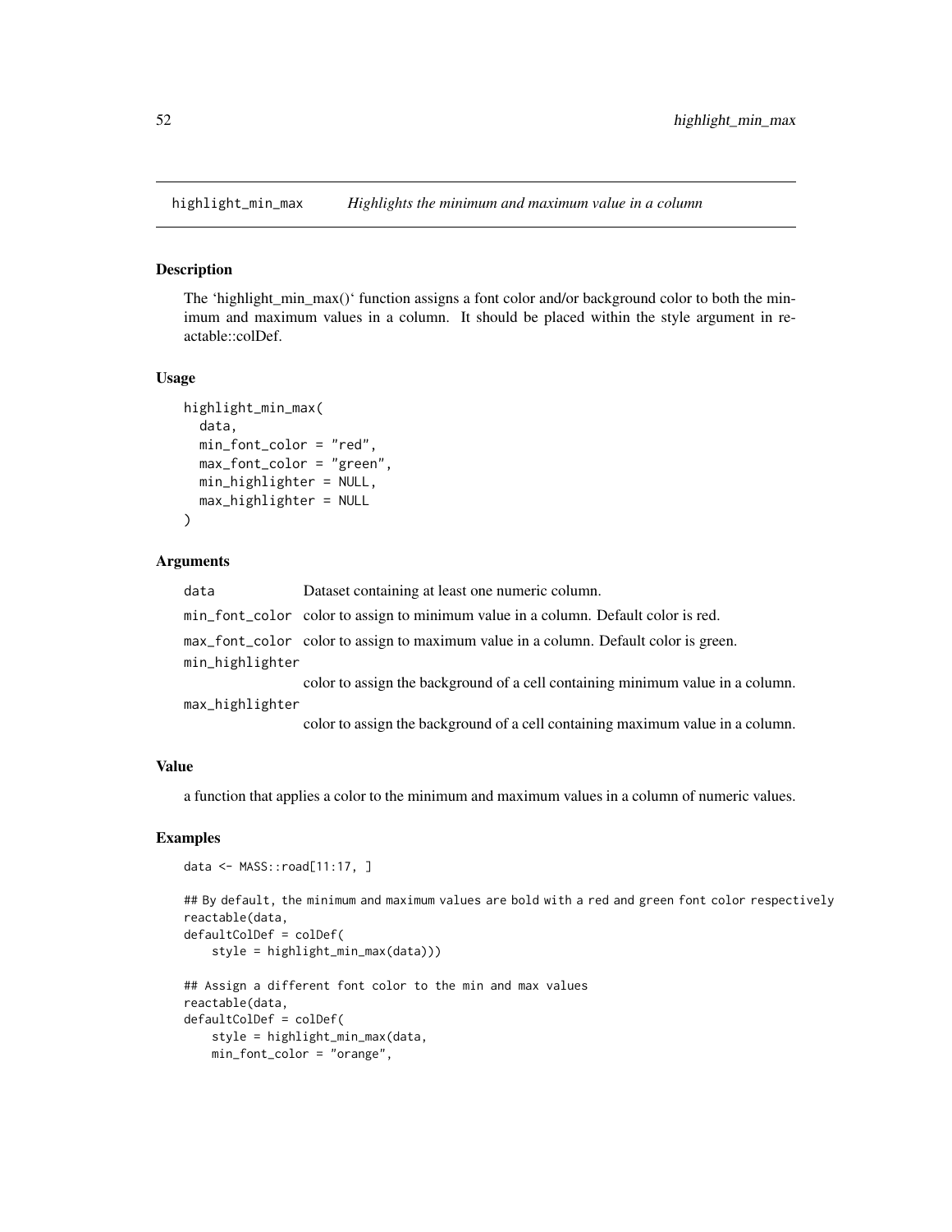## highlight_min_max — *Highlights the minimum and maximum value in a column*

### Description

The 'highlight_min_max()' function assigns a font color and/or background color to both the minimum and maximum values in a column. It should be placed within the style argument in reactable::colDef.

### Usage

```
highlight_min_max(
  data,
  min_font_color = "red",
  max_font_color = "green",
  min_highlighter = NULL,
  max_highlighter = NULL
)
```

### Arguments

| | |
|---|---|
| data | Dataset containing at least one numeric column. |
| min_font_color | color to assign to minimum value in a column. Default color is red. |
| max_font_color | color to assign to maximum value in a column. Default color is green. |
| min_highlighter | color to assign the background of a cell containing minimum value in a column. |
| max_highlighter | color to assign the background of a cell containing maximum value in a column. |

### Value

a function that applies a color to the minimum and maximum values in a column of numeric values.

### Examples

```
data <- MASS::road[11:17, ]

## By default, the minimum and maximum values are bold with a red and green font color respectively
reactable(data,
defaultColDef = colDef(
    style = highlight_min_max(data)))

## Assign a different font color to the min and max values
reactable(data,
defaultColDef = colDef(
    style = highlight_min_max(data,
    min_font_color = "orange",
```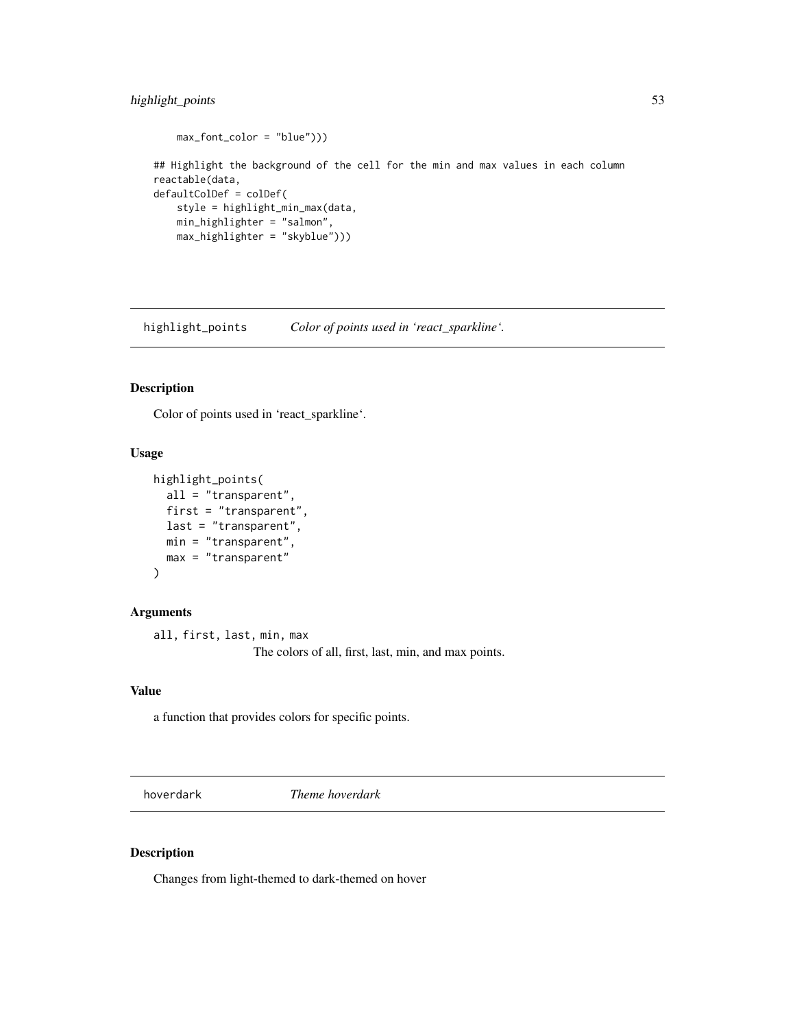```
    max_font_color = "blue")))

## Highlight the background of the cell for the min and max values in each column
reactable(data,
defaultColDef = colDef(
    style = highlight_min_max(data,
    min_highlighter = "salmon",
    max_highlighter = "skyblue")))
```

## highlight_points — *Color of points used in 'react_sparkline'.*

### Description

Color of points used in 'react_sparkline'.

### Usage

```
highlight_points(
  all = "transparent",
  first = "transparent",
  last = "transparent",
  min = "transparent",
  max = "transparent"
)
```

### Arguments

`all, first, last, min, max`
: The colors of all, first, last, min, and max points.

### Value

a function that provides colors for specific points.

## hoverdark — *Theme hoverdark*

### Description

Changes from light-themed to dark-themed on hover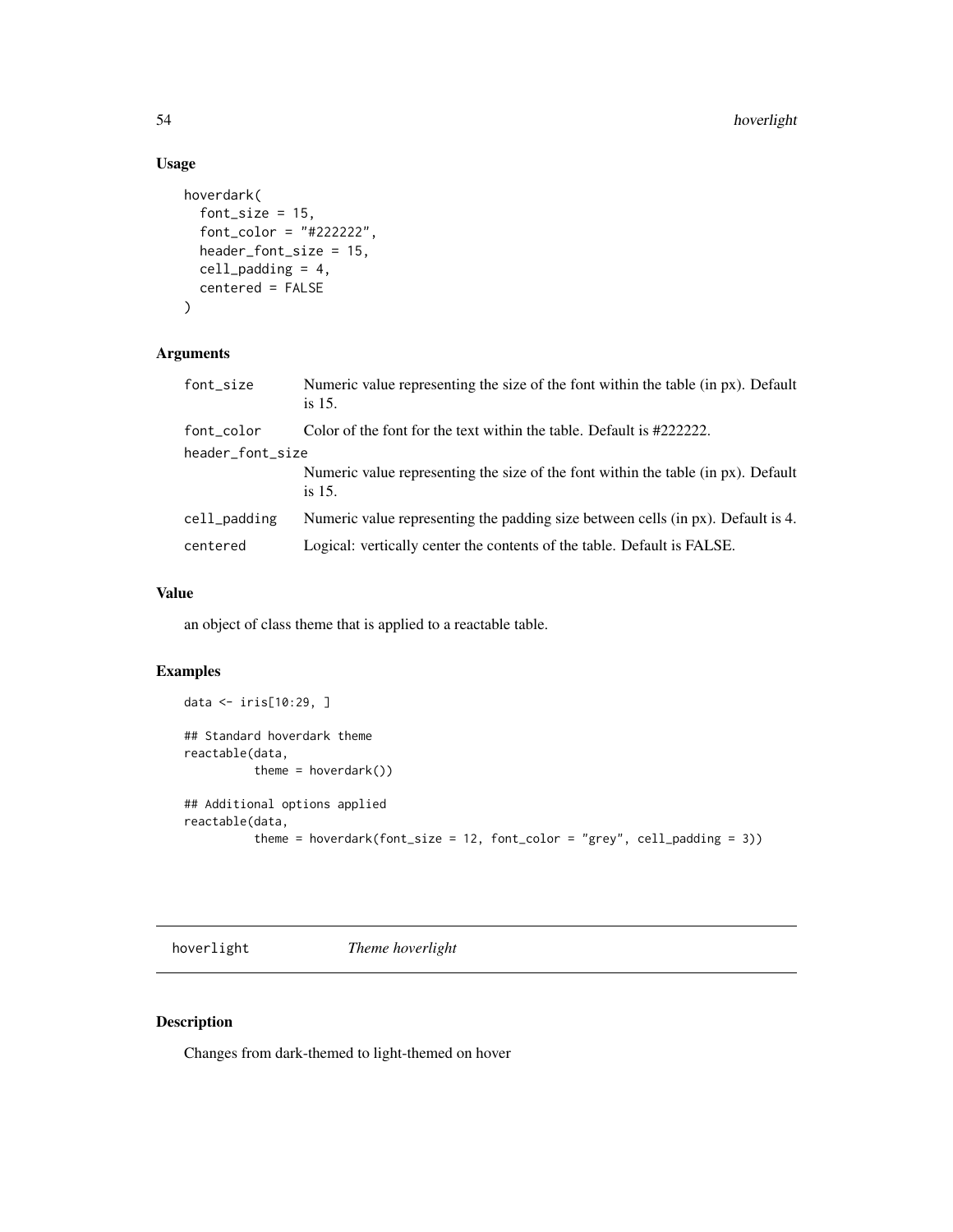### Usage

```
hoverdark(
  font_size = 15,
  font_color = "#222222",
  header_font_size = 15,
  cell_padding = 4,
  centered = FALSE
)
```

### Arguments

| | |
|---|---|
| font_size | Numeric value representing the size of the font within the table (in px). Default is 15. |
| font_color | Color of the font for the text within the table. Default is #222222. |
| header_font_size | Numeric value representing the size of the font within the table (in px). Default is 15. |
| cell_padding | Numeric value representing the padding size between cells (in px). Default is 4. |
| centered | Logical: vertically center the contents of the table. Default is FALSE. |

### Value

an object of class theme that is applied to a reactable table.

### Examples

```
data <- iris[10:29, ]

## Standard hoverdark theme
reactable(data,
          theme = hoverdark())

## Additional options applied
reactable(data,
          theme = hoverdark(font_size = 12, font_color = "grey", cell_padding = 3))
```

---

## hoverlight    *Theme hoverlight*

### Description

Changes from dark-themed to light-themed on hover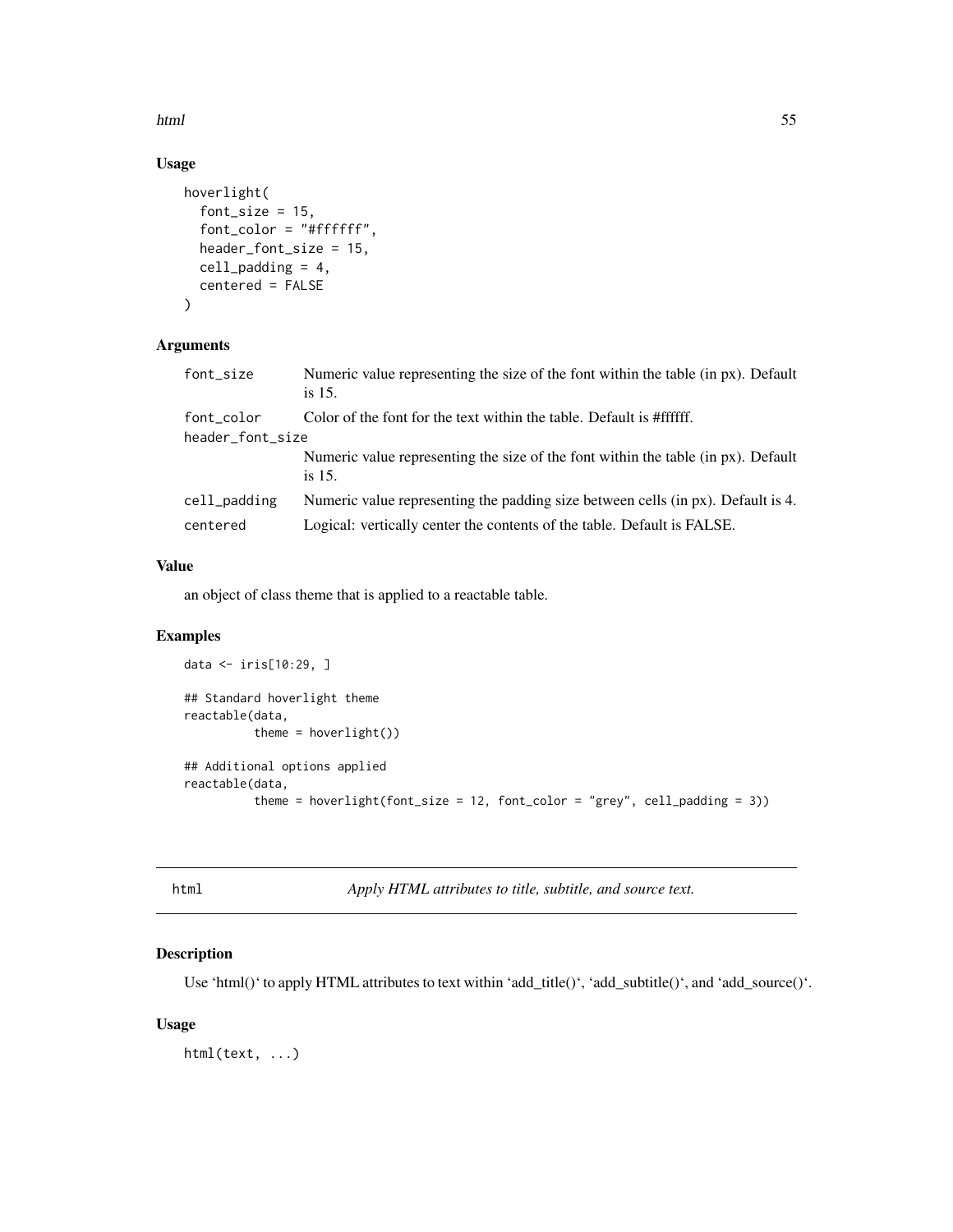## Usage

```
hoverlight(
  font_size = 15,
  font_color = "#ffffff",
  header_font_size = 15,
  cell_padding = 4,
  centered = FALSE
)
```

## Arguments

| | |
|---|---|
| font_size | Numeric value representing the size of the font within the table (in px). Default is 15. |
| font_color | Color of the font for the text within the table. Default is #ffffff. |
| header_font_size | Numeric value representing the size of the font within the table (in px). Default is 15. |
| cell_padding | Numeric value representing the padding size between cells (in px). Default is 4. |
| centered | Logical: vertically center the contents of the table. Default is FALSE. |

## Value

an object of class theme that is applied to a reactable table.

## Examples

```
data <- iris[10:29, ]

## Standard hoverlight theme
reactable(data,
          theme = hoverlight())

## Additional options applied
reactable(data,
          theme = hoverlight(font_size = 12, font_color = "grey", cell_padding = 3))
```

---

# html *Apply HTML attributes to title, subtitle, and source text.*

## Description

Use 'html()' to apply HTML attributes to text within 'add_title()', 'add_subtitle()', and 'add_source()'.

## Usage

```
html(text, ...)
```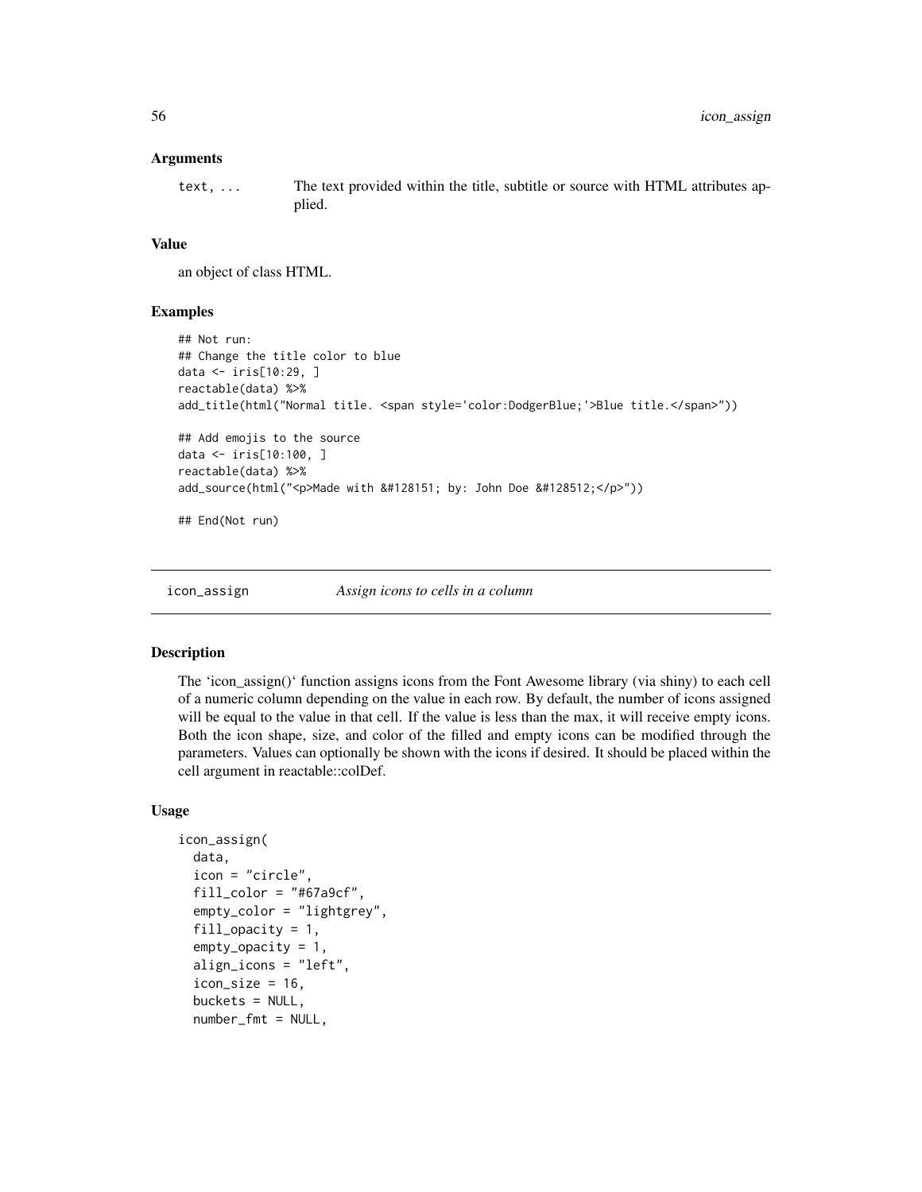### Arguments

text, ... The text provided within the title, subtitle or source with HTML attributes applied.

### Value

an object of class HTML.

### Examples

```
## Not run:
## Change the title color to blue
data <- iris[10:29, ]
reactable(data) %>%
add_title(html("Normal title. <span style='color:DodgerBlue;'>Blue title.</span>"))

## Add emojis to the source
data <- iris[10:100, ]
reactable(data) %>%
add_source(html("<p>Made with &#128151; by: John Doe &#128512;</p>"))

## End(Not run)
```

---

## icon_assign *Assign icons to cells in a column*

### Description

The 'icon_assign()' function assigns icons from the Font Awesome library (via shiny) to each cell of a numeric column depending on the value in each row. By default, the number of icons assigned will be equal to the value in that cell. If the value is less than the max, it will receive empty icons. Both the icon shape, size, and color of the filled and empty icons can be modified through the parameters. Values can optionally be shown with the icons if desired. It should be placed within the cell argument in reactable::colDef.

### Usage

```
icon_assign(
  data,
  icon = "circle",
  fill_color = "#67a9cf",
  empty_color = "lightgrey",
  fill_opacity = 1,
  empty_opacity = 1,
  align_icons = "left",
  icon_size = 16,
  buckets = NULL,
  number_fmt = NULL,
```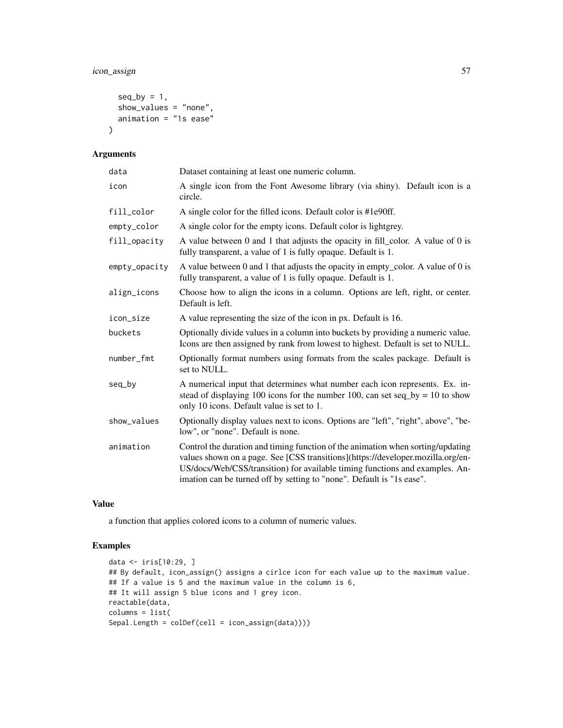```
  seq_by = 1,
  show_values = "none",
  animation = "1s ease"
)
```

## Arguments

| | |
|---|---|
| data | Dataset containing at least one numeric column. |
| icon | A single icon from the Font Awesome library (via shiny). Default icon is a circle. |
| fill_color | A single color for the filled icons. Default color is #1e90ff. |
| empty_color | A single color for the empty icons. Default color is lightgrey. |
| fill_opacity | A value between 0 and 1 that adjusts the opacity in fill_color. A value of 0 is fully transparent, a value of 1 is fully opaque. Default is 1. |
| empty_opacity | A value between 0 and 1 that adjusts the opacity in empty_color. A value of 0 is fully transparent, a value of 1 is fully opaque. Default is 1. |
| align_icons | Choose how to align the icons in a column. Options are left, right, or center. Default is left. |
| icon_size | A value representing the size of the icon in px. Default is 16. |
| buckets | Optionally divide values in a column into buckets by providing a numeric value. Icons are then assigned by rank from lowest to highest. Default is set to NULL. |
| number_fmt | Optionally format numbers using formats from the scales package. Default is set to NULL. |
| seq_by | A numerical input that determines what number each icon represents. Ex. instead of displaying 100 icons for the number 100, can set seq_by = 10 to show only 10 icons. Default value is set to 1. |
| show_values | Optionally display values next to icons. Options are "left", "right", above", "below", or "none". Default is none. |
| animation | Control the duration and timing function of the animation when sorting/updating values shown on a page. See [CSS transitions](https://developer.mozilla.org/en-US/docs/Web/CSS/transition) for available timing functions and examples. Animation can be turned off by setting to "none". Default is "1s ease". |

## Value

a function that applies colored icons to a column of numeric values.

## Examples

```
data <- iris[10:29, ]
## By default, icon_assign() assigns a cirlce icon for each value up to the maximum value.
## If a value is 5 and the maximum value in the column is 6,
## It will assign 5 blue icons and 1 grey icon.
reactable(data,
columns = list(
Sepal.Length = colDef(cell = icon_assign(data))))
```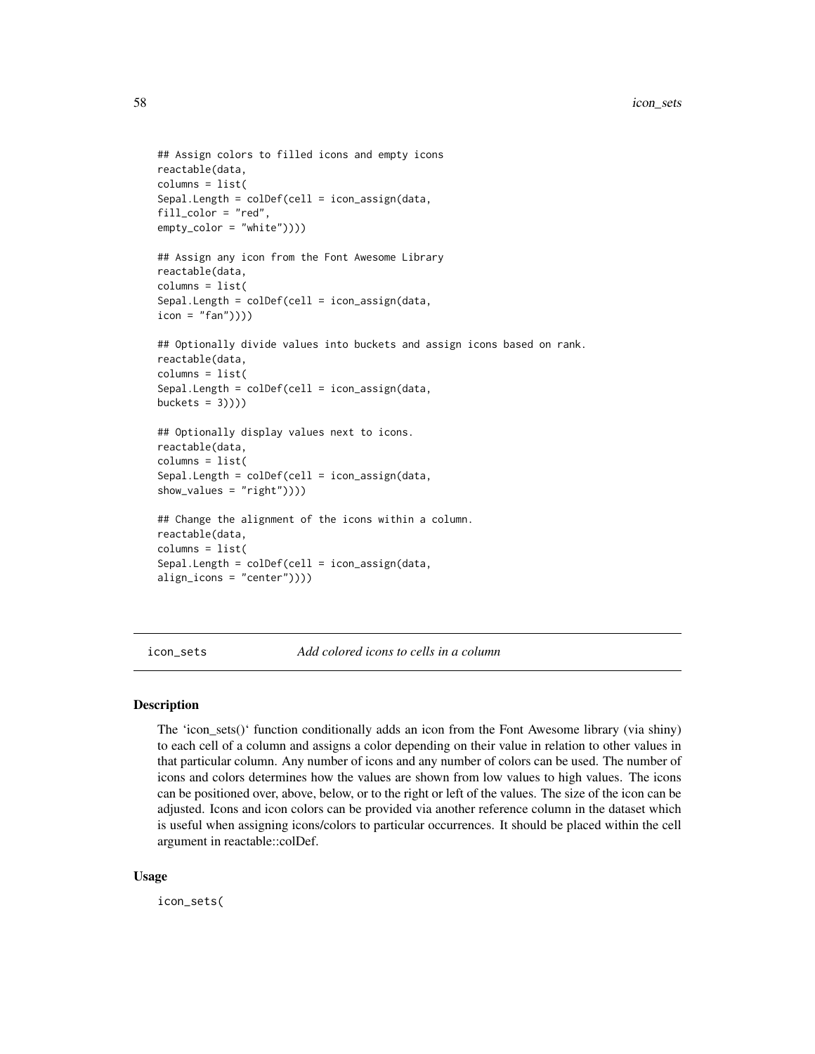```
## Assign colors to filled icons and empty icons
reactable(data,
columns = list(
Sepal.Length = colDef(cell = icon_assign(data,
fill_color = "red",
empty_color = "white"))))

## Assign any icon from the Font Awesome Library
reactable(data,
columns = list(
Sepal.Length = colDef(cell = icon_assign(data,
icon = "fan"))))

## Optionally divide values into buckets and assign icons based on rank.
reactable(data,
columns = list(
Sepal.Length = colDef(cell = icon_assign(data,
buckets = 3))))

## Optionally display values next to icons.
reactable(data,
columns = list(
Sepal.Length = colDef(cell = icon_assign(data,
show_values = "right"))))

## Change the alignment of the icons within a column.
reactable(data,
columns = list(
Sepal.Length = colDef(cell = icon_assign(data,
align_icons = "center"))))
```

---

`icon_sets` *Add colored icons to cells in a column*

---

### Description

The 'icon_sets()' function conditionally adds an icon from the Font Awesome library (via shiny) to each cell of a column and assigns a color depending on their value in relation to other values in that particular column. Any number of icons and any number of colors can be used. The number of icons and colors determines how the values are shown from low values to high values. The icons can be positioned over, above, below, or to the right or left of the values. The size of the icon can be adjusted. Icons and icon colors can be provided via another reference column in the dataset which is useful when assigning icons/colors to particular occurrences. It should be placed within the cell argument in reactable::colDef.

### Usage

```
icon_sets(
```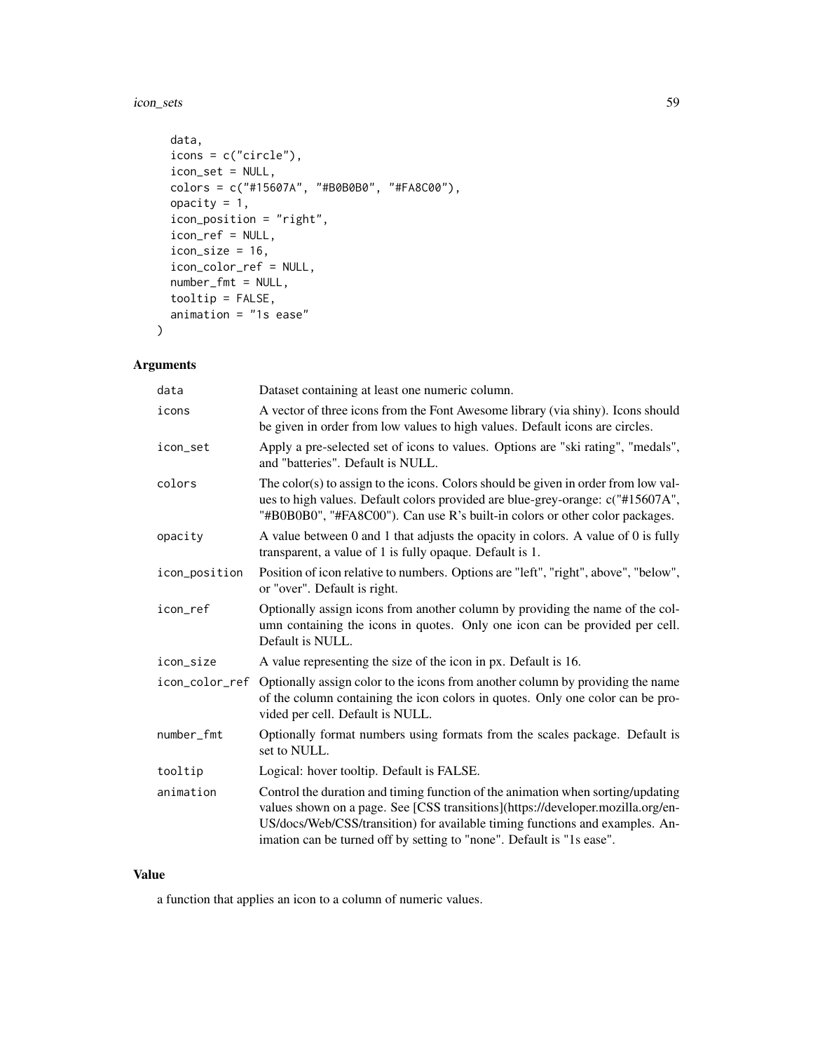```
  data,
  icons = c("circle"),
  icon_set = NULL,
  colors = c("#15607A", "#B0B0B0", "#FA8C00"),
  opacity = 1,
  icon_position = "right",
  icon_ref = NULL,
  icon_size = 16,
  icon_color_ref = NULL,
  number_fmt = NULL,
  tooltip = FALSE,
  animation = "1s ease"
)
```

## Arguments

| | |
|---|---|
| `data` | Dataset containing at least one numeric column. |
| `icons` | A vector of three icons from the Font Awesome library (via shiny). Icons should be given in order from low values to high values. Default icons are circles. |
| `icon_set` | Apply a pre-selected set of icons to values. Options are "ski rating", "medals", and "batteries". Default is NULL. |
| `colors` | The color(s) to assign to the icons. Colors should be given in order from low values to high values. Default colors provided are blue-grey-orange: c("#15607A", "#B0B0B0", "#FA8C00"). Can use R's built-in colors or other color packages. |
| `opacity` | A value between 0 and 1 that adjusts the opacity in colors. A value of 0 is fully transparent, a value of 1 is fully opaque. Default is 1. |
| `icon_position` | Position of icon relative to numbers. Options are "left", "right", above", "below", or "over". Default is right. |
| `icon_ref` | Optionally assign icons from another column by providing the name of the column containing the icons in quotes. Only one icon can be provided per cell. Default is NULL. |
| `icon_size` | A value representing the size of the icon in px. Default is 16. |
| `icon_color_ref` | Optionally assign color to the icons from another column by providing the name of the column containing the icon colors in quotes. Only one color can be provided per cell. Default is NULL. |
| `number_fmt` | Optionally format numbers using formats from the scales package. Default is set to NULL. |
| `tooltip` | Logical: hover tooltip. Default is FALSE. |
| `animation` | Control the duration and timing function of the animation when sorting/updating values shown on a page. See [CSS transitions](https://developer.mozilla.org/en-US/docs/Web/CSS/transition) for available timing functions and examples. Animation can be turned off by setting to "none". Default is "1s ease". |

## Value

a function that applies an icon to a column of numeric values.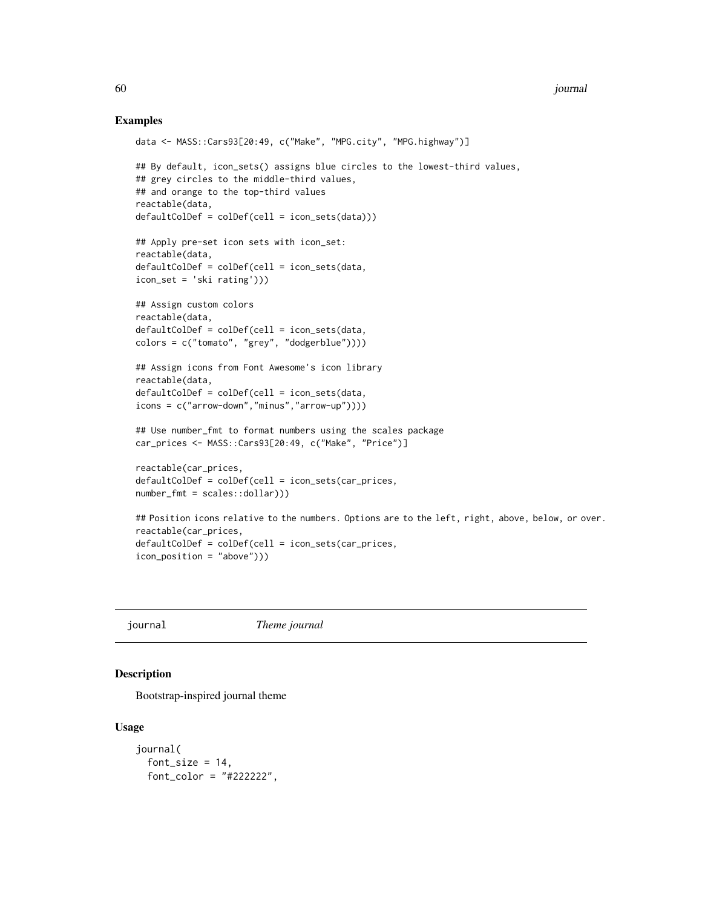### Examples

```
data <- MASS::Cars93[20:49, c("Make", "MPG.city", "MPG.highway")]

## By default, icon_sets() assigns blue circles to the lowest-third values,
## grey circles to the middle-third values,
## and orange to the top-third values
reactable(data,
defaultColDef = colDef(cell = icon_sets(data)))

## Apply pre-set icon sets with icon_set:
reactable(data,
defaultColDef = colDef(cell = icon_sets(data,
icon_set = 'ski rating')))

## Assign custom colors
reactable(data,
defaultColDef = colDef(cell = icon_sets(data,
colors = c("tomato", "grey", "dodgerblue"))))

## Assign icons from Font Awesome's icon library
reactable(data,
defaultColDef = colDef(cell = icon_sets(data,
icons = c("arrow-down","minus","arrow-up"))))

## Use number_fmt to format numbers using the scales package
car_prices <- MASS::Cars93[20:49, c("Make", "Price")]

reactable(car_prices,
defaultColDef = colDef(cell = icon_sets(car_prices,
number_fmt = scales::dollar)))

## Position icons relative to the numbers. Options are to the left, right, above, below, or over.
reactable(car_prices,
defaultColDef = colDef(cell = icon_sets(car_prices,
icon_position = "above")))
```

---

## journal — *Theme journal*

### Description

Bootstrap-inspired journal theme

### Usage

```
journal(
  font_size = 14,
  font_color = "#222222",
```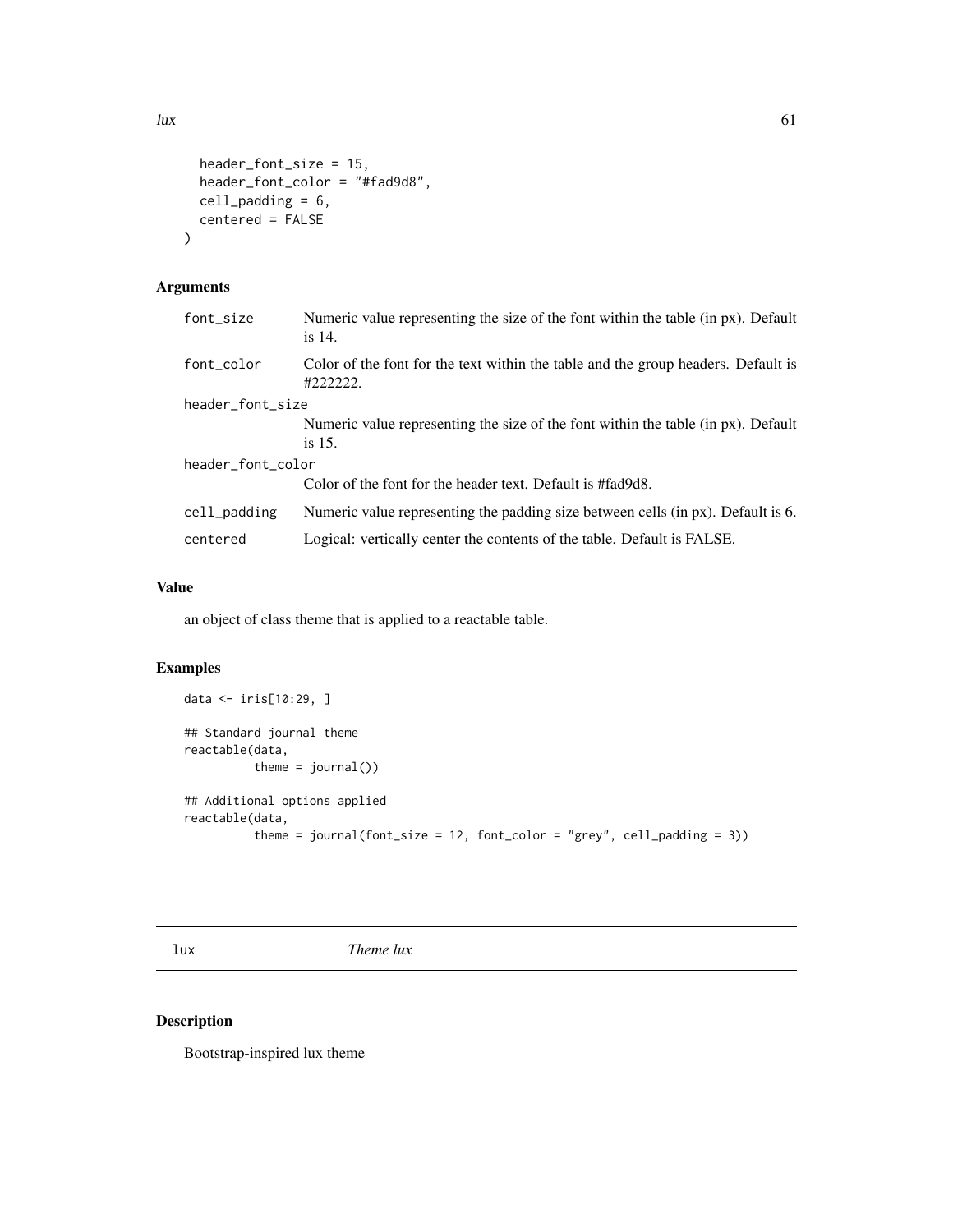```
  header_font_size = 15,
  header_font_color = "#fad9d8",
  cell_padding = 6,
  centered = FALSE
)
```

## Arguments

| | |
|---|---|
| font_size | Numeric value representing the size of the font within the table (in px). Default is 14. |
| font_color | Color of the font for the text within the table and the group headers. Default is #222222. |
| header_font_size | Numeric value representing the size of the font within the table (in px). Default is 15. |
| header_font_color | Color of the font for the header text. Default is #fad9d8. |
| cell_padding | Numeric value representing the padding size between cells (in px). Default is 6. |
| centered | Logical: vertically center the contents of the table. Default is FALSE. |

## Value

an object of class theme that is applied to a reactable table.

## Examples

```
data <- iris[10:29, ]

## Standard journal theme
reactable(data,
          theme = journal())

## Additional options applied
reactable(data,
          theme = journal(font_size = 12, font_color = "grey", cell_padding = 3))
```

---

# lux *Theme lux*

---

## Description

Bootstrap-inspired lux theme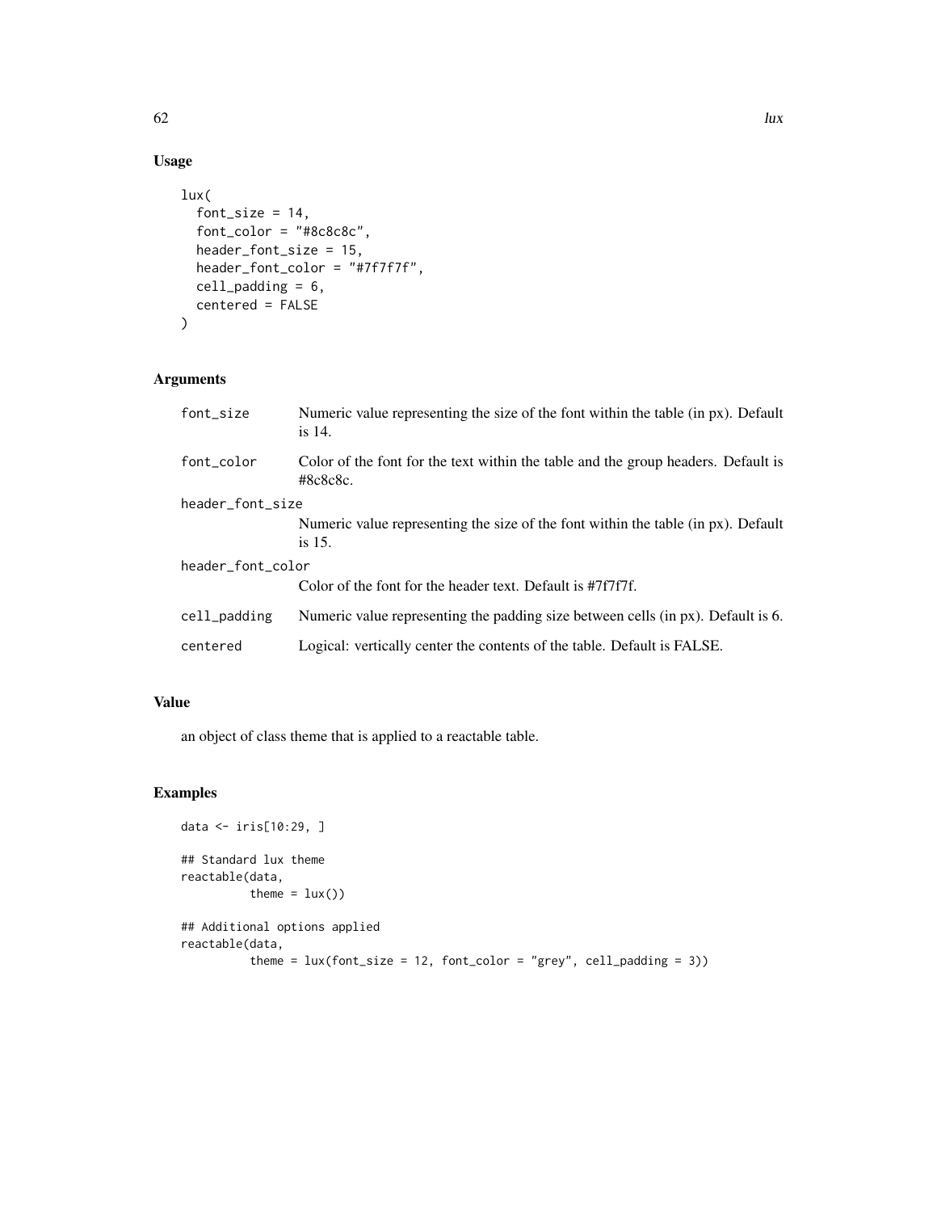## Usage

```
lux(
  font_size = 14,
  font_color = "#8c8c8c",
  header_font_size = 15,
  header_font_color = "#7f7f7f",
  cell_padding = 6,
  centered = FALSE
)
```

## Arguments

| | |
|---|---|
| `font_size` | Numeric value representing the size of the font within the table (in px). Default is 14. |
| `font_color` | Color of the font for the text within the table and the group headers. Default is #8c8c8c. |
| `header_font_size` | Numeric value representing the size of the font within the table (in px). Default is 15. |
| `header_font_color` | Color of the font for the header text. Default is #7f7f7f. |
| `cell_padding` | Numeric value representing the padding size between cells (in px). Default is 6. |
| `centered` | Logical: vertically center the contents of the table. Default is FALSE. |

## Value

an object of class theme that is applied to a reactable table.

## Examples

```
data <- iris[10:29, ]

## Standard lux theme
reactable(data,
          theme = lux())

## Additional options applied
reactable(data,
          theme = lux(font_size = 12, font_color = "grey", cell_padding = 3))
```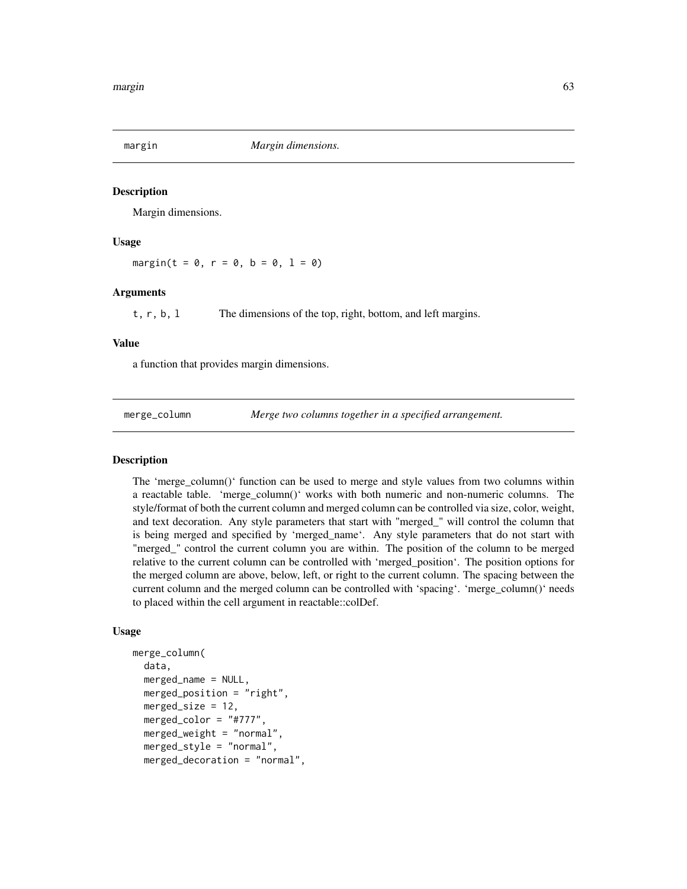## margin — *Margin dimensions.*

### Description

Margin dimensions.

### Usage

```
margin(t = 0, r = 0, b = 0, l = 0)
```

### Arguments

| | |
|---|---|
| t, r, b, l | The dimensions of the top, right, bottom, and left margins. |

### Value

a function that provides margin dimensions.

## merge_column — *Merge two columns together in a specified arrangement.*

### Description

The ‘merge_column()‘ function can be used to merge and style values from two columns within a reactable table. ‘merge_column()‘ works with both numeric and non-numeric columns. The style/format of both the current column and merged column can be controlled via size, color, weight, and text decoration. Any style parameters that start with "merged_" will control the column that is being merged and specified by ‘merged_name‘. Any style parameters that do not start with "merged_" control the current column you are within. The position of the column to be merged relative to the current column can be controlled with ‘merged_position‘. The position options for the merged column are above, below, left, or right to the current column. The spacing between the current column and the merged column can be controlled with ‘spacing‘. ‘merge_column()‘ needs to placed within the cell argument in reactable::colDef.

### Usage

```
merge_column(
  data,
  merged_name = NULL,
  merged_position = "right",
  merged_size = 12,
  merged_color = "#777",
  merged_weight = "normal",
  merged_style = "normal",
  merged_decoration = "normal",
```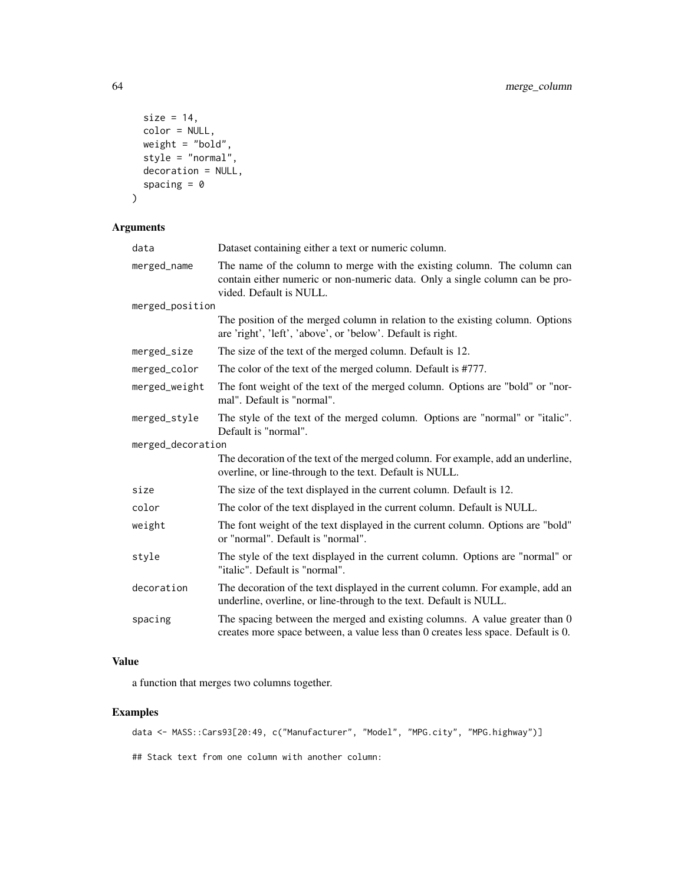```
  size = 14,
  color = NULL,
  weight = "bold",
  style = "normal",
  decoration = NULL,
  spacing = 0
)
```

### Arguments

| | |
|---|---|
| `data` | Dataset containing either a text or numeric column. |
| `merged_name` | The name of the column to merge with the existing column. The column can contain either numeric or non-numeric data. Only a single column can be provided. Default is NULL. |
| `merged_position` | The position of the merged column in relation to the existing column. Options are 'right', 'left', 'above', or 'below'. Default is right. |
| `merged_size` | The size of the text of the merged column. Default is 12. |
| `merged_color` | The color of the text of the merged column. Default is #777. |
| `merged_weight` | The font weight of the text of the merged column. Options are "bold" or "normal". Default is "normal". |
| `merged_style` | The style of the text of the merged column. Options are "normal" or "italic". Default is "normal". |
| `merged_decoration` | The decoration of the text of the merged column. For example, add an underline, overline, or line-through to the text. Default is NULL. |
| `size` | The size of the text displayed in the current column. Default is 12. |
| `color` | The color of the text displayed in the current column. Default is NULL. |
| `weight` | The font weight of the text displayed in the current column. Options are "bold" or "normal". Default is "normal". |
| `style` | The style of the text displayed in the current column. Options are "normal" or "italic". Default is "normal". |
| `decoration` | The decoration of the text displayed in the current column. For example, add an underline, overline, or line-through to the text. Default is NULL. |
| `spacing` | The spacing between the merged and existing columns. A value greater than 0 creates more space between, a value less than 0 creates less space. Default is 0. |

### Value

a function that merges two columns together.

### Examples

```
data <- MASS::Cars93[20:49, c("Manufacturer", "Model", "MPG.city", "MPG.highway")]

## Stack text from one column with another column:
```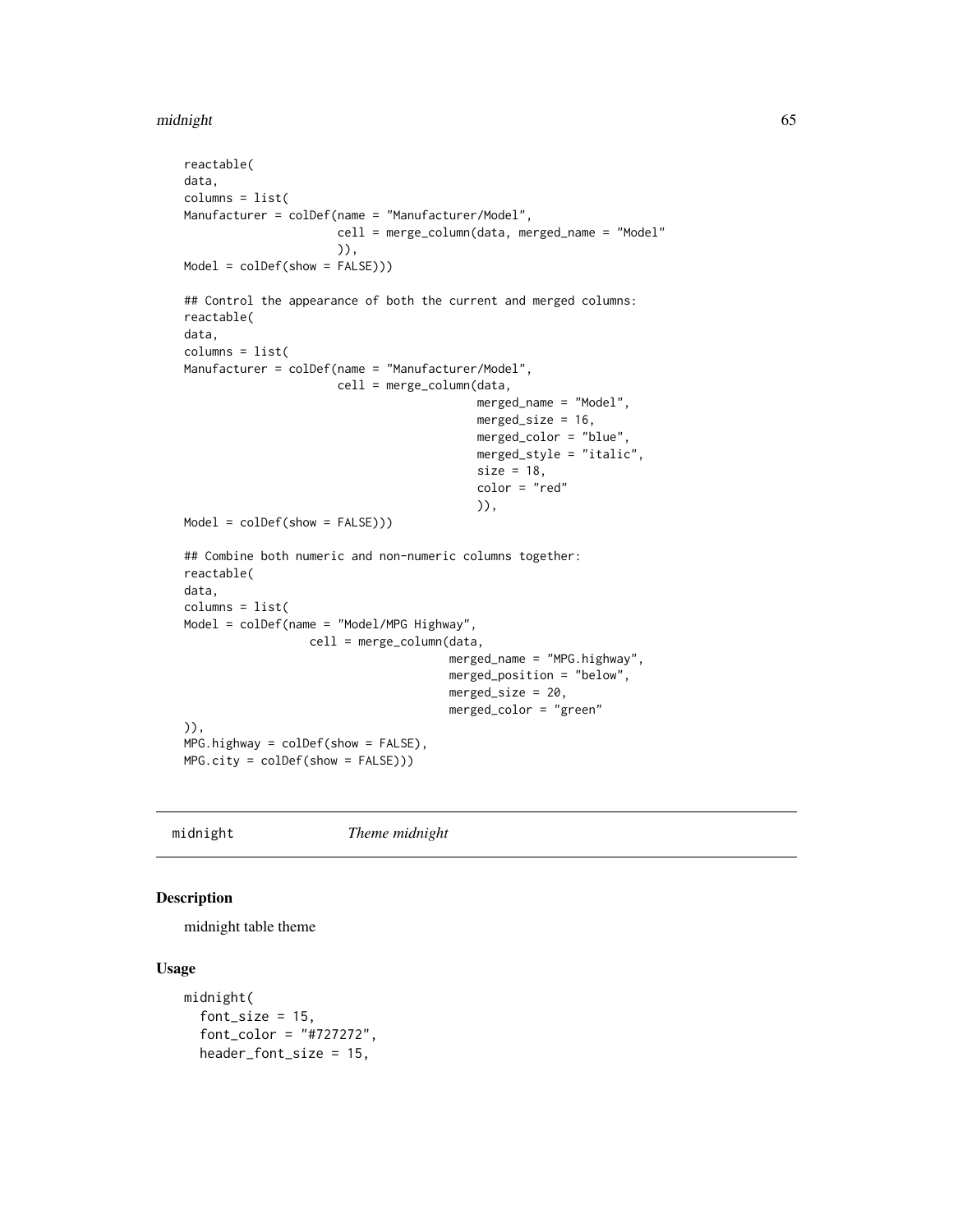```
reactable(
data,
columns = list(
Manufacturer = colDef(name = "Manufacturer/Model",
                      cell = merge_column(data, merged_name = "Model"
                      )),
Model = colDef(show = FALSE)))

## Control the appearance of both the current and merged columns:
reactable(
data,
columns = list(
Manufacturer = colDef(name = "Manufacturer/Model",
                      cell = merge_column(data,
                                          merged_name = "Model",
                                          merged_size = 16,
                                          merged_color = "blue",
                                          merged_style = "italic",
                                          size = 18,
                                          color = "red"
                                          )),
Model = colDef(show = FALSE)))

## Combine both numeric and non-numeric columns together:
reactable(
data,
columns = list(
Model = colDef(name = "Model/MPG Highway",
                 cell = merge_column(data,
                                     merged_name = "MPG.highway",
                                     merged_position = "below",
                                     merged_size = 20,
                                     merged_color = "green"
)),
MPG.highway = colDef(show = FALSE),
MPG.city = colDef(show = FALSE)))
```

## midnight — *Theme midnight*

### Description

midnight table theme

### Usage

```
midnight(
  font_size = 15,
  font_color = "#727272",
  header_font_size = 15,
```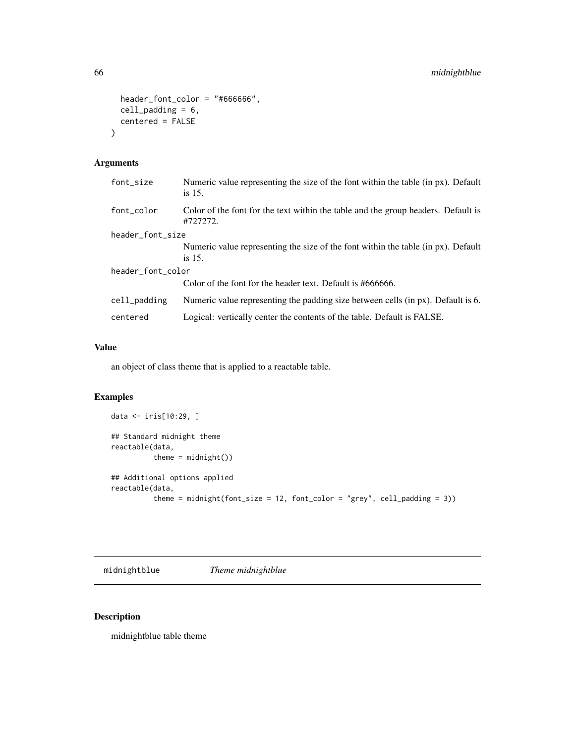```
  header_font_color = "#666666",
  cell_padding = 6,
  centered = FALSE
)
```

### Arguments

| | |
|---|---|
| font_size | Numeric value representing the size of the font within the table (in px). Default is 15. |
| font_color | Color of the font for the text within the table and the group headers. Default is #727272. |
| header_font_size | Numeric value representing the size of the font within the table (in px). Default is 15. |
| header_font_color | Color of the font for the header text. Default is #666666. |
| cell_padding | Numeric value representing the padding size between cells (in px). Default is 6. |
| centered | Logical: vertically center the contents of the table. Default is FALSE. |

### Value

an object of class theme that is applied to a reactable table.

### Examples

```
data <- iris[10:29, ]

## Standard midnight theme
reactable(data,
          theme = midnight())

## Additional options applied
reactable(data,
          theme = midnight(font_size = 12, font_color = "grey", cell_padding = 3))
```

---

## midnightblue *Theme midnightblue*

---

### Description

midnightblue table theme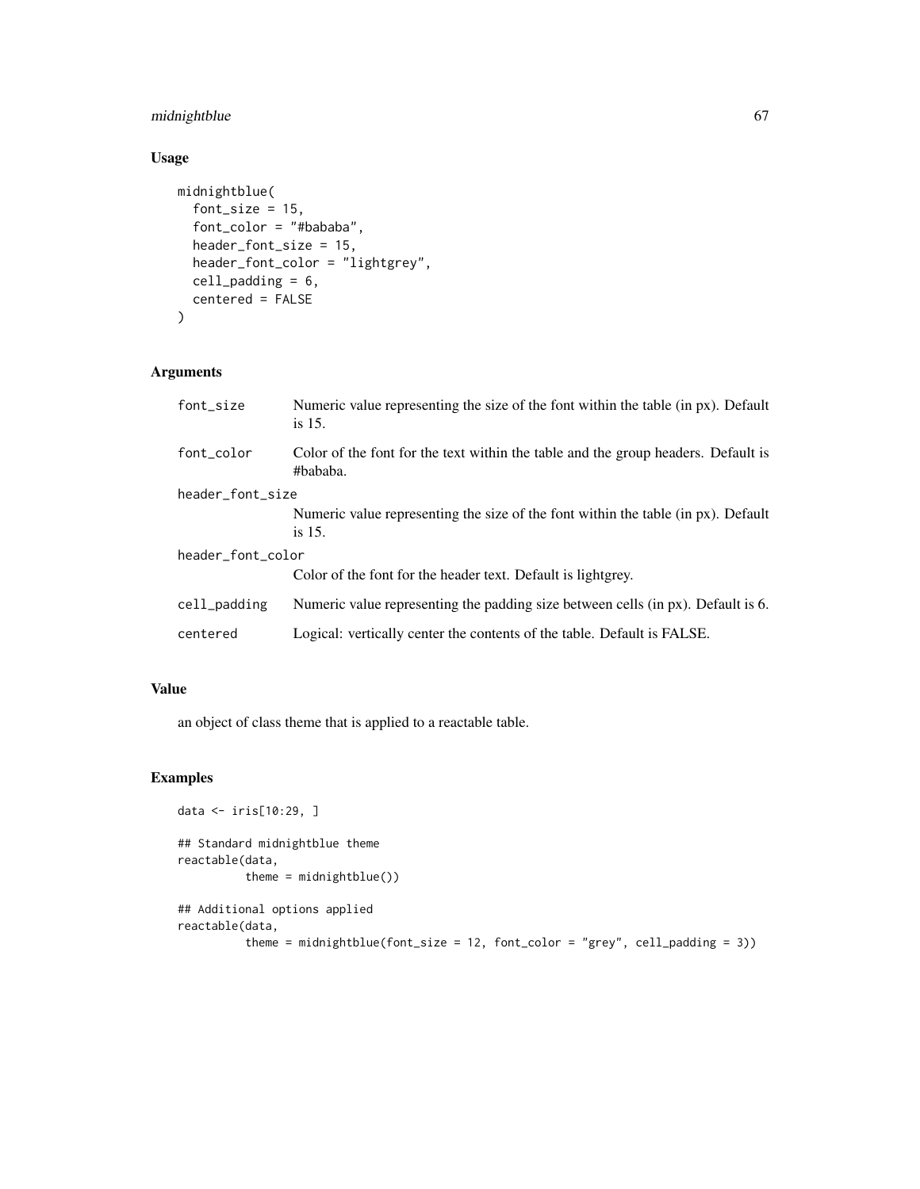## Usage

```
midnightblue(
  font_size = 15,
  font_color = "#bababa",
  header_font_size = 15,
  header_font_color = "lightgrey",
  cell_padding = 6,
  centered = FALSE
)
```

## Arguments

| | |
|---|---|
| font_size | Numeric value representing the size of the font within the table (in px). Default is 15. |
| font_color | Color of the font for the text within the table and the group headers. Default is #bababa. |
| header_font_size | Numeric value representing the size of the font within the table (in px). Default is 15. |
| header_font_color | Color of the font for the header text. Default is lightgrey. |
| cell_padding | Numeric value representing the padding size between cells (in px). Default is 6. |
| centered | Logical: vertically center the contents of the table. Default is FALSE. |

## Value

an object of class theme that is applied to a reactable table.

## Examples

```
data <- iris[10:29, ]

## Standard midnightblue theme
reactable(data,
          theme = midnightblue())

## Additional options applied
reactable(data,
          theme = midnightblue(font_size = 12, font_color = "grey", cell_padding = 3))
```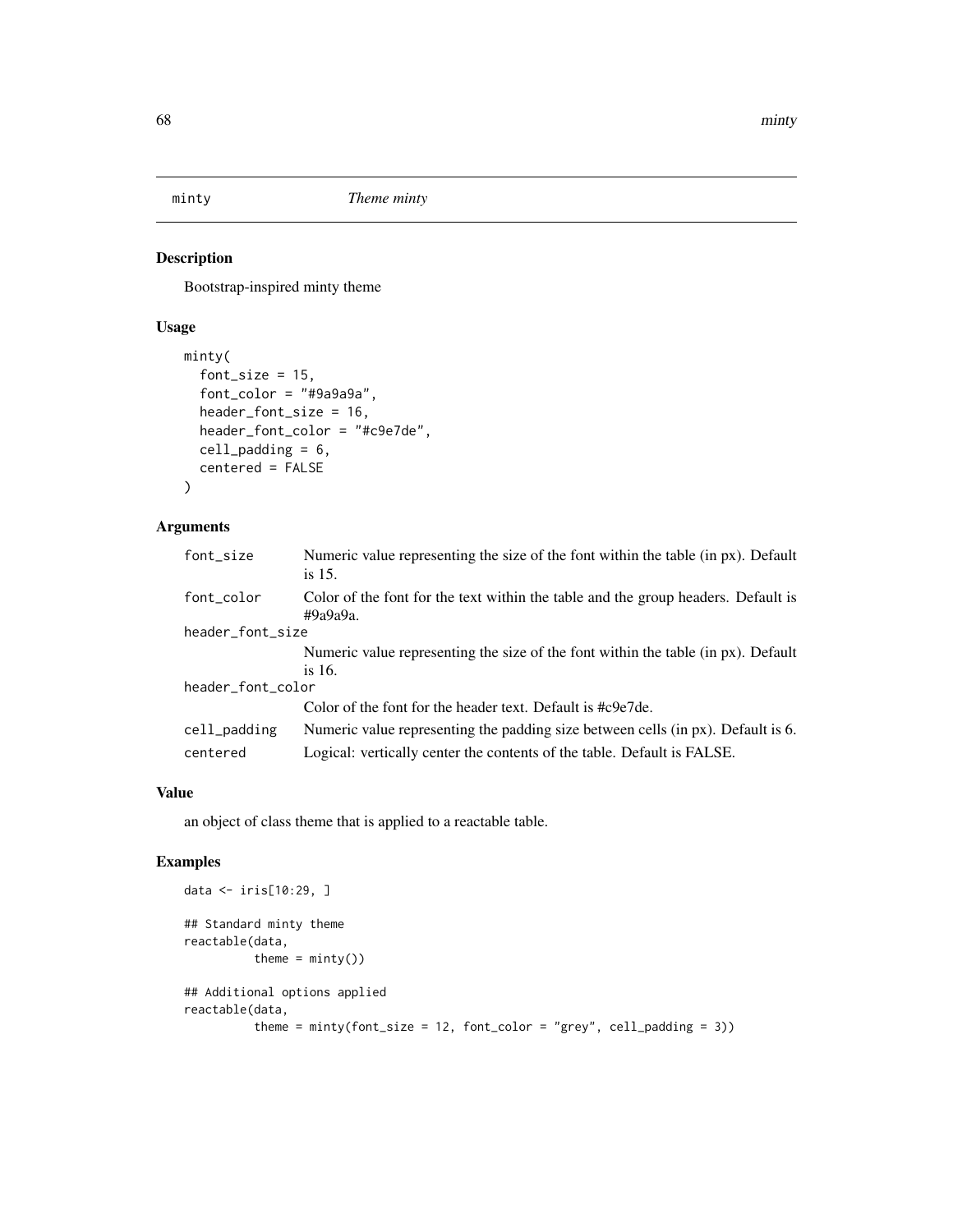# minty    *Theme minty*

## Description

Bootstrap-inspired minty theme

## Usage

```
minty(
  font_size = 15,
  font_color = "#9a9a9a",
  header_font_size = 16,
  header_font_color = "#c9e7de",
  cell_padding = 6,
  centered = FALSE
)
```

## Arguments

| Argument | Description |
|---|---|
| `font_size` | Numeric value representing the size of the font within the table (in px). Default is 15. |
| `font_color` | Color of the font for the text within the table and the group headers. Default is #9a9a9a. |
| `header_font_size` | Numeric value representing the size of the font within the table (in px). Default is 16. |
| `header_font_color` | Color of the font for the header text. Default is #c9e7de. |
| `cell_padding` | Numeric value representing the padding size between cells (in px). Default is 6. |
| `centered` | Logical: vertically center the contents of the table. Default is FALSE. |

## Value

an object of class theme that is applied to a reactable table.

## Examples

```
data <- iris[10:29, ]

## Standard minty theme
reactable(data,
          theme = minty())

## Additional options applied
reactable(data,
          theme = minty(font_size = 12, font_color = "grey", cell_padding = 3))
```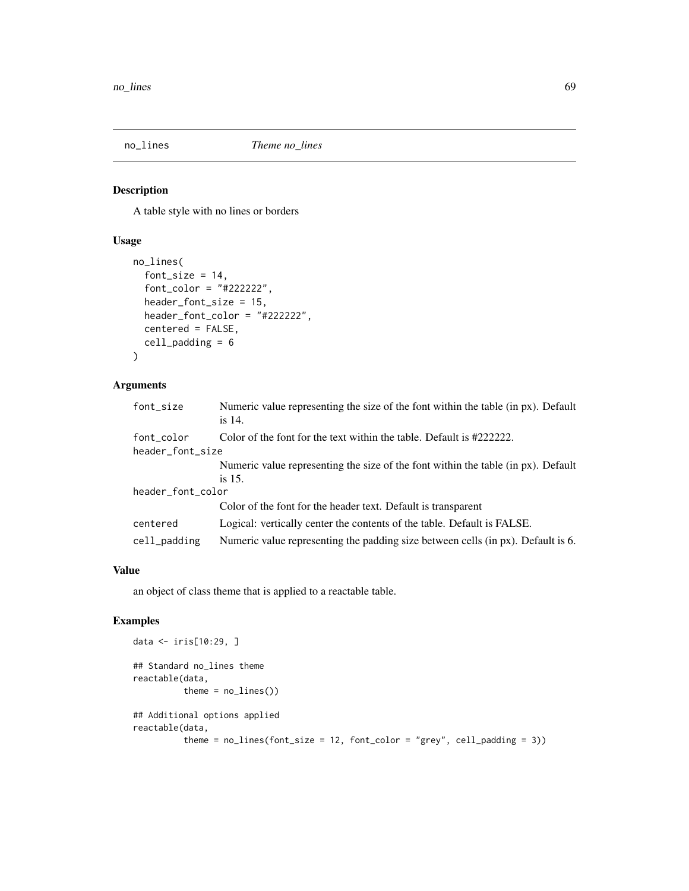no_lines *Theme no_lines*

## Description

A table style with no lines or borders

## Usage

```
no_lines(
  font_size = 14,
  font_color = "#222222",
  header_font_size = 15,
  header_font_color = "#222222",
  centered = FALSE,
  cell_padding = 6
)
```

## Arguments

| | |
|---|---|
| font_size | Numeric value representing the size of the font within the table (in px). Default is 14. |
| font_color | Color of the font for the text within the table. Default is #222222. |
| header_font_size | Numeric value representing the size of the font within the table (in px). Default is 15. |
| header_font_color | Color of the font for the header text. Default is transparent |
| centered | Logical: vertically center the contents of the table. Default is FALSE. |
| cell_padding | Numeric value representing the padding size between cells (in px). Default is 6. |

## Value

an object of class theme that is applied to a reactable table.

## Examples

```
data <- iris[10:29, ]

## Standard no_lines theme
reactable(data,
          theme = no_lines())

## Additional options applied
reactable(data,
          theme = no_lines(font_size = 12, font_color = "grey", cell_padding = 3))
```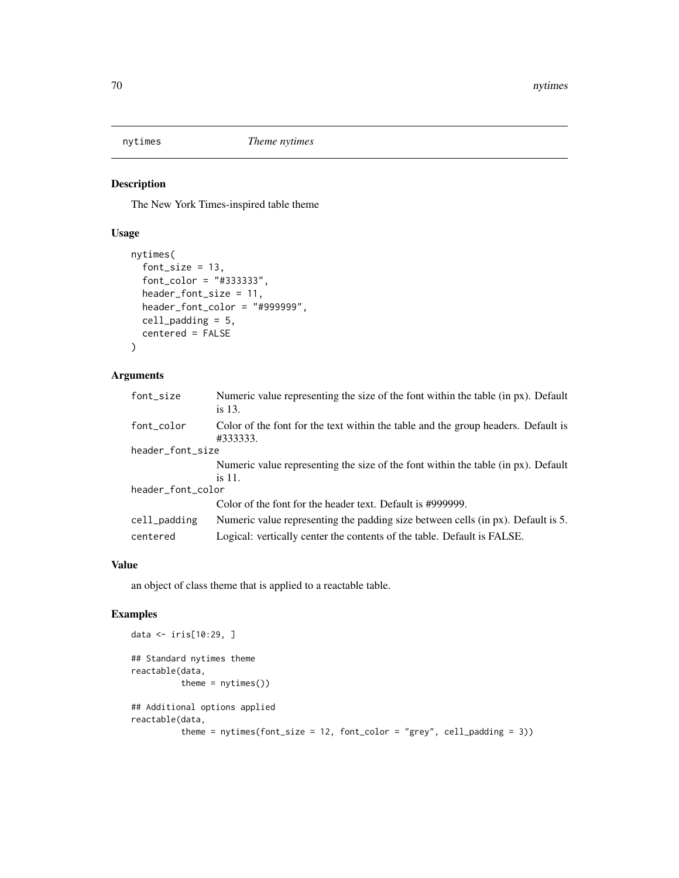nytimes *Theme nytimes*

## Description

The New York Times-inspired table theme

## Usage

```
nytimes(
  font_size = 13,
  font_color = "#333333",
  header_font_size = 11,
  header_font_color = "#999999",
  cell_padding = 5,
  centered = FALSE
)
```

## Arguments

| | |
|---|---|
| font_size | Numeric value representing the size of the font within the table (in px). Default is 13. |
| font_color | Color of the font for the text within the table and the group headers. Default is #333333. |
| header_font_size | Numeric value representing the size of the font within the table (in px). Default is 11. |
| header_font_color | Color of the font for the header text. Default is #999999. |
| cell_padding | Numeric value representing the padding size between cells (in px). Default is 5. |
| centered | Logical: vertically center the contents of the table. Default is FALSE. |

## Value

an object of class theme that is applied to a reactable table.

## Examples

```
data <- iris[10:29, ]

## Standard nytimes theme
reactable(data,
          theme = nytimes())

## Additional options applied
reactable(data,
          theme = nytimes(font_size = 12, font_color = "grey", cell_padding = 3))
```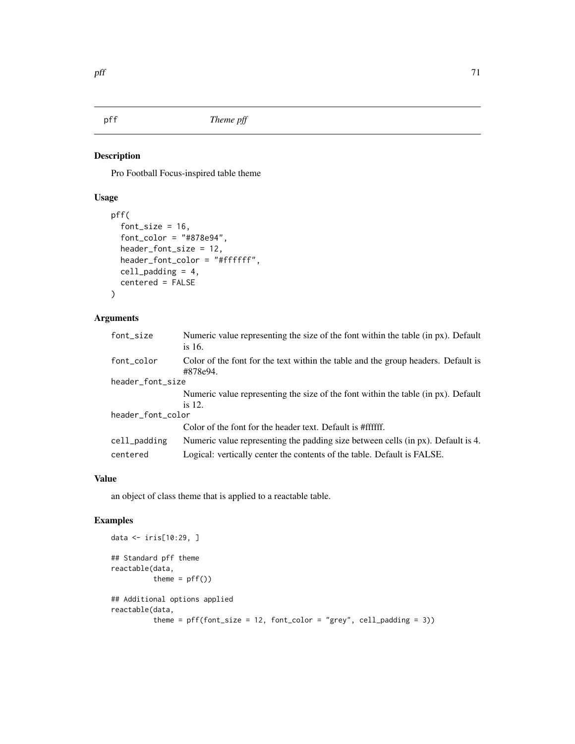# pff — *Theme pff*

## Description

Pro Football Focus-inspired table theme

## Usage

```
pff(
  font_size = 16,
  font_color = "#878e94",
  header_font_size = 12,
  header_font_color = "#ffffff",
  cell_padding = 4,
  centered = FALSE
)
```

## Arguments

| Argument | Description |
|---|---|
| font_size | Numeric value representing the size of the font within the table (in px). Default is 16. |
| font_color | Color of the font for the text within the table and the group headers. Default is #878e94. |
| header_font_size | Numeric value representing the size of the font within the table (in px). Default is 12. |
| header_font_color | Color of the font for the header text. Default is #ffffff. |
| cell_padding | Numeric value representing the padding size between cells (in px). Default is 4. |
| centered | Logical: vertically center the contents of the table. Default is FALSE. |

## Value

an object of class theme that is applied to a reactable table.

## Examples

```
data <- iris[10:29, ]

## Standard pff theme
reactable(data,
          theme = pff())

## Additional options applied
reactable(data,
          theme = pff(font_size = 12, font_color = "grey", cell_padding = 3))
```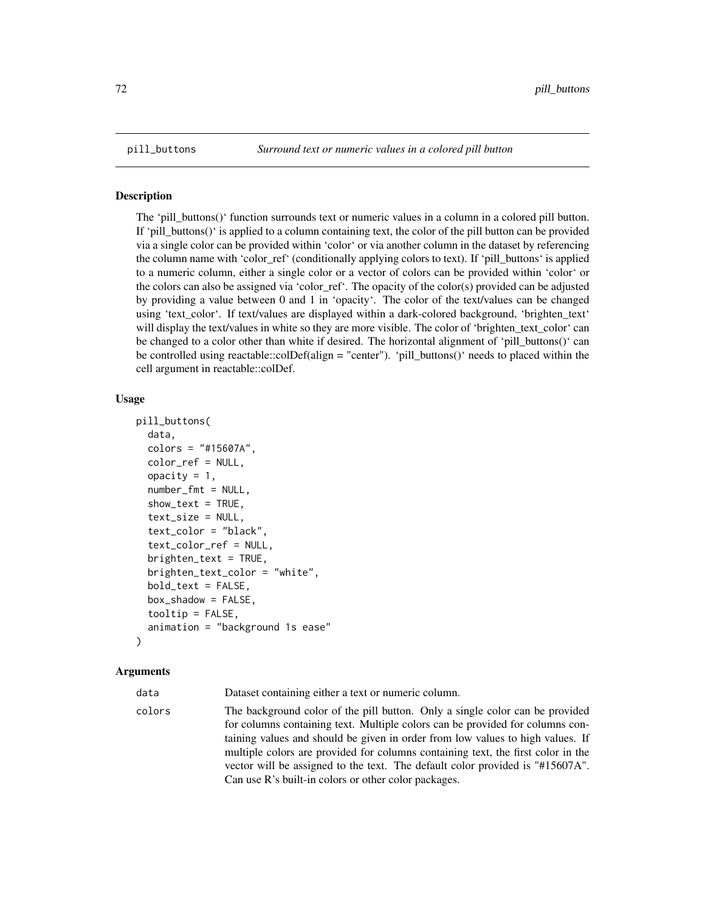## pill_buttons — *Surround text or numeric values in a colored pill button*

### Description

The 'pill_buttons()' function surrounds text or numeric values in a column in a colored pill button. If 'pill_buttons()' is applied to a column containing text, the color of the pill button can be provided via a single color can be provided within 'color' or via another column in the dataset by referencing the column name with 'color_ref' (conditionally applying colors to text). If 'pill_buttons' is applied to a numeric column, either a single color or a vector of colors can be provided within 'color' or the colors can also be assigned via 'color_ref'. The opacity of the color(s) provided can be adjusted by providing a value between 0 and 1 in 'opacity'. The color of the text/values can be changed using 'text_color'. If text/values are displayed within a dark-colored background, 'brighten_text' will display the text/values in white so they are more visible. The color of 'brighten_text_color' can be changed to a color other than white if desired. The horizontal alignment of 'pill_buttons()' can be controlled using reactable::colDef(align = "center"). 'pill_buttons()' needs to placed within the cell argument in reactable::colDef.

### Usage

```
pill_buttons(
  data,
  colors = "#15607A",
  color_ref = NULL,
  opacity = 1,
  number_fmt = NULL,
  show_text = TRUE,
  text_size = NULL,
  text_color = "black",
  text_color_ref = NULL,
  brighten_text = TRUE,
  brighten_text_color = "white",
  bold_text = FALSE,
  box_shadow = FALSE,
  tooltip = FALSE,
  animation = "background 1s ease"
)
```

### Arguments

| | |
|---|---|
| data | Dataset containing either a text or numeric column. |
| colors | The background color of the pill button. Only a single color can be provided for columns containing text. Multiple colors can be provided for columns containing values and should be given in order from low values to high values. If multiple colors are provided for columns containing text, the first color in the vector will be assigned to the text. The default color provided is "#15607A". Can use R's built-in colors or other color packages. |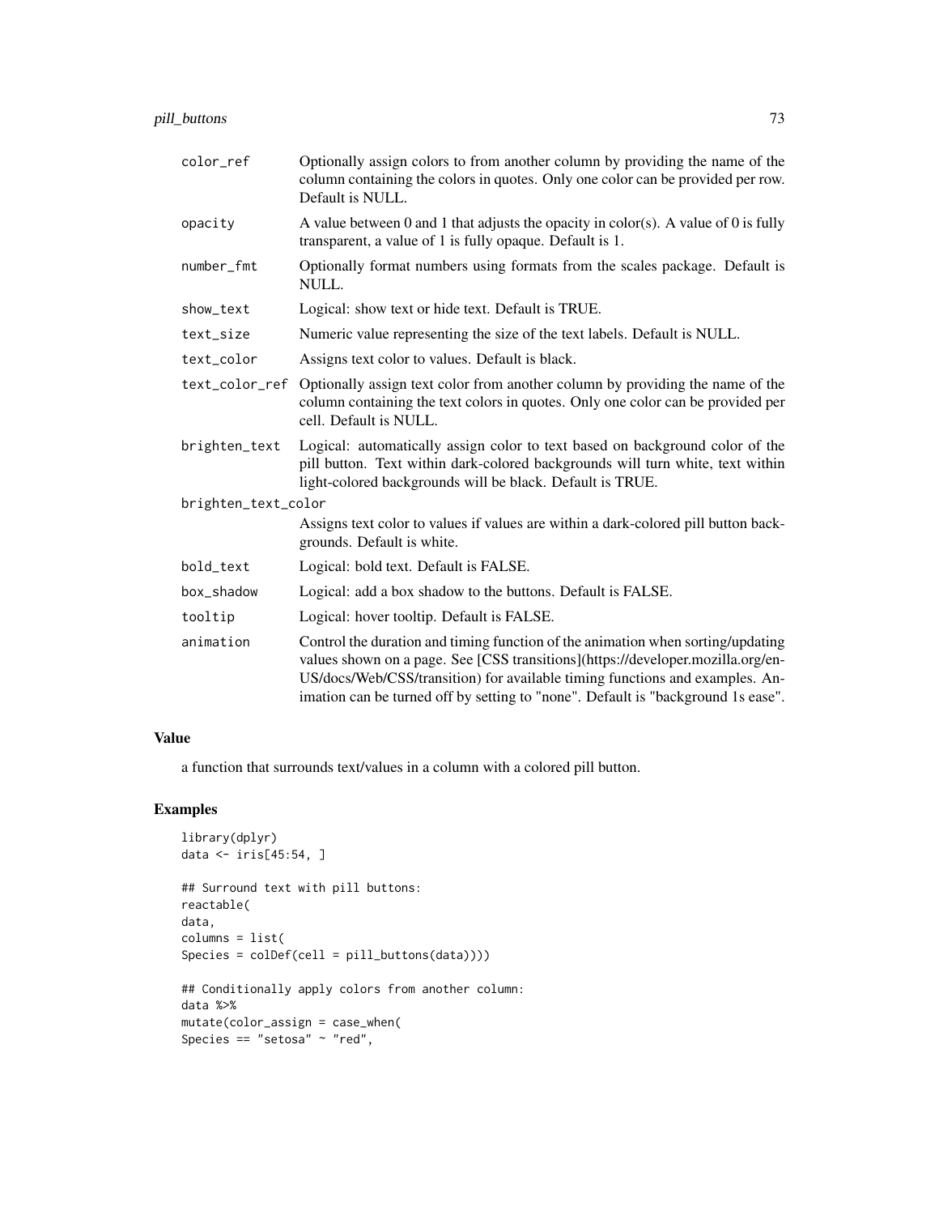| | |
|---|---|
| color_ref | Optionally assign colors to from another column by providing the name of the column containing the colors in quotes. Only one color can be provided per row. Default is NULL. |
| opacity | A value between 0 and 1 that adjusts the opacity in color(s). A value of 0 is fully transparent, a value of 1 is fully opaque. Default is 1. |
| number_fmt | Optionally format numbers using formats from the scales package. Default is NULL. |
| show_text | Logical: show text or hide text. Default is TRUE. |
| text_size | Numeric value representing the size of the text labels. Default is NULL. |
| text_color | Assigns text color to values. Default is black. |
| text_color_ref | Optionally assign text color from another column by providing the name of the column containing the text colors in quotes. Only one color can be provided per cell. Default is NULL. |
| brighten_text | Logical: automatically assign color to text based on background color of the pill button. Text within dark-colored backgrounds will turn white, text within light-colored backgrounds will be black. Default is TRUE. |
| brighten_text_color | Assigns text color to values if values are within a dark-colored pill button backgrounds. Default is white. |
| bold_text | Logical: bold text. Default is FALSE. |
| box_shadow | Logical: add a box shadow to the buttons. Default is FALSE. |
| tooltip | Logical: hover tooltip. Default is FALSE. |
| animation | Control the duration and timing function of the animation when sorting/updating values shown on a page. See [CSS transitions](https://developer.mozilla.org/en-US/docs/Web/CSS/transition) for available timing functions and examples. Animation can be turned off by setting to "none". Default is "background 1s ease". |

## Value

a function that surrounds text/values in a column with a colored pill button.

## Examples

```
library(dplyr)
data <- iris[45:54, ]

## Surround text with pill buttons:
reactable(
data,
columns = list(
Species = colDef(cell = pill_buttons(data))))

## Conditionally apply colors from another column:
data %>%
mutate(color_assign = case_when(
Species == "setosa" ~ "red",
```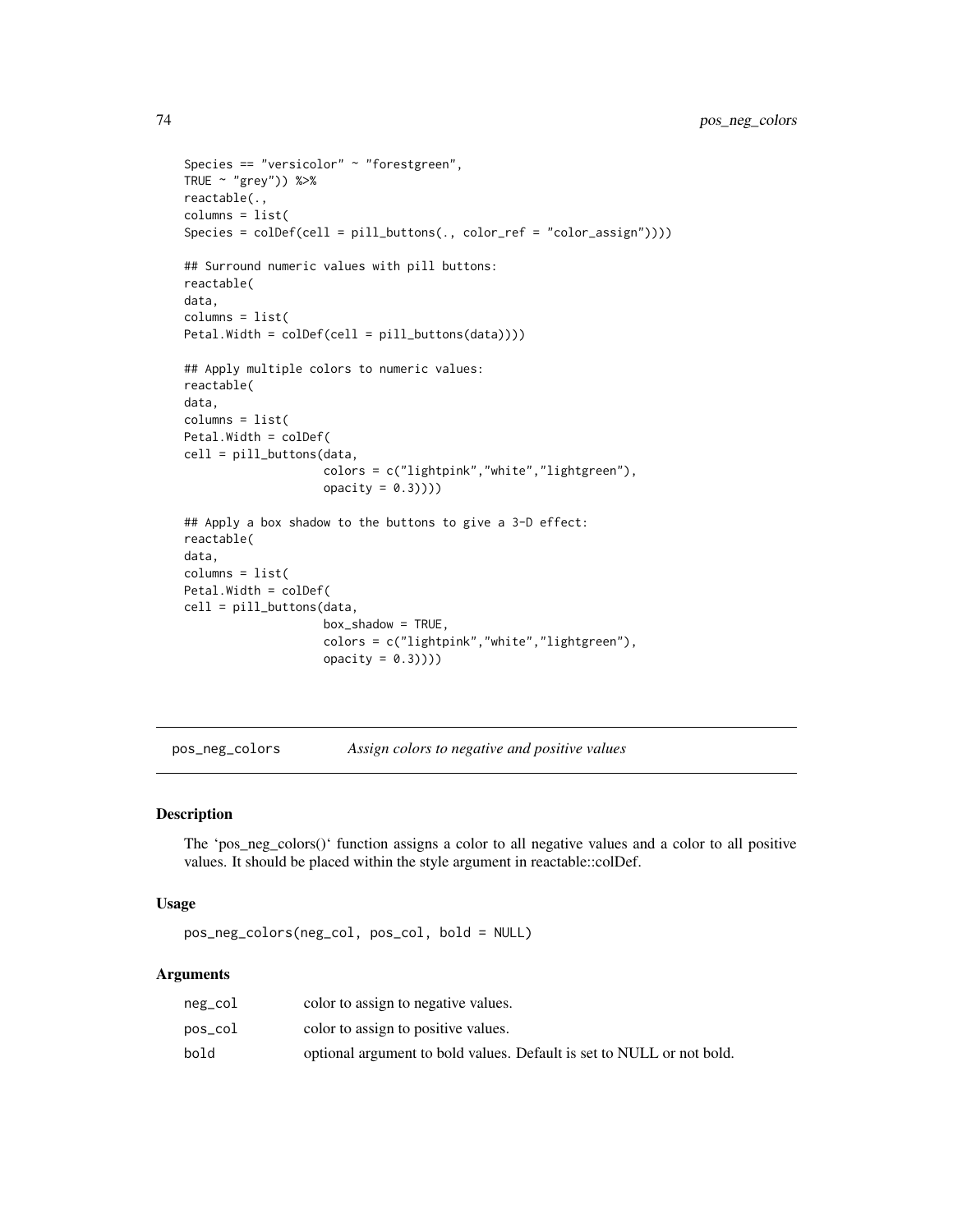```
Species == "versicolor" ~ "forestgreen",
TRUE ~ "grey")) %>%
reactable(.,
columns = list(
Species = colDef(cell = pill_buttons(., color_ref = "color_assign"))))

## Surround numeric values with pill buttons:
reactable(
data,
columns = list(
Petal.Width = colDef(cell = pill_buttons(data))))

## Apply multiple colors to numeric values:
reactable(
data,
columns = list(
Petal.Width = colDef(
cell = pill_buttons(data,
                    colors = c("lightpink","white","lightgreen"),
                    opacity = 0.3))))

## Apply a box shadow to the buttons to give a 3-D effect:
reactable(
data,
columns = list(
Petal.Width = colDef(
cell = pill_buttons(data,
                    box_shadow = TRUE,
                    colors = c("lightpink","white","lightgreen"),
                    opacity = 0.3))))
```

## pos_neg_colors — *Assign colors to negative and positive values*

### Description

The 'pos_neg_colors()' function assigns a color to all negative values and a color to all positive values. It should be placed within the style argument in reactable::colDef.

### Usage

```
pos_neg_colors(neg_col, pos_col, bold = NULL)
```

### Arguments

| | |
|---|---|
| neg_col | color to assign to negative values. |
| pos_col | color to assign to positive values. |
| bold | optional argument to bold values. Default is set to NULL or not bold. |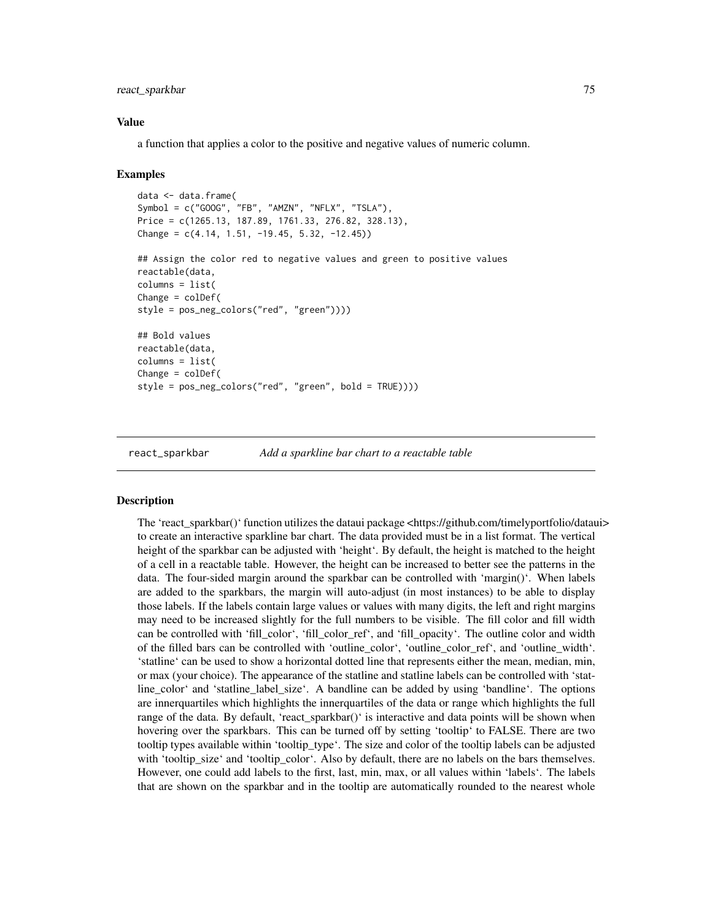## Value

a function that applies a color to the positive and negative values of numeric column.

## Examples

```
data <- data.frame(
Symbol = c("GOOG", "FB", "AMZN", "NFLX", "TSLA"),
Price = c(1265.13, 187.89, 1761.33, 276.82, 328.13),
Change = c(4.14, 1.51, -19.45, 5.32, -12.45))

## Assign the color red to negative values and green to positive values
reactable(data,
columns = list(
Change = colDef(
style = pos_neg_colors("red", "green"))))

## Bold values
reactable(data,
columns = list(
Change = colDef(
style = pos_neg_colors("red", "green", bold = TRUE))))
```

---

# react_sparkbar *Add a sparkline bar chart to a reactable table*

## Description

The 'react_sparkbar()' function utilizes the dataui package <https://github.com/timelyportfolio/dataui> to create an interactive sparkline bar chart. The data provided must be in a list format. The vertical height of the sparkbar can be adjusted with 'height'. By default, the height is matched to the height of a cell in a reactable table. However, the height can be increased to better see the patterns in the data. The four-sided margin around the sparkbar can be controlled with 'margin()'. When labels are added to the sparkbars, the margin will auto-adjust (in most instances) to be able to display those labels. If the labels contain large values or values with many digits, the left and right margins may need to be increased slightly for the full numbers to be visible. The fill color and fill width can be controlled with 'fill_color', 'fill_color_ref', and 'fill_opacity'. The outline color and width of the filled bars can be controlled with 'outline_color', 'outline_color_ref', and 'outline_width'. 'statline' can be used to show a horizontal dotted line that represents either the mean, median, min, or max (your choice). The appearance of the statline and statline labels can be controlled with 'statline_color' and 'statline_label_size'. A bandline can be added by using 'bandline'. The options are innerquartiles which highlights the innerquartiles of the data or range which highlights the full range of the data. By default, 'react_sparkbar()' is interactive and data points will be shown when hovering over the sparkbars. This can be turned off by setting 'tooltip' to FALSE. There are two tooltip types available within 'tooltip_type'. The size and color of the tooltip labels can be adjusted with 'tooltip_size' and 'tooltip_color'. Also by default, there are no labels on the bars themselves. However, one could add labels to the first, last, min, max, or all values within 'labels'. The labels that are shown on the sparkbar and in the tooltip are automatically rounded to the nearest whole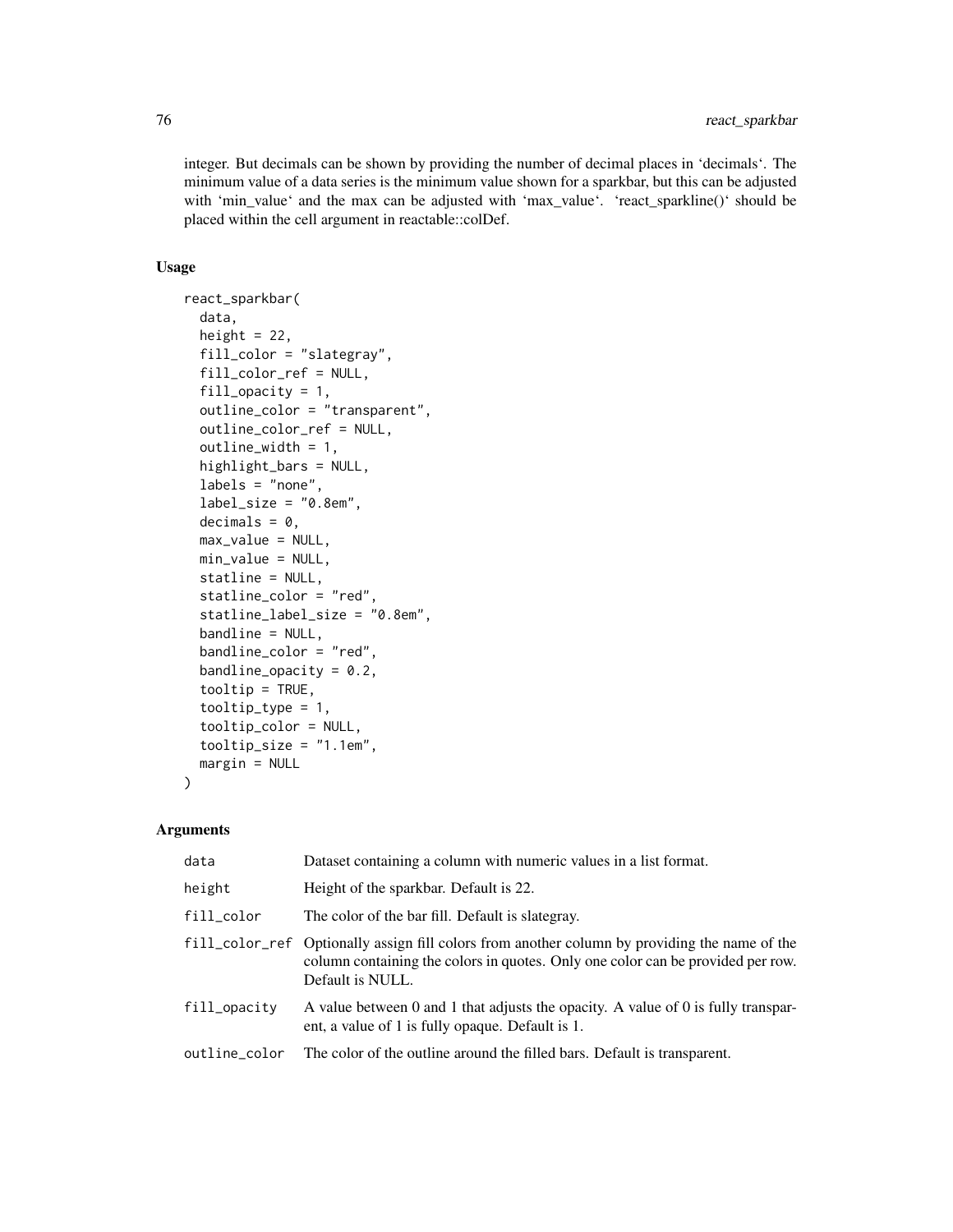integer. But decimals can be shown by providing the number of decimal places in 'decimals'. The minimum value of a data series is the minimum value shown for a sparkbar, but this can be adjusted with 'min_value' and the max can be adjusted with 'max_value'. 'react_sparkline()' should be placed within the cell argument in reactable::colDef.

## Usage

```
react_sparkbar(
  data,
  height = 22,
  fill_color = "slategray",
  fill_color_ref = NULL,
  fill_opacity = 1,
  outline_color = "transparent",
  outline_color_ref = NULL,
  outline_width = 1,
  highlight_bars = NULL,
  labels = "none",
  label_size = "0.8em",
  decimals = 0,
  max_value = NULL,
  min_value = NULL,
  statline = NULL,
  statline_color = "red",
  statline_label_size = "0.8em",
  bandline = NULL,
  bandline_color = "red",
  bandline_opacity = 0.2,
  tooltip = TRUE,
  tooltip_type = 1,
  tooltip_color = NULL,
  tooltip_size = "1.1em",
  margin = NULL
)
```

## Arguments

| | |
|---|---|
| data | Dataset containing a column with numeric values in a list format. |
| height | Height of the sparkbar. Default is 22. |
| fill_color | The color of the bar fill. Default is slategray. |
| fill_color_ref | Optionally assign fill colors from another column by providing the name of the column containing the colors in quotes. Only one color can be provided per row. Default is NULL. |
| fill_opacity | A value between 0 and 1 that adjusts the opacity. A value of 0 is fully transparent, a value of 1 is fully opaque. Default is 1. |
| outline_color | The color of the outline around the filled bars. Default is transparent. |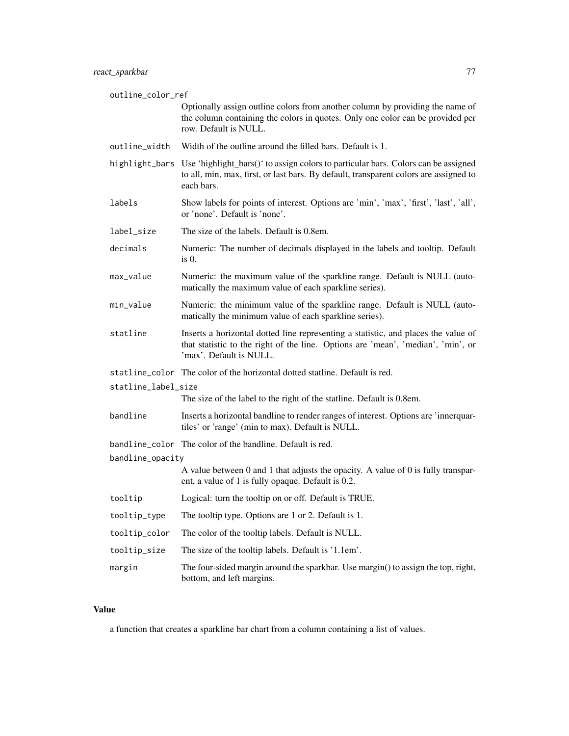`outline_color_ref`
: Optionally assign outline colors from another column by providing the name of the column containing the colors in quotes. Only one color can be provided per row. Default is NULL.

`outline_width`
: Width of the outline around the filled bars. Default is 1.

`highlight_bars`
: Use 'highlight_bars()' to assign colors to particular bars. Colors can be assigned to all, min, max, first, or last bars. By default, transparent colors are assigned to each bars.

`labels`
: Show labels for points of interest. Options are 'min', 'max', 'first', 'last', 'all', or 'none'. Default is 'none'.

`label_size`
: The size of the labels. Default is 0.8em.

`decimals`
: Numeric: The number of decimals displayed in the labels and tooltip. Default is 0.

`max_value`
: Numeric: the maximum value of the sparkline range. Default is NULL (automatically the maximum value of each sparkline series).

`min_value`
: Numeric: the minimum value of the sparkline range. Default is NULL (automatically the minimum value of each sparkline series).

`statline`
: Inserts a horizontal dotted line representing a statistic, and places the value of that statistic to the right of the line. Options are 'mean', 'median', 'min', or 'max'. Default is NULL.

`statline_color`
: The color of the horizontal dotted statline. Default is red.

`statline_label_size`
: The size of the label to the right of the statline. Default is 0.8em.

`bandline`
: Inserts a horizontal bandline to render ranges of interest. Options are 'innerquartiles' or 'range' (min to max). Default is NULL.

`bandline_color`
: The color of the bandline. Default is red.

`bandline_opacity`
: A value between 0 and 1 that adjusts the opacity. A value of 0 is fully transparent, a value of 1 is fully opaque. Default is 0.2.

`tooltip`
: Logical: turn the tooltip on or off. Default is TRUE.

`tooltip_type`
: The tooltip type. Options are 1 or 2. Default is 1.

`tooltip_color`
: The color of the tooltip labels. Default is NULL.

`tooltip_size`
: The size of the tooltip labels. Default is '1.1em'.

`margin`
: The four-sided margin around the sparkbar. Use margin() to assign the top, right, bottom, and left margins.

## Value

a function that creates a sparkline bar chart from a column containing a list of values.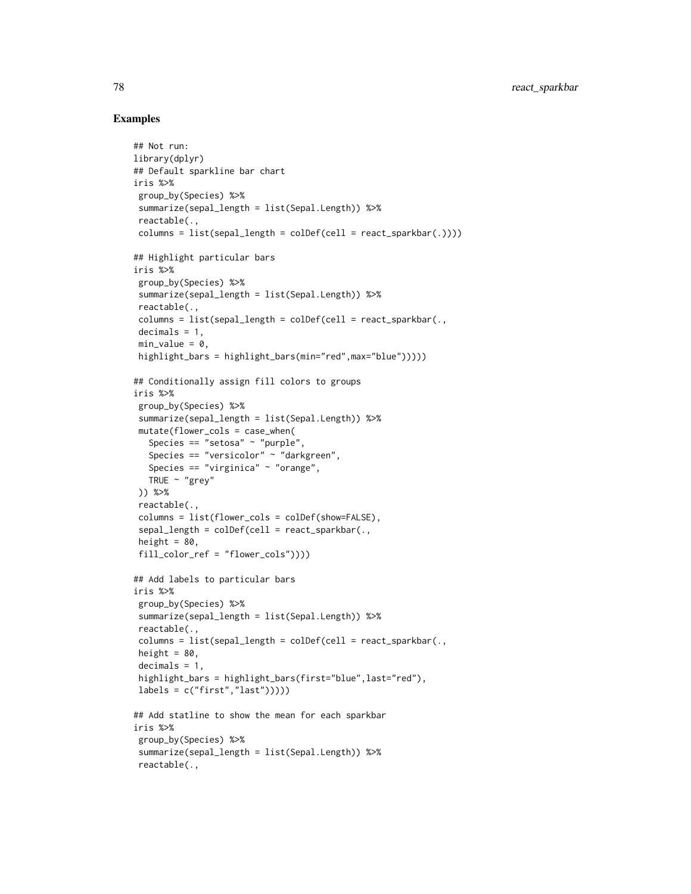## Examples

```
## Not run:
library(dplyr)
## Default sparkline bar chart
iris %>%
 group_by(Species) %>%
 summarize(sepal_length = list(Sepal.Length)) %>%
 reactable(.,
 columns = list(sepal_length = colDef(cell = react_sparkbar(.))))

## Highlight particular bars
iris %>%
 group_by(Species) %>%
 summarize(sepal_length = list(Sepal.Length)) %>%
 reactable(.,
 columns = list(sepal_length = colDef(cell = react_sparkbar(.,
 decimals = 1,
 min_value = 0,
 highlight_bars = highlight_bars(min="red",max="blue")))))

## Conditionally assign fill colors to groups
iris %>%
 group_by(Species) %>%
 summarize(sepal_length = list(Sepal.Length)) %>%
 mutate(flower_cols = case_when(
   Species == "setosa" ~ "purple",
   Species == "versicolor" ~ "darkgreen",
   Species == "virginica" ~ "orange",
   TRUE ~ "grey"
 )) %>%
 reactable(.,
 columns = list(flower_cols = colDef(show=FALSE),
 sepal_length = colDef(cell = react_sparkbar(.,
 height = 80,
 fill_color_ref = "flower_cols"))))

## Add labels to particular bars
iris %>%
 group_by(Species) %>%
 summarize(sepal_length = list(Sepal.Length)) %>%
 reactable(.,
 columns = list(sepal_length = colDef(cell = react_sparkbar(.,
 height = 80,
 decimals = 1,
 highlight_bars = highlight_bars(first="blue",last="red"),
 labels = c("first","last")))))

## Add statline to show the mean for each sparkbar
iris %>%
 group_by(Species) %>%
 summarize(sepal_length = list(Sepal.Length)) %>%
 reactable(.,
```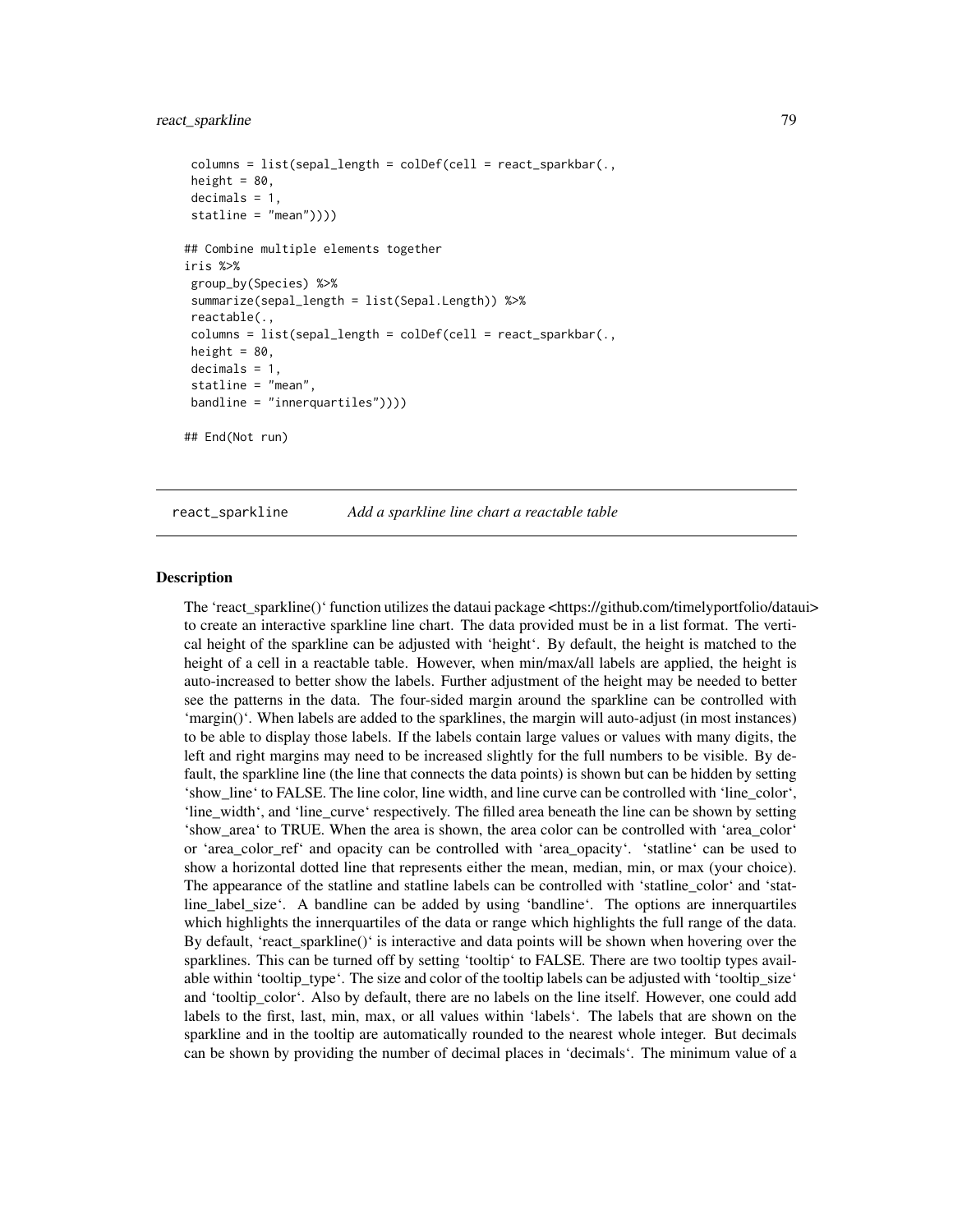```
 columns = list(sepal_length = colDef(cell = react_sparkbar(.,
 height = 80,
 decimals = 1,
 statline = "mean"))))

## Combine multiple elements together
iris %>%
 group_by(Species) %>%
 summarize(sepal_length = list(Sepal.Length)) %>%
 reactable(.,
 columns = list(sepal_length = colDef(cell = react_sparkbar(.,
 height = 80,
 decimals = 1,
 statline = "mean",
 bandline = "innerquartiles"))))

## End(Not run)
```

## react_sparkline — *Add a sparkline line chart a reactable table*

### Description

The 'react_sparkline()' function utilizes the dataui package <https://github.com/timelyportfolio/dataui> to create an interactive sparkline line chart. The data provided must be in a list format. The vertical height of the sparkline can be adjusted with 'height'. By default, the height is matched to the height of a cell in a reactable table. However, when min/max/all labels are applied, the height is auto-increased to better show the labels. Further adjustment of the height may be needed to better see the patterns in the data. The four-sided margin around the sparkline can be controlled with 'margin()'. When labels are added to the sparklines, the margin will auto-adjust (in most instances) to be able to display those labels. If the labels contain large values or values with many digits, the left and right margins may need to be increased slightly for the full numbers to be visible. By default, the sparkline line (the line that connects the data points) is shown but can be hidden by setting 'show_line' to FALSE. The line color, line width, and line curve can be controlled with 'line_color', 'line_width', and 'line_curve' respectively. The filled area beneath the line can be shown by setting 'show_area' to TRUE. When the area is shown, the area color can be controlled with 'area_color' or 'area_color_ref' and opacity can be controlled with 'area_opacity'. 'statline' can be used to show a horizontal dotted line that represents either the mean, median, min, or max (your choice). The appearance of the statline and statline labels can be controlled with 'statline_color' and 'statline_label_size'. A bandline can be added by using 'bandline'. The options are innerquartiles which highlights the innerquartiles of the data or range which highlights the full range of the data. By default, 'react_sparkline()' is interactive and data points will be shown when hovering over the sparklines. This can be turned off by setting 'tooltip' to FALSE. There are two tooltip types available within 'tooltip_type'. The size and color of the tooltip labels can be adjusted with 'tooltip_size' and 'tooltip_color'. Also by default, there are no labels on the line itself. However, one could add labels to the first, last, min, max, or all values within 'labels'. The labels that are shown on the sparkline and in the tooltip are automatically rounded to the nearest whole integer. But decimals can be shown by providing the number of decimal places in 'decimals'. The minimum value of a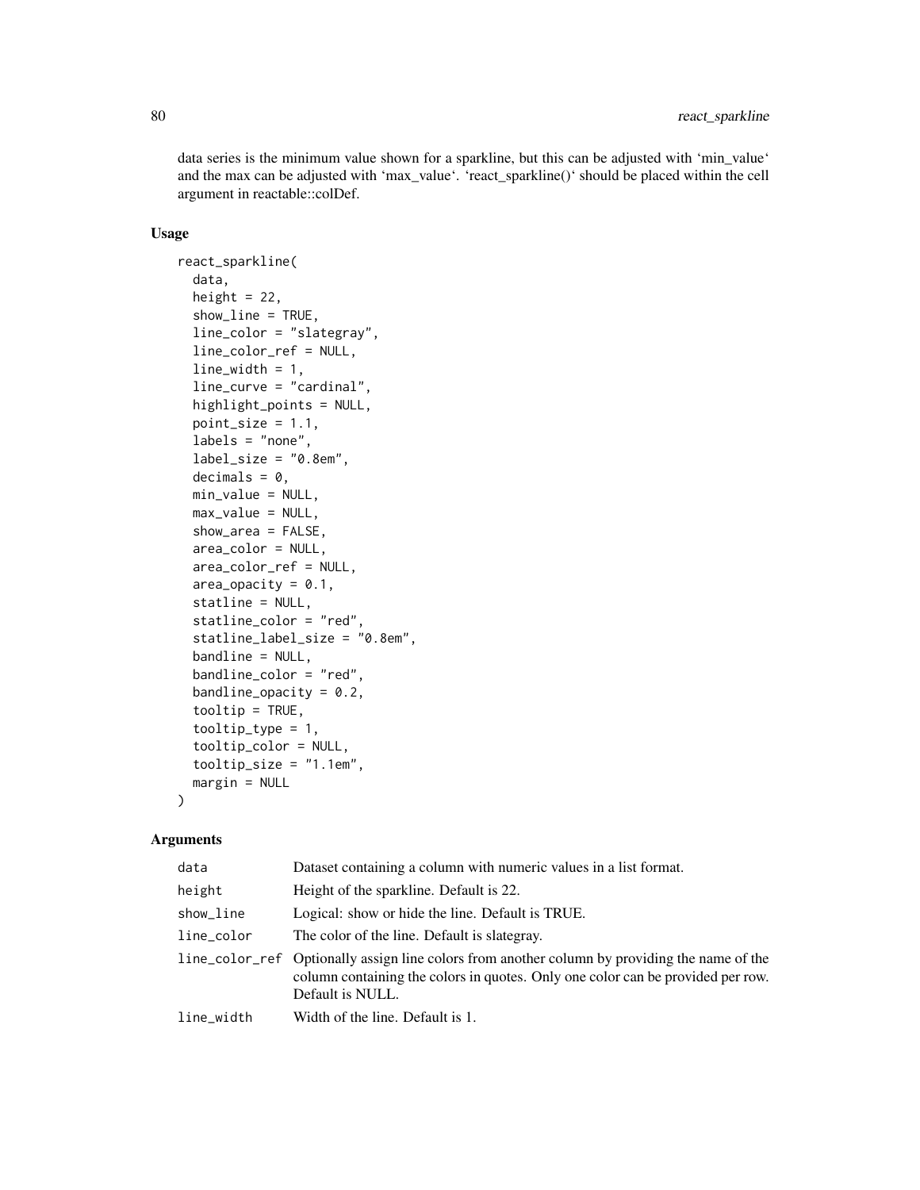data series is the minimum value shown for a sparkline, but this can be adjusted with ‘min_value‘ and the max can be adjusted with ‘max_value‘. ‘react_sparkline()‘ should be placed within the cell argument in reactable::colDef.

### Usage

```
react_sparkline(
  data,
  height = 22,
  show_line = TRUE,
  line_color = "slategray",
  line_color_ref = NULL,
  line_width = 1,
  line_curve = "cardinal",
  highlight_points = NULL,
  point_size = 1.1,
  labels = "none",
  label_size = "0.8em",
  decimals = 0,
  min_value = NULL,
  max_value = NULL,
  show_area = FALSE,
  area_color = NULL,
  area_color_ref = NULL,
  area_opacity = 0.1,
  statline = NULL,
  statline_color = "red",
  statline_label_size = "0.8em",
  bandline = NULL,
  bandline_color = "red",
  bandline_opacity = 0.2,
  tooltip = TRUE,
  tooltip_type = 1,
  tooltip_color = NULL,
  tooltip_size = "1.1em",
  margin = NULL
)
```

### Arguments

| | |
|---|---|
| data | Dataset containing a column with numeric values in a list format. |
| height | Height of the sparkline. Default is 22. |
| show_line | Logical: show or hide the line. Default is TRUE. |
| line_color | The color of the line. Default is slategray. |
| line_color_ref | Optionally assign line colors from another column by providing the name of the column containing the colors in quotes. Only one color can be provided per row. Default is NULL. |
| line_width | Width of the line. Default is 1. |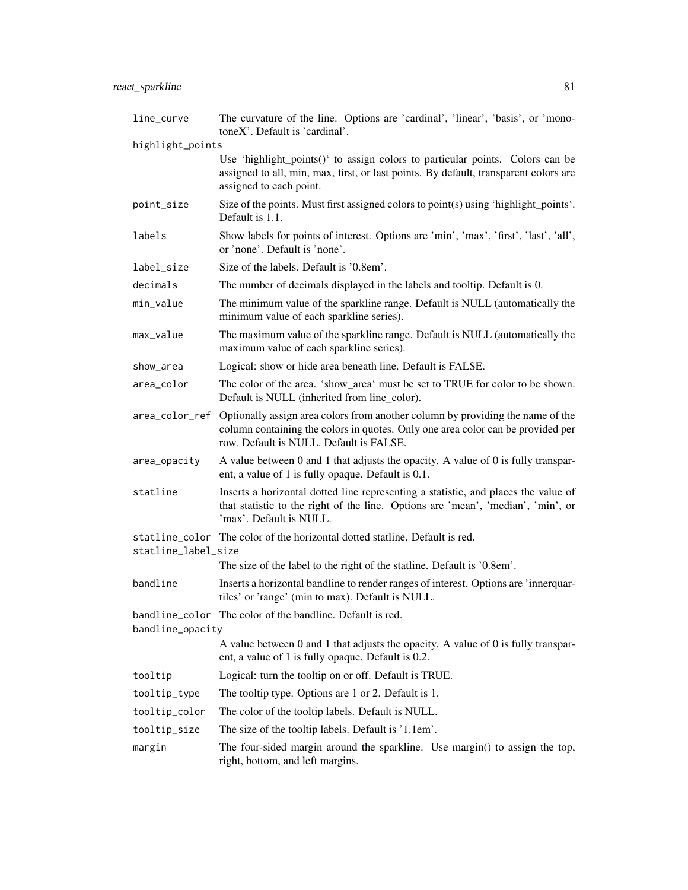| | |
|---|---|
| `line_curve` | The curvature of the line. Options are 'cardinal', 'linear', 'basis', or 'monotoneX'. Default is 'cardinal'. |
| `highlight_points` | Use 'highlight_points()' to assign colors to particular points. Colors can be assigned to all, min, max, first, or last points. By default, transparent colors are assigned to each point. |
| `point_size` | Size of the points. Must first assigned colors to point(s) using 'highlight_points'. Default is 1.1. |
| `labels` | Show labels for points of interest. Options are 'min', 'max', 'first', 'last', 'all', or 'none'. Default is 'none'. |
| `label_size` | Size of the labels. Default is '0.8em'. |
| `decimals` | The number of decimals displayed in the labels and tooltip. Default is 0. |
| `min_value` | The minimum value of the sparkline range. Default is NULL (automatically the minimum value of each sparkline series). |
| `max_value` | The maximum value of the sparkline range. Default is NULL (automatically the maximum value of each sparkline series). |
| `show_area` | Logical: show or hide area beneath line. Default is FALSE. |
| `area_color` | The color of the area. 'show_area' must be set to TRUE for color to be shown. Default is NULL (inherited from line_color). |
| `area_color_ref` | Optionally assign area colors from another column by providing the name of the column containing the colors in quotes. Only one area color can be provided per row. Default is NULL. Default is FALSE. |
| `area_opacity` | A value between 0 and 1 that adjusts the opacity. A value of 0 is fully transparent, a value of 1 is fully opaque. Default is 0.1. |
| `statline` | Inserts a horizontal dotted line representing a statistic, and places the value of that statistic to the right of the line. Options are 'mean', 'median', 'min', or 'max'. Default is NULL. |
| `statline_color` | The color of the horizontal dotted statline. Default is red. |
| `statline_label_size` | The size of the label to the right of the statline. Default is '0.8em'. |
| `bandline` | Inserts a horizontal bandline to render ranges of interest. Options are 'innerquartiles' or 'range' (min to max). Default is NULL. |
| `bandline_color` | The color of the bandline. Default is red. |
| `bandline_opacity` | A value between 0 and 1 that adjusts the opacity. A value of 0 is fully transparent, a value of 1 is fully opaque. Default is 0.2. |
| `tooltip` | Logical: turn the tooltip on or off. Default is TRUE. |
| `tooltip_type` | The tooltip type. Options are 1 or 2. Default is 1. |
| `tooltip_color` | The color of the tooltip labels. Default is NULL. |
| `tooltip_size` | The size of the tooltip labels. Default is '1.1em'. |
| `margin` | The four-sided margin around the sparkline. Use margin() to assign the top, right, bottom, and left margins. |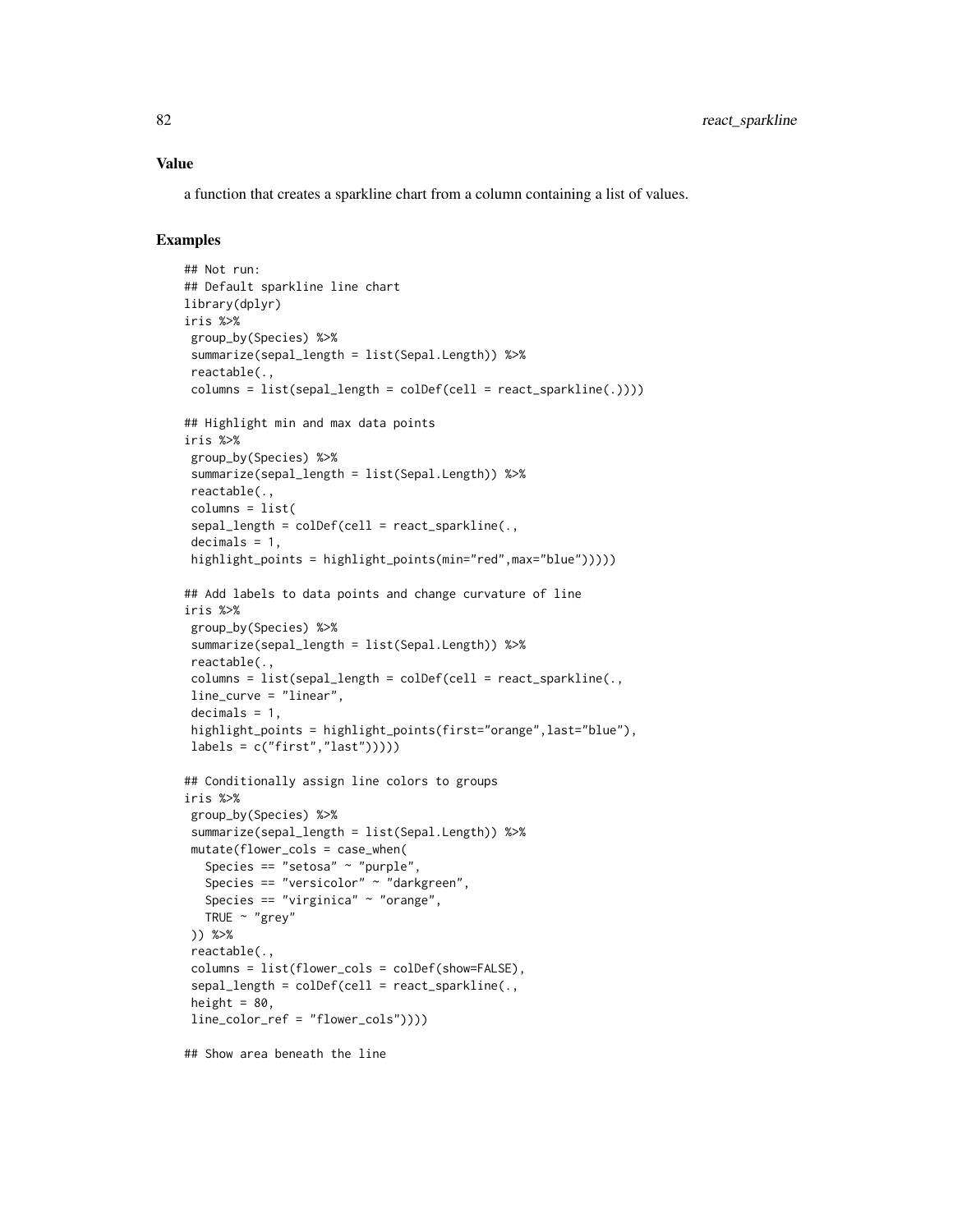### Value

a function that creates a sparkline chart from a column containing a list of values.

### Examples

```
## Not run:
## Default sparkline line chart
library(dplyr)
iris %>%
 group_by(Species) %>%
 summarize(sepal_length = list(Sepal.Length)) %>%
 reactable(.,
 columns = list(sepal_length = colDef(cell = react_sparkline(.))))

## Highlight min and max data points
iris %>%
 group_by(Species) %>%
 summarize(sepal_length = list(Sepal.Length)) %>%
 reactable(.,
 columns = list(
 sepal_length = colDef(cell = react_sparkline(.,
 decimals = 1,
 highlight_points = highlight_points(min="red",max="blue")))))

## Add labels to data points and change curvature of line
iris %>%
 group_by(Species) %>%
 summarize(sepal_length = list(Sepal.Length)) %>%
 reactable(.,
 columns = list(sepal_length = colDef(cell = react_sparkline(.,
 line_curve = "linear",
 decimals = 1,
 highlight_points = highlight_points(first="orange",last="blue"),
 labels = c("first","last")))))

## Conditionally assign line colors to groups
iris %>%
 group_by(Species) %>%
 summarize(sepal_length = list(Sepal.Length)) %>%
 mutate(flower_cols = case_when(
   Species == "setosa" ~ "purple",
   Species == "versicolor" ~ "darkgreen",
   Species == "virginica" ~ "orange",
   TRUE ~ "grey"
 )) %>%
 reactable(.,
 columns = list(flower_cols = colDef(show=FALSE),
 sepal_length = colDef(cell = react_sparkline(.,
 height = 80,
 line_color_ref = "flower_cols"))))

## Show area beneath the line
```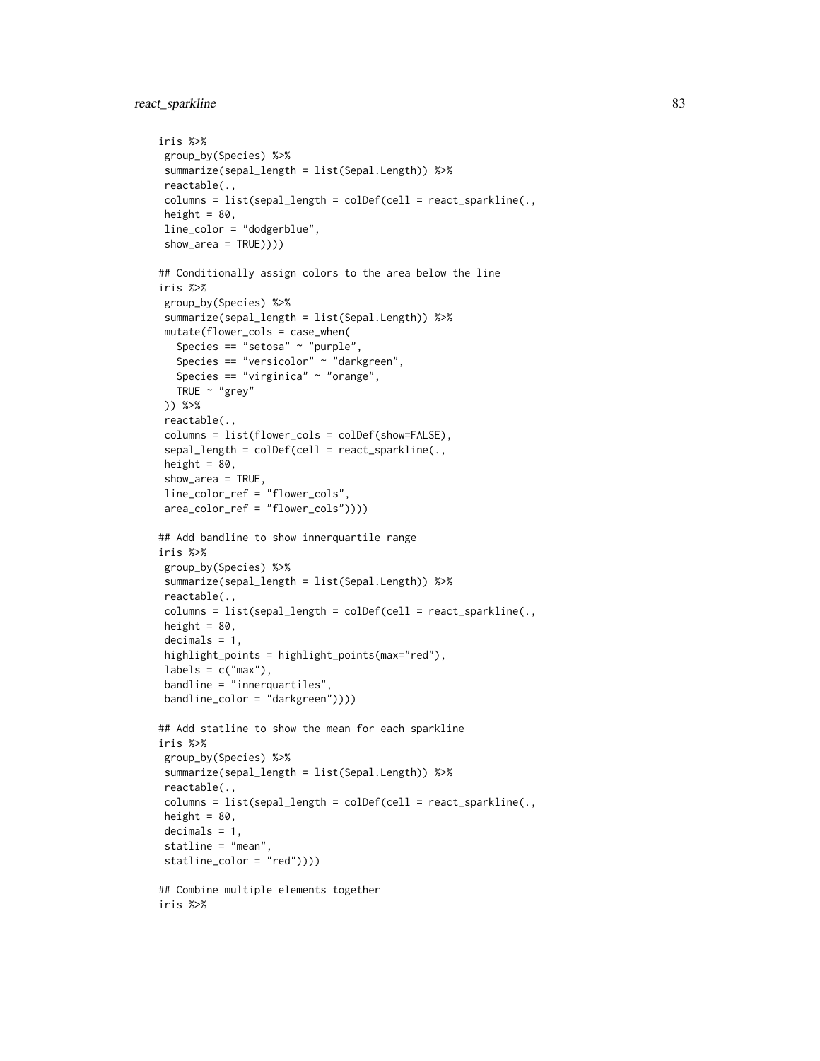```
iris %>%
 group_by(Species) %>%
 summarize(sepal_length = list(Sepal.Length)) %>%
 reactable(.,
 columns = list(sepal_length = colDef(cell = react_sparkline(.,
 height = 80,
 line_color = "dodgerblue",
 show_area = TRUE))))

## Conditionally assign colors to the area below the line
iris %>%
 group_by(Species) %>%
 summarize(sepal_length = list(Sepal.Length)) %>%
 mutate(flower_cols = case_when(
   Species == "setosa" ~ "purple",
   Species == "versicolor" ~ "darkgreen",
   Species == "virginica" ~ "orange",
   TRUE ~ "grey"
 )) %>%
 reactable(.,
 columns = list(flower_cols = colDef(show=FALSE),
 sepal_length = colDef(cell = react_sparkline(.,
 height = 80,
 show_area = TRUE,
 line_color_ref = "flower_cols",
 area_color_ref = "flower_cols"))))

## Add bandline to show innerquartile range
iris %>%
 group_by(Species) %>%
 summarize(sepal_length = list(Sepal.Length)) %>%
 reactable(.,
 columns = list(sepal_length = colDef(cell = react_sparkline(.,
 height = 80,
 decimals = 1,
 highlight_points = highlight_points(max="red"),
 labels = c("max"),
 bandline = "innerquartiles",
 bandline_color = "darkgreen"))))

## Add statline to show the mean for each sparkline
iris %>%
 group_by(Species) %>%
 summarize(sepal_length = list(Sepal.Length)) %>%
 reactable(.,
 columns = list(sepal_length = colDef(cell = react_sparkline(.,
 height = 80,
 decimals = 1,
 statline = "mean",
 statline_color = "red"))))

## Combine multiple elements together
iris %>%
```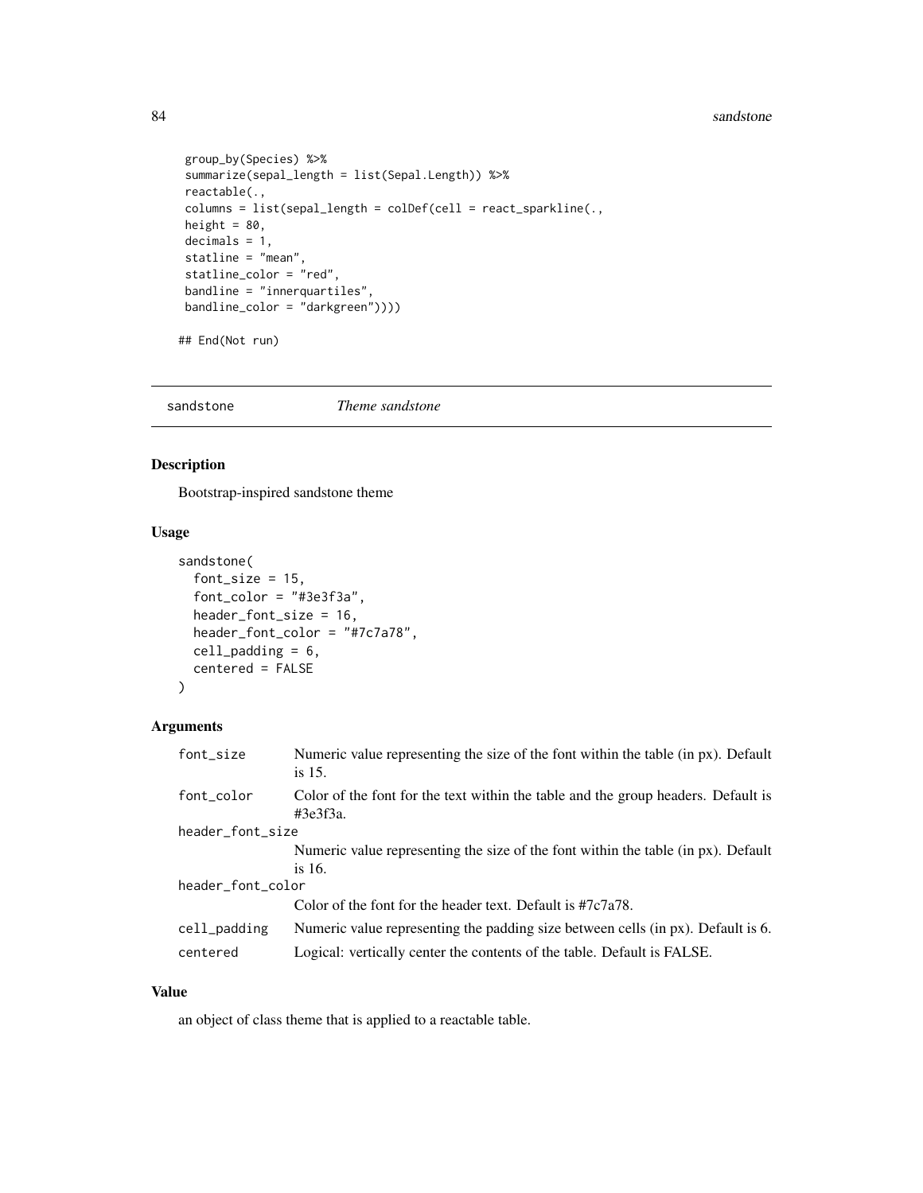```
group_by(Species) %>%
summarize(sepal_length = list(Sepal.Length)) %>%
reactable(.,
columns = list(sepal_length = colDef(cell = react_sparkline(.,
height = 80,
decimals = 1,
statline = "mean",
statline_color = "red",
bandline = "innerquartiles",
bandline_color = "darkgreen"))))

## End(Not run)
```

---

`sandstone` *Theme sandstone*

---

## Description

Bootstrap-inspired sandstone theme

## Usage

```
sandstone(
  font_size = 15,
  font_color = "#3e3f3a",
  header_font_size = 16,
  header_font_color = "#7c7a78",
  cell_padding = 6,
  centered = FALSE
)
```

## Arguments

| | |
|---|---|
| `font_size` | Numeric value representing the size of the font within the table (in px). Default is 15. |
| `font_color` | Color of the font for the text within the table and the group headers. Default is #3e3f3a. |
| `header_font_size` | Numeric value representing the size of the font within the table (in px). Default is 16. |
| `header_font_color` | Color of the font for the header text. Default is #7c7a78. |
| `cell_padding` | Numeric value representing the padding size between cells (in px). Default is 6. |
| `centered` | Logical: vertically center the contents of the table. Default is FALSE. |

## Value

an object of class theme that is applied to a reactable table.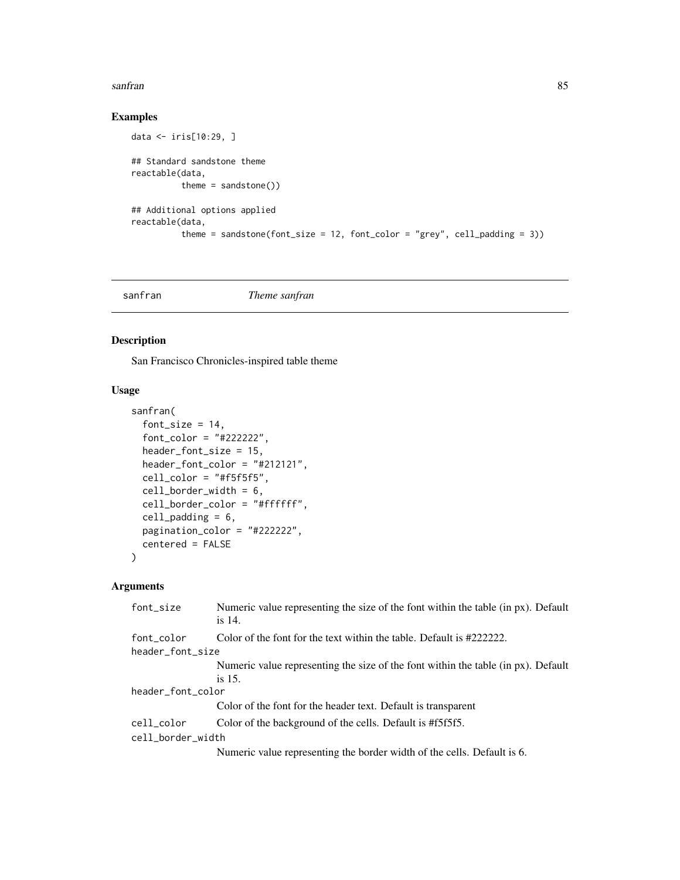## Examples

```
data <- iris[10:29, ]

## Standard sandstone theme
reactable(data,
          theme = sandstone())

## Additional options applied
reactable(data,
          theme = sandstone(font_size = 12, font_color = "grey", cell_padding = 3))
```

---

sanfran    *Theme sanfran*

---

## Description

San Francisco Chronicles-inspired table theme

## Usage

```
sanfran(
  font_size = 14,
  font_color = "#222222",
  header_font_size = 15,
  header_font_color = "#212121",
  cell_color = "#f5f5f5",
  cell_border_width = 6,
  cell_border_color = "#ffffff",
  cell_padding = 6,
  pagination_color = "#222222",
  centered = FALSE
)
```

## Arguments

| | |
|---|---|
| `font_size` | Numeric value representing the size of the font within the table (in px). Default is 14. |
| `font_color` | Color of the font for the text within the table. Default is #222222. |
| `header_font_size` | Numeric value representing the size of the font within the table (in px). Default is 15. |
| `header_font_color` | Color of the font for the header text. Default is transparent |
| `cell_color` | Color of the background of the cells. Default is #f5f5f5. |
| `cell_border_width` | Numeric value representing the border width of the cells. Default is 6. |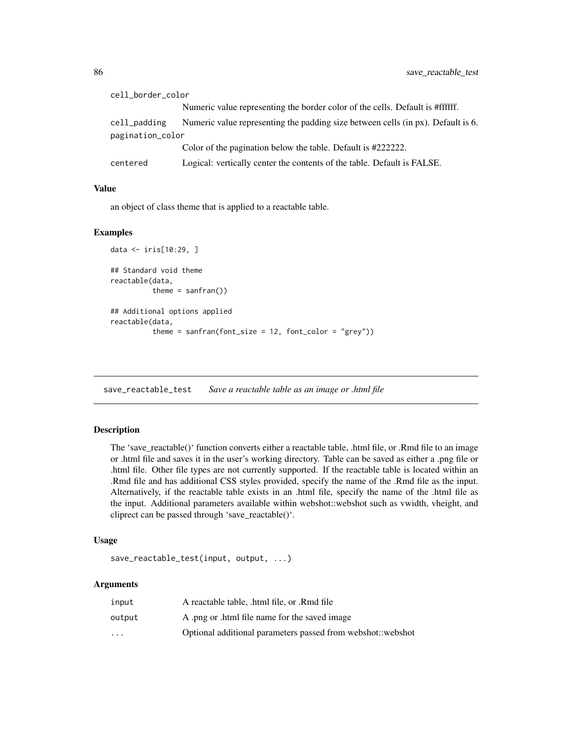| | |
|---|---|
| cell_border_color | Numeric value representing the border color of the cells. Default is #ffffff. |
| cell_padding | Numeric value representing the padding size between cells (in px). Default is 6. |
| pagination_color | Color of the pagination below the table. Default is #222222. |
| centered | Logical: vertically center the contents of the table. Default is FALSE. |

### Value

an object of class theme that is applied to a reactable table.

### Examples

```
data <- iris[10:29, ]

## Standard void theme
reactable(data,
          theme = sanfran())

## Additional options applied
reactable(data,
          theme = sanfran(font_size = 12, font_color = "grey"))
```

---

## save_reactable_test *Save a reactable table as an image or .html file*

---

### Description

The 'save_reactable()' function converts either a reactable table, .html file, or .Rmd file to an image or .html file and saves it in the user's working directory. Table can be saved as either a .png file or .html file. Other file types are not currently supported. If the reactable table is located within an .Rmd file and has additional CSS styles provided, specify the name of the .Rmd file as the input. Alternatively, if the reactable table exists in an .html file, specify the name of the .html file as the input. Additional parameters available within webshot::webshot such as vwidth, vheight, and cliprect can be passed through 'save_reactable()'.

### Usage

```
save_reactable_test(input, output, ...)
```

### Arguments

| | |
|---|---|
| input | A reactable table, .html file, or .Rmd file |
| output | A .png or .html file name for the saved image |
| ... | Optional additional parameters passed from webshot::webshot |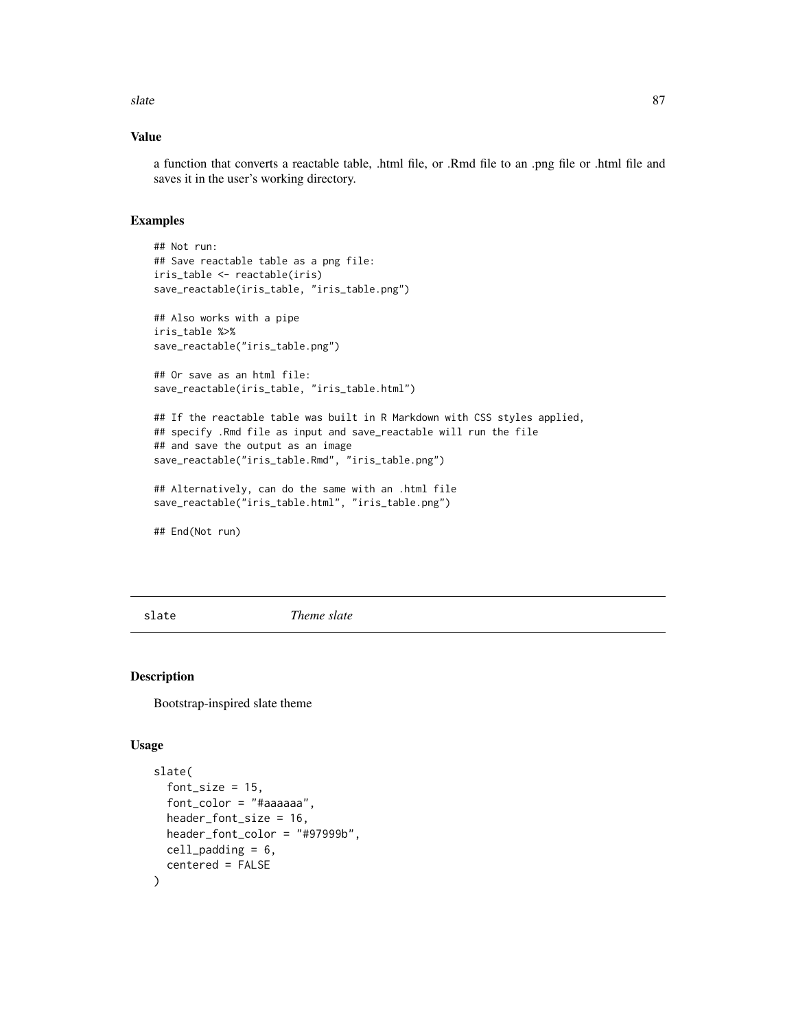## Value

a function that converts a reactable table, .html file, or .Rmd file to an .png file or .html file and saves it in the user's working directory.

## Examples

```
## Not run:
## Save reactable table as a png file:
iris_table <- reactable(iris)
save_reactable(iris_table, "iris_table.png")

## Also works with a pipe
iris_table %>%
save_reactable("iris_table.png")

## Or save as an html file:
save_reactable(iris_table, "iris_table.html")

## If the reactable table was built in R Markdown with CSS styles applied,
## specify .Rmd file as input and save_reactable will run the file
## and save the output as an image
save_reactable("iris_table.Rmd", "iris_table.png")

## Alternatively, can do the same with an .html file
save_reactable("iris_table.html", "iris_table.png")

## End(Not run)
```

---

# slate *Theme slate*

---

## Description

Bootstrap-inspired slate theme

## Usage

```
slate(
  font_size = 15,
  font_color = "#aaaaaa",
  header_font_size = 16,
  header_font_color = "#97999b",
  cell_padding = 6,
  centered = FALSE
)
```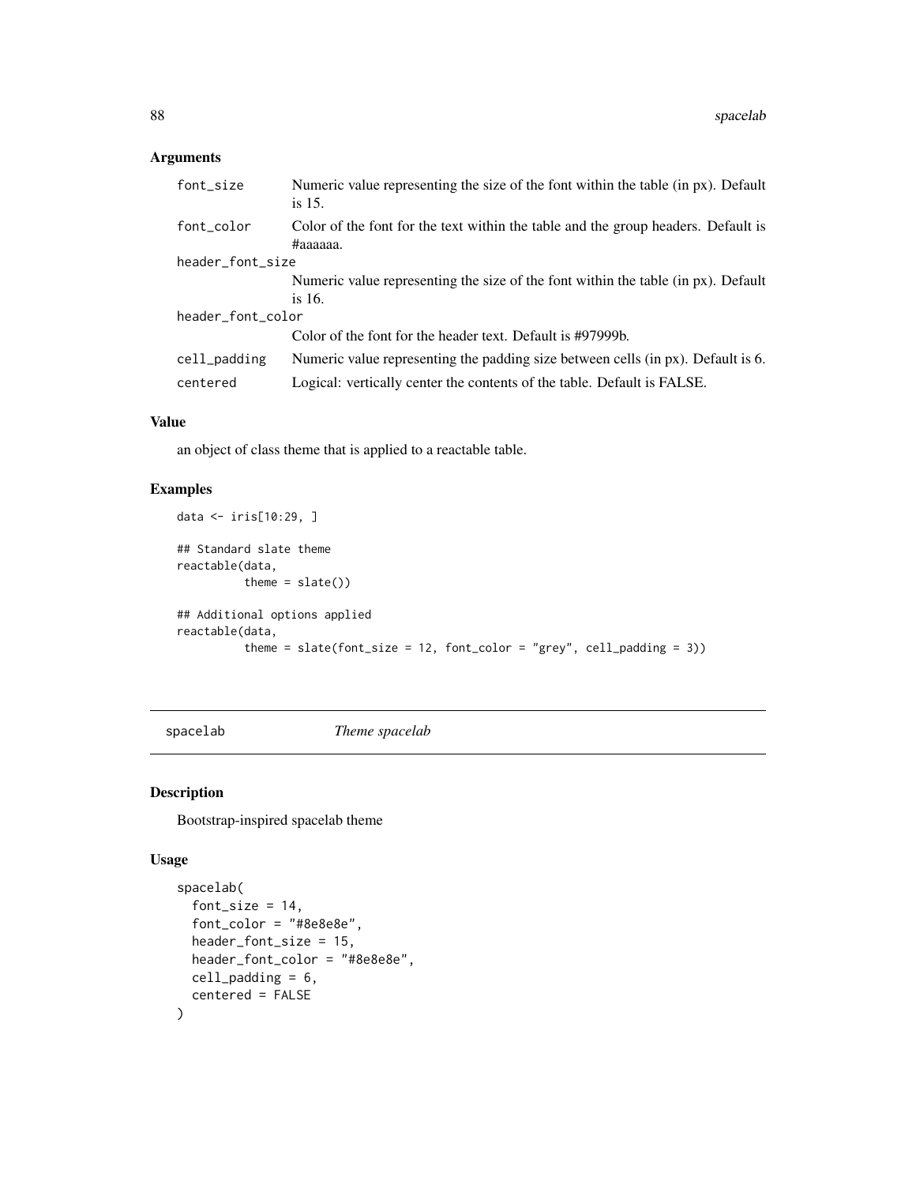## Arguments

| | |
|---|---|
| font_size | Numeric value representing the size of the font within the table (in px). Default is 15. |
| font_color | Color of the font for the text within the table and the group headers. Default is #aaaaaa. |
| header_font_size | Numeric value representing the size of the font within the table (in px). Default is 16. |
| header_font_color | Color of the font for the header text. Default is #97999b. |
| cell_padding | Numeric value representing the padding size between cells (in px). Default is 6. |
| centered | Logical: vertically center the contents of the table. Default is FALSE. |

## Value

an object of class theme that is applied to a reactable table.

## Examples

```
data <- iris[10:29, ]

## Standard slate theme
reactable(data,
          theme = slate())

## Additional options applied
reactable(data,
          theme = slate(font_size = 12, font_color = "grey", cell_padding = 3))
```

---

# spacelab *Theme spacelab*

## Description

Bootstrap-inspired spacelab theme

## Usage

```
spacelab(
  font_size = 14,
  font_color = "#8e8e8e",
  header_font_size = 15,
  header_font_color = "#8e8e8e",
  cell_padding = 6,
  centered = FALSE
)
```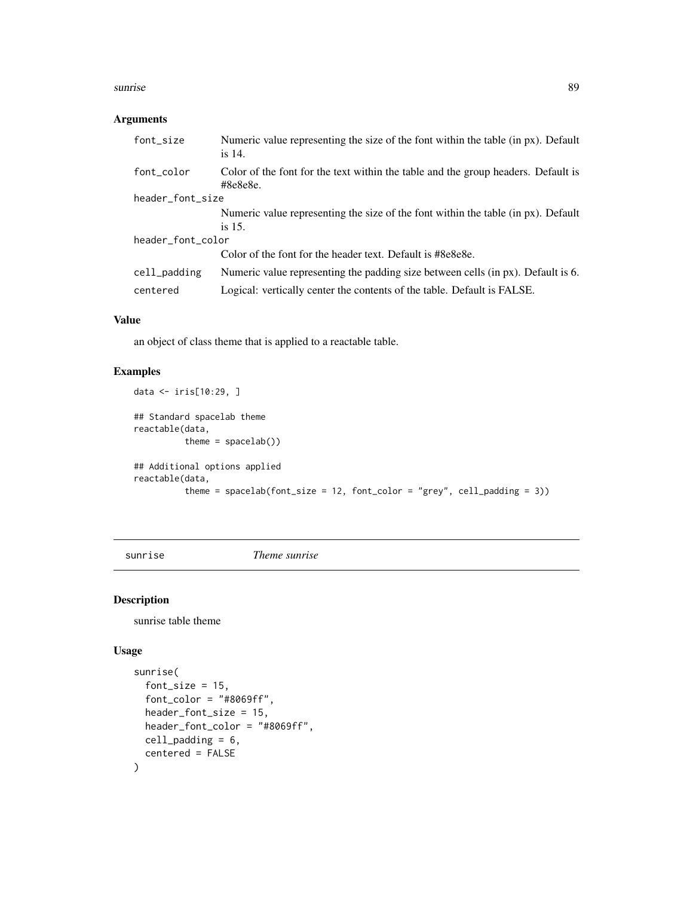### Arguments

| | |
|---|---|
| font_size | Numeric value representing the size of the font within the table (in px). Default is 14. |
| font_color | Color of the font for the text within the table and the group headers. Default is #8e8e8e. |
| header_font_size | Numeric value representing the size of the font within the table (in px). Default is 15. |
| header_font_color | Color of the font for the header text. Default is #8e8e8e. |
| cell_padding | Numeric value representing the padding size between cells (in px). Default is 6. |
| centered | Logical: vertically center the contents of the table. Default is FALSE. |

### Value

an object of class theme that is applied to a reactable table.

### Examples

```
data <- iris[10:29, ]

## Standard spacelab theme
reactable(data,
          theme = spacelab())

## Additional options applied
reactable(data,
          theme = spacelab(font_size = 12, font_color = "grey", cell_padding = 3))
```

---

## sunrise *Theme sunrise*

### Description

sunrise table theme

### Usage

```
sunrise(
  font_size = 15,
  font_color = "#8069ff",
  header_font_size = 15,
  header_font_color = "#8069ff",
  cell_padding = 6,
  centered = FALSE
)
```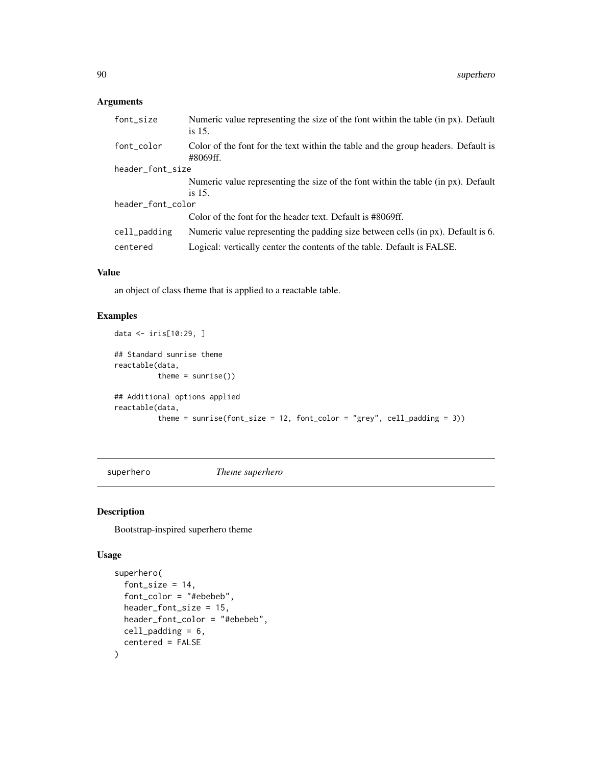### Arguments

| | |
|---|---|
| `font_size` | Numeric value representing the size of the font within the table (in px). Default is 15. |
| `font_color` | Color of the font for the text within the table and the group headers. Default is #8069ff. |
| `header_font_size` | Numeric value representing the size of the font within the table (in px). Default is 15. |
| `header_font_color` | Color of the font for the header text. Default is #8069ff. |
| `cell_padding` | Numeric value representing the padding size between cells (in px). Default is 6. |
| `centered` | Logical: vertically center the contents of the table. Default is FALSE. |

### Value

an object of class theme that is applied to a reactable table.

### Examples

```
data <- iris[10:29, ]

## Standard sunrise theme
reactable(data,
          theme = sunrise())

## Additional options applied
reactable(data,
          theme = sunrise(font_size = 12, font_color = "grey", cell_padding = 3))
```

---

## `superhero` *Theme superhero*

---

### Description

Bootstrap-inspired superhero theme

### Usage

```
superhero(
  font_size = 14,
  font_color = "#ebebeb",
  header_font_size = 15,
  header_font_color = "#ebebeb",
  cell_padding = 6,
  centered = FALSE
)
```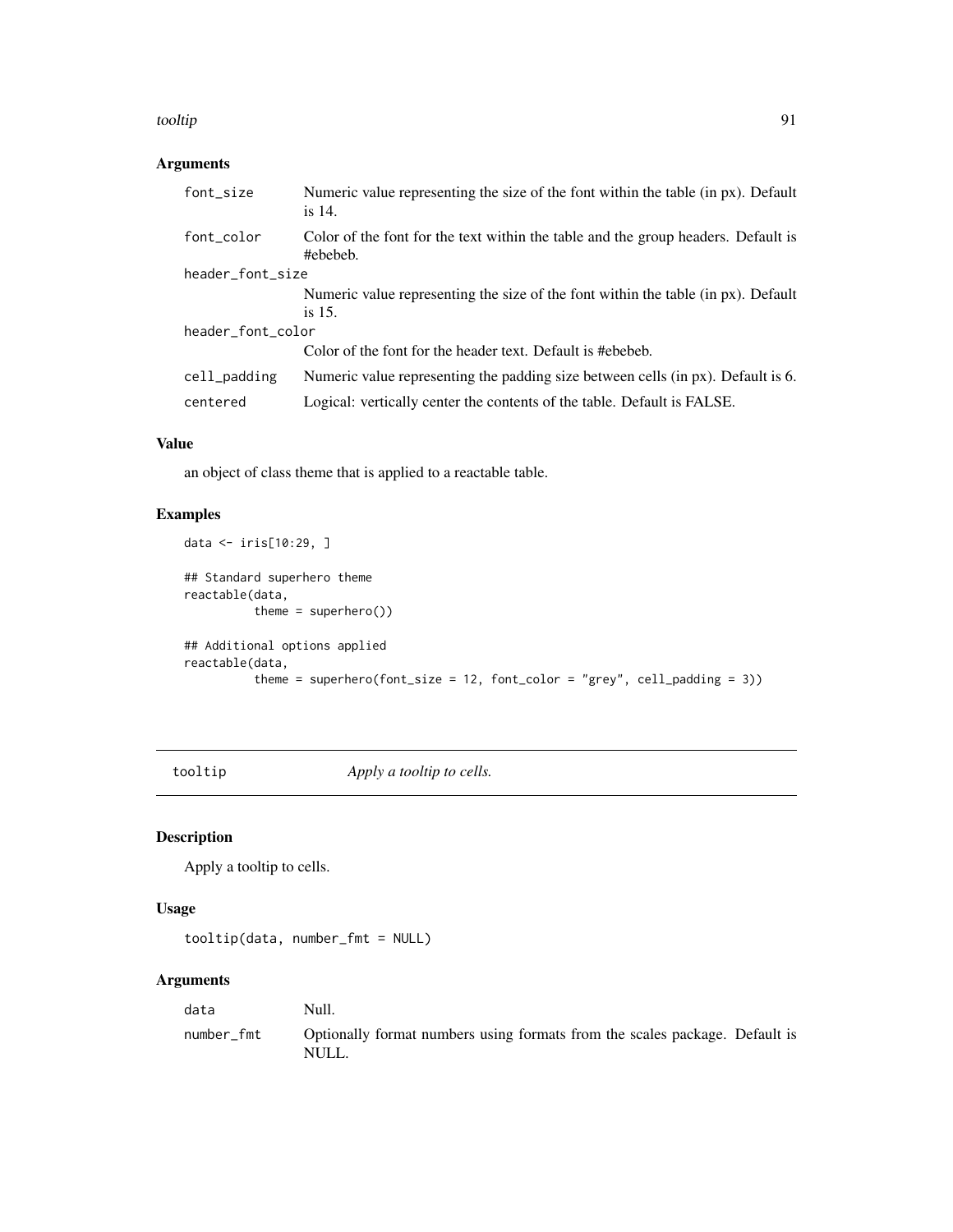## Arguments

| | |
|---|---|
| font_size | Numeric value representing the size of the font within the table (in px). Default is 14. |
| font_color | Color of the font for the text within the table and the group headers. Default is #ebebeb. |
| header_font_size | Numeric value representing the size of the font within the table (in px). Default is 15. |
| header_font_color | Color of the font for the header text. Default is #ebebeb. |
| cell_padding | Numeric value representing the padding size between cells (in px). Default is 6. |
| centered | Logical: vertically center the contents of the table. Default is FALSE. |

## Value

an object of class theme that is applied to a reactable table.

## Examples

```
data <- iris[10:29, ]

## Standard superhero theme
reactable(data,
          theme = superhero())

## Additional options applied
reactable(data,
          theme = superhero(font_size = 12, font_color = "grey", cell_padding = 3))
```

# tooltip *Apply a tooltip to cells.*

## Description

Apply a tooltip to cells.

## Usage

```
tooltip(data, number_fmt = NULL)
```

## Arguments

| | |
|---|---|
| data | Null. |
| number_fmt | Optionally format numbers using formats from the scales package. Default is NULL. |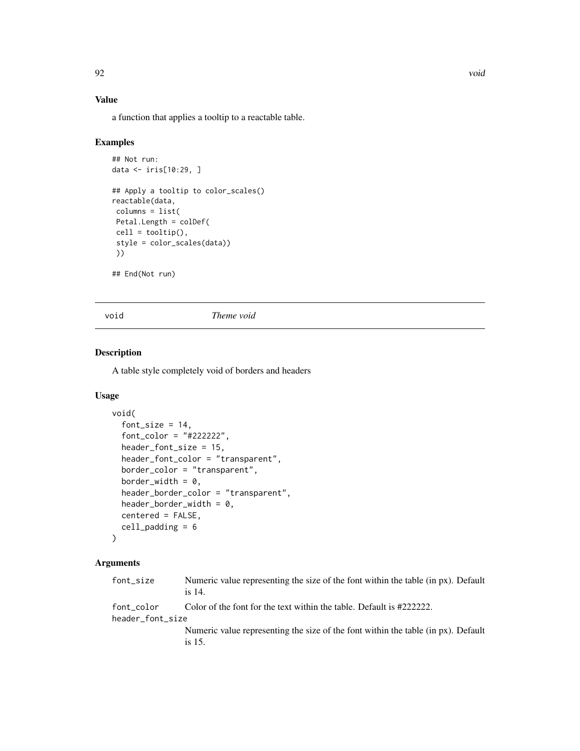## Value

a function that applies a tooltip to a reactable table.

## Examples

```
## Not run:
data <- iris[10:29, ]

## Apply a tooltip to color_scales()
reactable(data,
 columns = list(
 Petal.Length = colDef(
 cell = tooltip(),
 style = color_scales(data))
 ))

## End(Not run)
```

---

# void *Theme void*

---

## Description

A table style completely void of borders and headers

## Usage

```
void(
  font_size = 14,
  font_color = "#222222",
  header_font_size = 15,
  header_font_color = "transparent",
  border_color = "transparent",
  border_width = 0,
  header_border_color = "transparent",
  header_border_width = 0,
  centered = FALSE,
  cell_padding = 6
)
```

## Arguments

| | |
|---|---|
| `font_size` | Numeric value representing the size of the font within the table (in px). Default is 14. |
| `font_color` | Color of the font for the text within the table. Default is #222222. |
| `header_font_size` | Numeric value representing the size of the font within the table (in px). Default is 15. |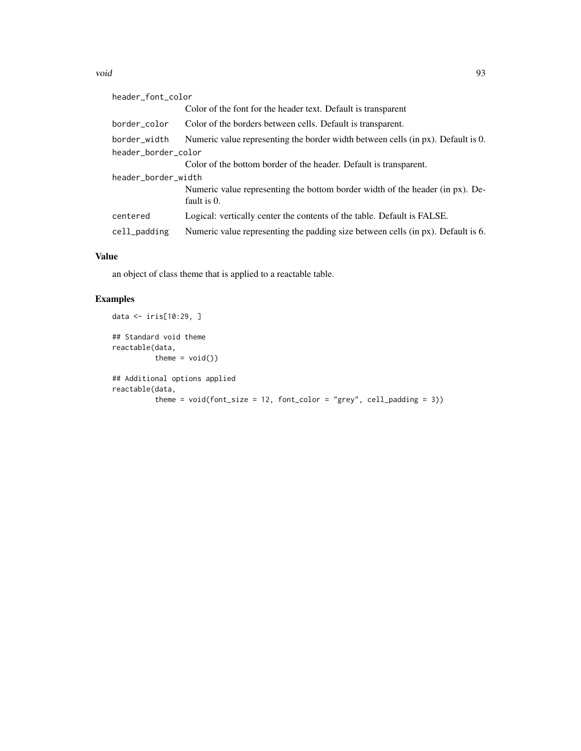| | |
|---|---|
| header_font_color | Color of the font for the header text. Default is transparent |
| border_color | Color of the borders between cells. Default is transparent. |
| border_width | Numeric value representing the border width between cells (in px). Default is 0. |
| header_border_color | Color of the bottom border of the header. Default is transparent. |
| header_border_width | Numeric value representing the bottom border width of the header (in px). Default is 0. |
| centered | Logical: vertically center the contents of the table. Default is FALSE. |
| cell_padding | Numeric value representing the padding size between cells (in px). Default is 6. |

## Value

an object of class theme that is applied to a reactable table.

## Examples

```
data <- iris[10:29, ]

## Standard void theme
reactable(data,
          theme = void())

## Additional options applied
reactable(data,
          theme = void(font_size = 12, font_color = "grey", cell_padding = 3))
```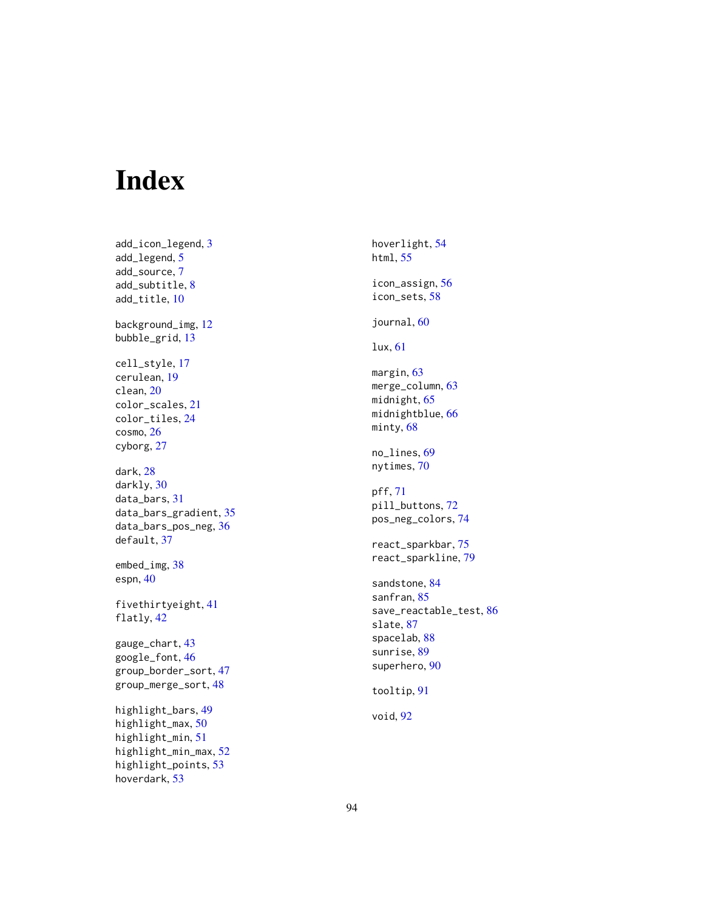# Index

add_icon_legend, 3
add_legend, 5
add_source, 7
add_subtitle, 8
add_title, 10

background_img, 12
bubble_grid, 13

cell_style, 17
cerulean, 19
clean, 20
color_scales, 21
color_tiles, 24
cosmo, 26
cyborg, 27

dark, 28
darkly, 30
data_bars, 31
data_bars_gradient, 35
data_bars_pos_neg, 36
default, 37

embed_img, 38
espn, 40

fivethirtyeight, 41
flatly, 42

gauge_chart, 43
google_font, 46
group_border_sort, 47
group_merge_sort, 48

highlight_bars, 49
highlight_max, 50
highlight_min, 51
highlight_min_max, 52
highlight_points, 53
hoverdark, 53
hoverlight, 54
html, 55

icon_assign, 56
icon_sets, 58

journal, 60

lux, 61

margin, 63
merge_column, 63
midnight, 65
midnightblue, 66
minty, 68

no_lines, 69
nytimes, 70

pff, 71
pill_buttons, 72
pos_neg_colors, 74

react_sparkbar, 75
react_sparkline, 79

sandstone, 84
sanfran, 85
save_reactable_test, 86
slate, 87
spacelab, 88
sunrise, 89
superhero, 90

tooltip, 91

void, 92